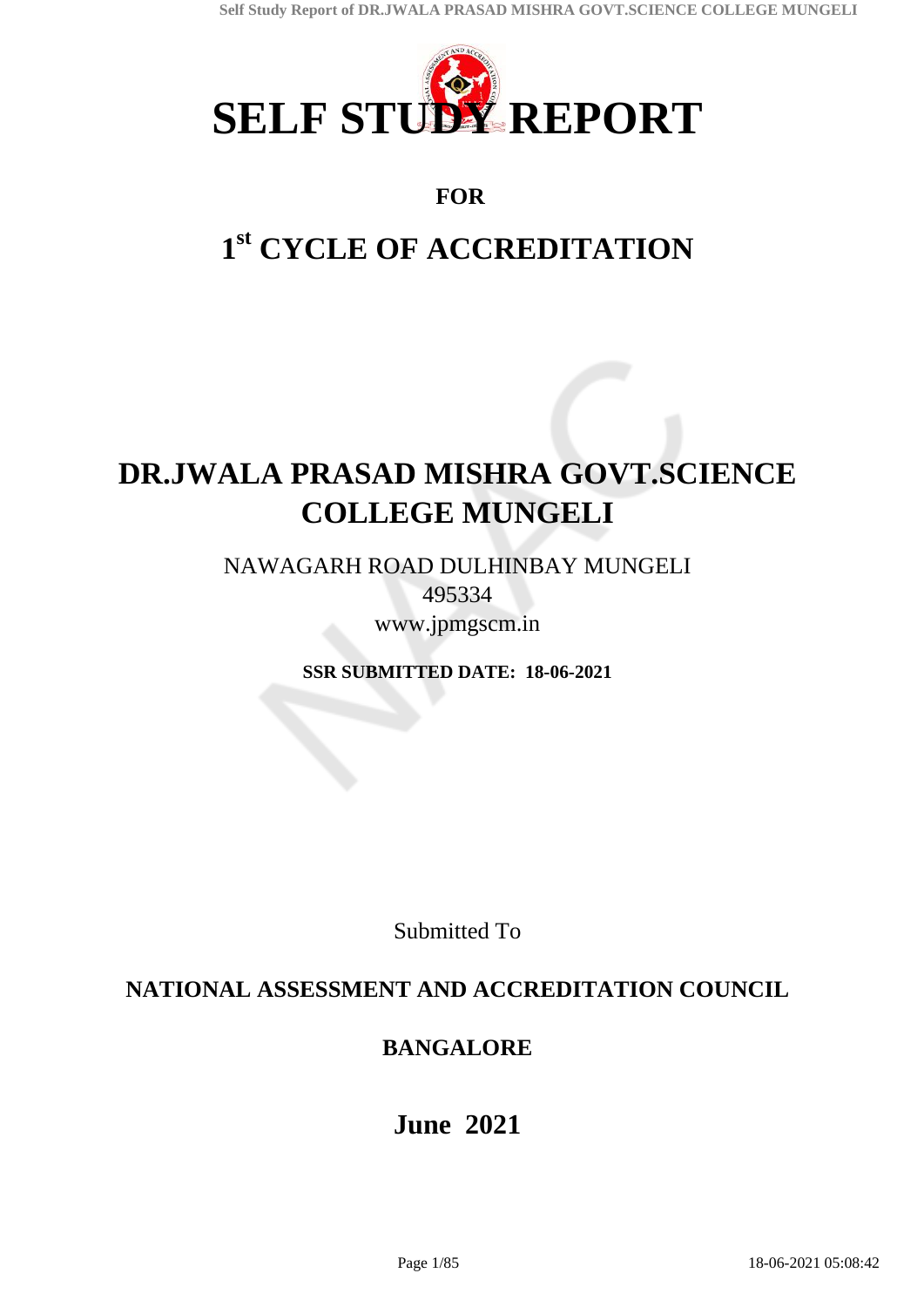# SELF STUDY REPORT

**FOR**

## 1st CYCLE OF ACCREDITATION

# DR.JWALA PRASAD MISHRA GOVT.SCIENCE COLLEGE MUNGELI

NAWAGARH ROAD DULHINBAY MUNGELI
495334
www.jpmgscm.in

**SSR SUBMITTED DATE: 18-06-2021**

Submitted To

**NATIONAL ASSESSMENT AND ACCREDITATION COUNCIL**

**BANGALORE**

**June 2021**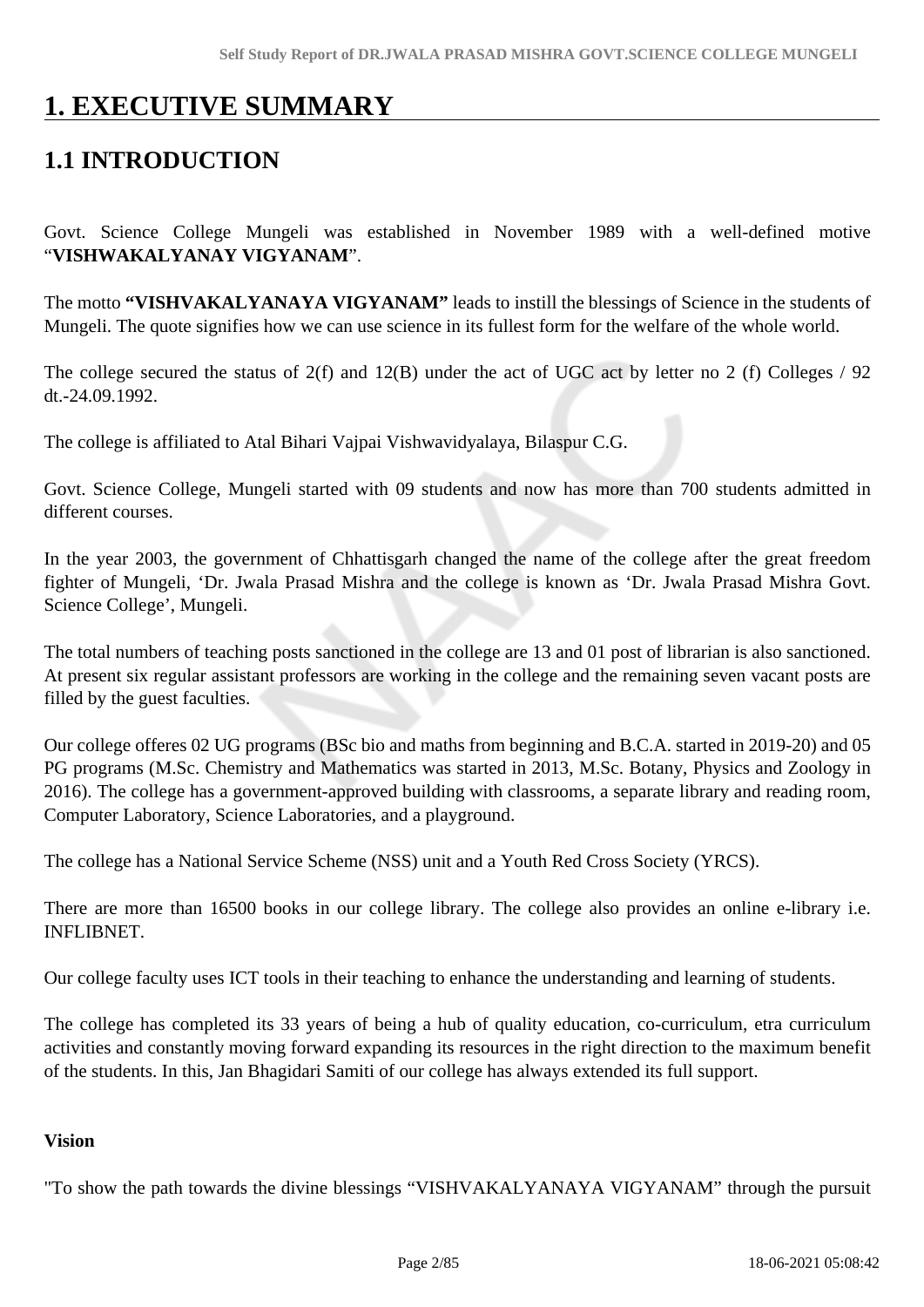# 1. EXECUTIVE SUMMARY

## 1.1 INTRODUCTION

Govt. Science College Mungeli was established in November 1989 with a well-defined motive "**VISHWAKALYANAY VIGYANAM**".

The motto **"VISHVAKALYANAYA VIGYANAM"** leads to instill the blessings of Science in the students of Mungeli. The quote signifies how we can use science in its fullest form for the welfare of the whole world.

The college secured the status of 2(f) and 12(B) under the act of UGC act by letter no 2 (f) Colleges / 92 dt.-24.09.1992.

The college is affiliated to Atal Bihari Vajpai Vishwavidyalaya, Bilaspur C.G.

Govt. Science College, Mungeli started with 09 students and now has more than 700 students admitted in different courses.

In the year 2003, the government of Chhattisgarh changed the name of the college after the great freedom fighter of Mungeli, 'Dr. Jwala Prasad Mishra and the college is known as 'Dr. Jwala Prasad Mishra Govt. Science College', Mungeli.

The total numbers of teaching posts sanctioned in the college are 13 and 01 post of librarian is also sanctioned. At present six regular assistant professors are working in the college and the remaining seven vacant posts are filled by the guest faculties.

Our college offeres 02 UG programs (BSc bio and maths from beginning and B.C.A. started in 2019-20) and 05 PG programs (M.Sc. Chemistry and Mathematics was started in 2013, M.Sc. Botany, Physics and Zoology in 2016). The college has a government-approved building with classrooms, a separate library and reading room, Computer Laboratory, Science Laboratories, and a playground.

The college has a National Service Scheme (NSS) unit and a Youth Red Cross Society (YRCS).

There are more than 16500 books in our college library. The college also provides an online e-library i.e. INFLIBNET.

Our college faculty uses ICT tools in their teaching to enhance the understanding and learning of students.

The college has completed its 33 years of being a hub of quality education, co-curriculum, etra curriculum activities and constantly moving forward expanding its resources in the right direction to the maximum benefit of the students. In this, Jan Bhagidari Samiti of our college has always extended its full support.

**Vision**

"To show the path towards the divine blessings "VISHVAKALYANAYA VIGYANAM" through the pursuit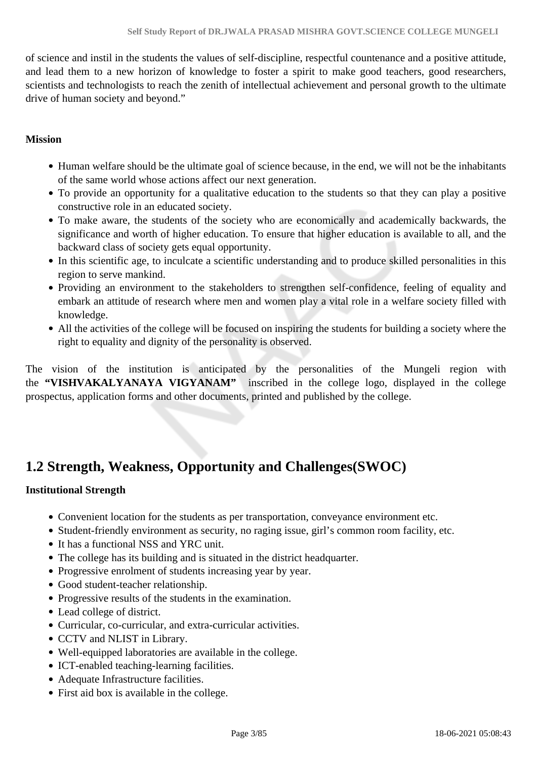of science and instil in the students the values of self-discipline, respectful countenance and a positive attitude, and lead them to a new horizon of knowledge to foster a spirit to make good teachers, good researchers, scientists and technologists to reach the zenith of intellectual achievement and personal growth to the ultimate drive of human society and beyond."

**Mission**

- Human welfare should be the ultimate goal of science because, in the end, we will not be the inhabitants of the same world whose actions affect our next generation.
- To provide an opportunity for a qualitative education to the students so that they can play a positive constructive role in an educated society.
- To make aware, the students of the society who are economically and academically backwards, the significance and worth of higher education. To ensure that higher education is available to all, and the backward class of society gets equal opportunity.
- In this scientific age, to inculcate a scientific understanding and to produce skilled personalities in this region to serve mankind.
- Providing an environment to the stakeholders to strengthen self-confidence, feeling of equality and embark an attitude of research where men and women play a vital role in a welfare society filled with knowledge.
- All the activities of the college will be focused on inspiring the students for building a society where the right to equality and dignity of the personality is observed.

The vision of the institution is anticipated by the personalities of the Mungeli region with the **"VISHVAKALYANAYA VIGYANAM"** inscribed in the college logo, displayed in the college prospectus, application forms and other documents, printed and published by the college.

## 1.2 Strength, Weakness, Opportunity and Challenges(SWOC)

**Institutional Strength**

- Convenient location for the students as per transportation, conveyance environment etc.
- Student-friendly environment as security, no raging issue, girl's common room facility, etc.
- It has a functional NSS and YRC unit.
- The college has its building and is situated in the district headquarter.
- Progressive enrolment of students increasing year by year.
- Good student-teacher relationship.
- Progressive results of the students in the examination.
- Lead college of district.
- Curricular, co-curricular, and extra-curricular activities.
- CCTV and NLIST in Library.
- Well-equipped laboratories are available in the college.
- ICT-enabled teaching-learning facilities.
- Adequate Infrastructure facilities.
- First aid box is available in the college.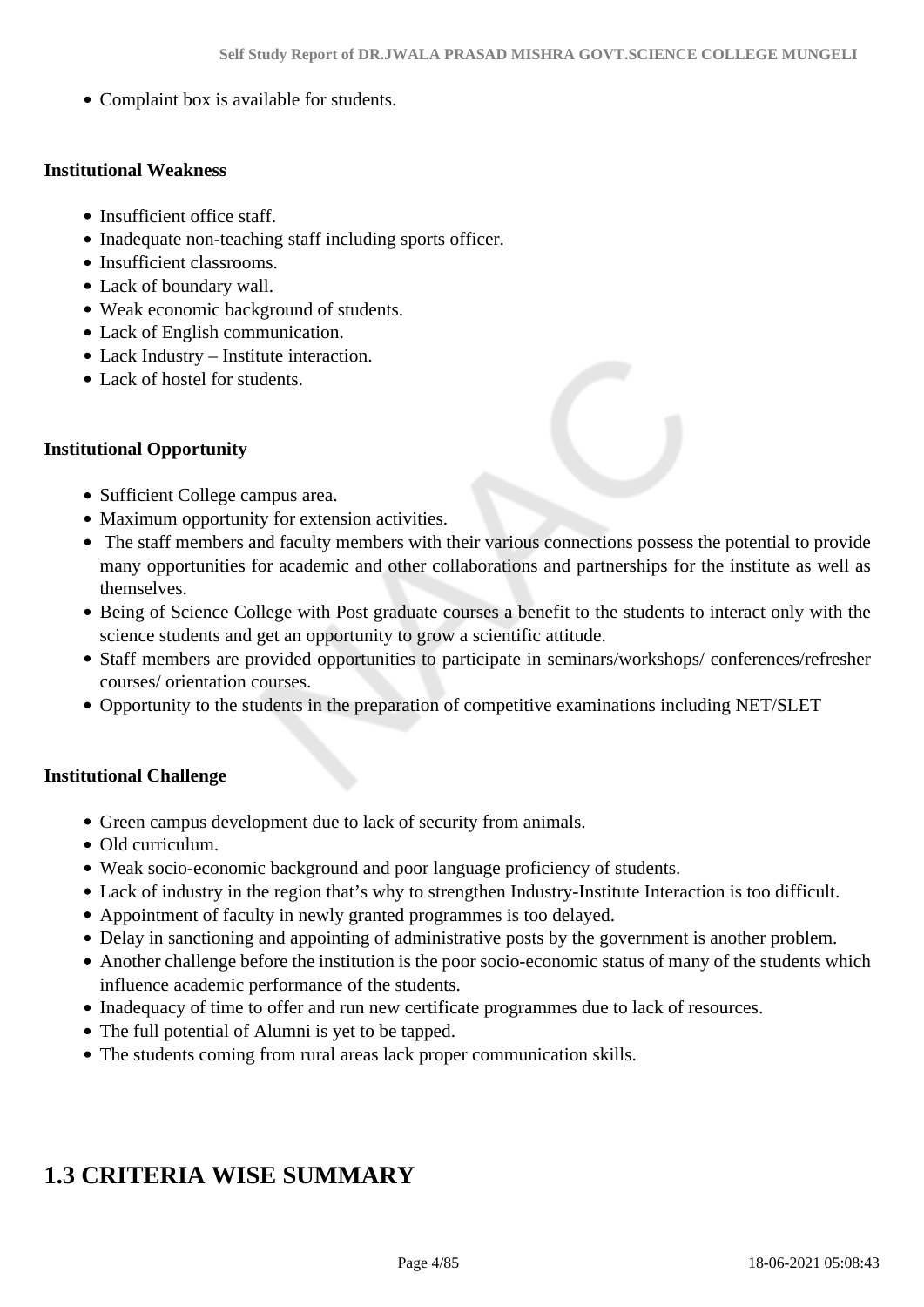- Complaint box is available for students.

**Institutional Weakness**

- Insufficient office staff.
- Inadequate non-teaching staff including sports officer.
- Insufficient classrooms.
- Lack of boundary wall.
- Weak economic background of students.
- Lack of English communication.
- Lack Industry – Institute interaction.
- Lack of hostel for students.

**Institutional Opportunity**

- Sufficient College campus area.
- Maximum opportunity for extension activities.
- The staff members and faculty members with their various connections possess the potential to provide many opportunities for academic and other collaborations and partnerships for the institute as well as themselves.
- Being of Science College with Post graduate courses a benefit to the students to interact only with the science students and get an opportunity to grow a scientific attitude.
- Staff members are provided opportunities to participate in seminars/workshops/ conferences/refresher courses/ orientation courses.
- Opportunity to the students in the preparation of competitive examinations including NET/SLET

**Institutional Challenge**

- Green campus development due to lack of security from animals.
- Old curriculum.
- Weak socio-economic background and poor language proficiency of students.
- Lack of industry in the region that's why to strengthen Industry-Institute Interaction is too difficult.
- Appointment of faculty in newly granted programmes is too delayed.
- Delay in sanctioning and appointing of administrative posts by the government is another problem.
- Another challenge before the institution is the poor socio-economic status of many of the students which influence academic performance of the students.
- Inadequacy of time to offer and run new certificate programmes due to lack of resources.
- The full potential of Alumni is yet to be tapped.
- The students coming from rural areas lack proper communication skills.

# 1.3 CRITERIA WISE SUMMARY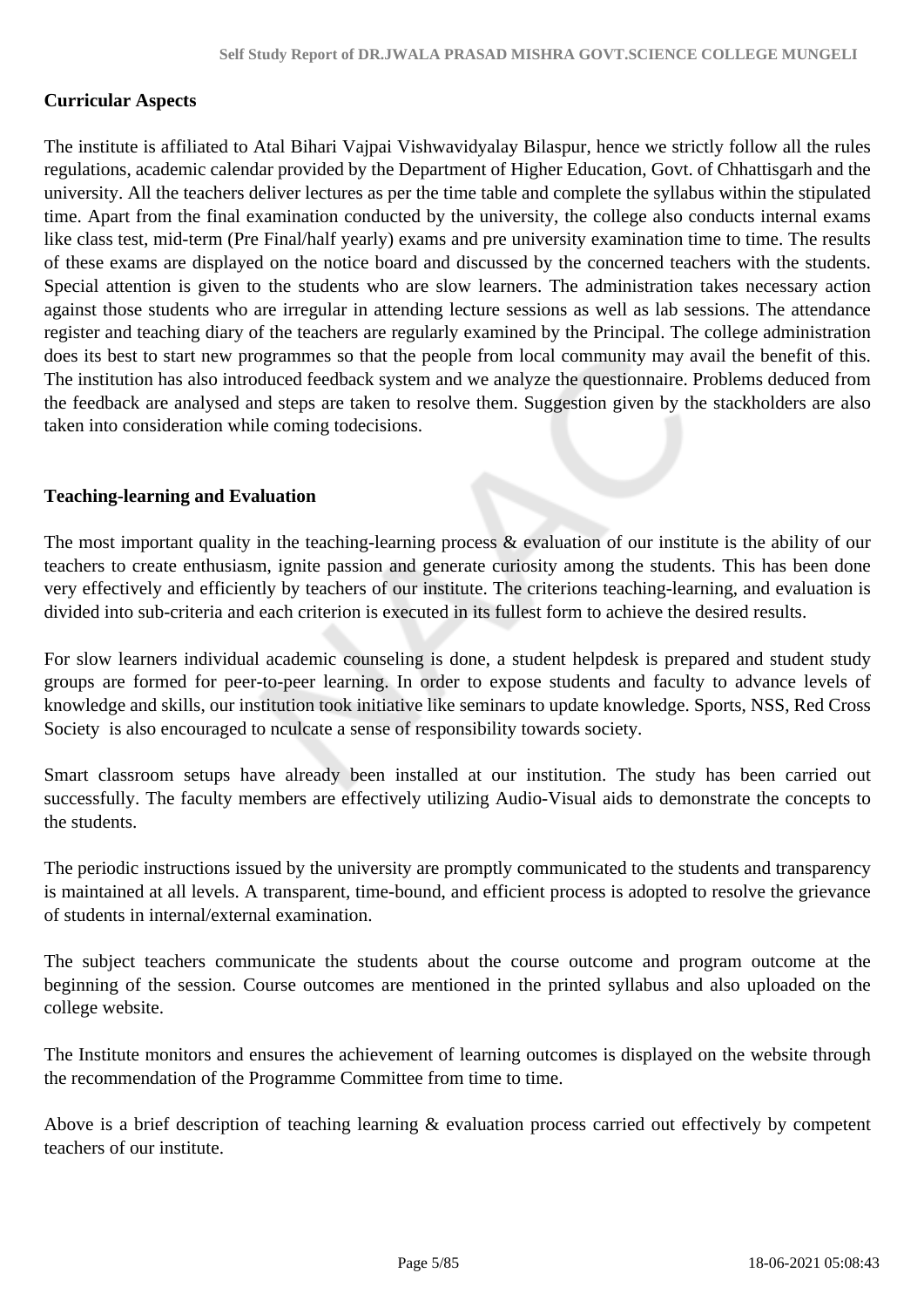**Curricular Aspects**

The institute is affiliated to Atal Bihari Vajpai Vishwavidyalay Bilaspur, hence we strictly follow all the rules regulations, academic calendar provided by the Department of Higher Education, Govt. of Chhattisgarh and the university. All the teachers deliver lectures as per the time table and complete the syllabus within the stipulated time. Apart from the final examination conducted by the university, the college also conducts internal exams like class test, mid-term (Pre Final/half yearly) exams and pre university examination time to time. The results of these exams are displayed on the notice board and discussed by the concerned teachers with the students. Special attention is given to the students who are slow learners. The administration takes necessary action against those students who are irregular in attending lecture sessions as well as lab sessions. The attendance register and teaching diary of the teachers are regularly examined by the Principal. The college administration does its best to start new programmes so that the people from local community may avail the benefit of this. The institution has also introduced feedback system and we analyze the questionnaire. Problems deduced from the feedback are analysed and steps are taken to resolve them. Suggestion given by the stackholders are also taken into consideration while coming todecisions.

**Teaching-learning and Evaluation**

The most important quality in the teaching-learning process & evaluation of our institute is the ability of our teachers to create enthusiasm, ignite passion and generate curiosity among the students. This has been done very effectively and efficiently by teachers of our institute. The criterions teaching-learning, and evaluation is divided into sub-criteria and each criterion is executed in its fullest form to achieve the desired results.

For slow learners individual academic counseling is done, a student helpdesk is prepared and student study groups are formed for peer-to-peer learning. In order to expose students and faculty to advance levels of knowledge and skills, our institution took initiative like seminars to update knowledge. Sports, NSS, Red Cross Society is also encouraged to nculcate a sense of responsibility towards society.

Smart classroom setups have already been installed at our institution. The study has been carried out successfully. The faculty members are effectively utilizing Audio-Visual aids to demonstrate the concepts to the students.

The periodic instructions issued by the university are promptly communicated to the students and transparency is maintained at all levels. A transparent, time-bound, and efficient process is adopted to resolve the grievance of students in internal/external examination.

The subject teachers communicate the students about the course outcome and program outcome at the beginning of the session. Course outcomes are mentioned in the printed syllabus and also uploaded on the college website.

The Institute monitors and ensures the achievement of learning outcomes is displayed on the website through the recommendation of the Programme Committee from time to time.

Above is a brief description of teaching learning & evaluation process carried out effectively by competent teachers of our institute.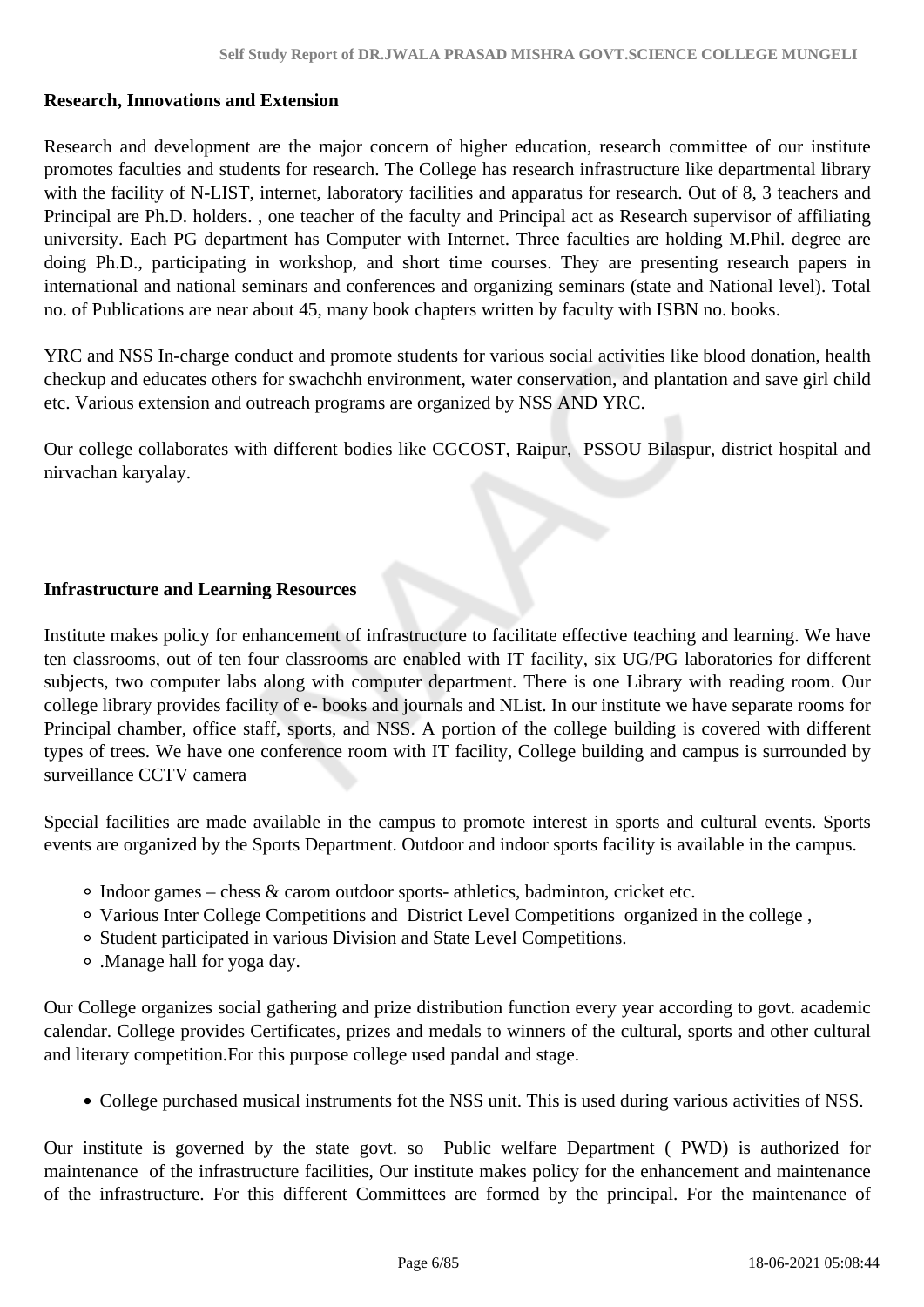**Research, Innovations and Extension**

Research and development are the major concern of higher education, research committee of our institute promotes faculties and students for research. The College has research infrastructure like departmental library with the facility of N-LIST, internet, laboratory facilities and apparatus for research. Out of 8, 3 teachers and Principal are Ph.D. holders. , one teacher of the faculty and Principal act as Research supervisor of affiliating university. Each PG department has Computer with Internet. Three faculties are holding M.Phil. degree are doing Ph.D., participating in workshop, and short time courses. They are presenting research papers in international and national seminars and conferences and organizing seminars (state and National level). Total no. of Publications are near about 45, many book chapters written by faculty with ISBN no. books.

YRC and NSS In-charge conduct and promote students for various social activities like blood donation, health checkup and educates others for swachchh environment, water conservation, and plantation and save girl child etc. Various extension and outreach programs are organized by NSS AND YRC.

Our college collaborates with different bodies like CGCOST, Raipur, PSSOU Bilaspur, district hospital and nirvachan karyalay.

**Infrastructure and Learning Resources**

Institute makes policy for enhancement of infrastructure to facilitate effective teaching and learning. We have ten classrooms, out of ten four classrooms are enabled with IT facility, six UG/PG laboratories for different subjects, two computer labs along with computer department. There is one Library with reading room. Our college library provides facility of e- books and journals and NList. In our institute we have separate rooms for Principal chamber, office staff, sports, and NSS. A portion of the college building is covered with different types of trees. We have one conference room with IT facility, College building and campus is surrounded by surveillance CCTV camera

Special facilities are made available in the campus to promote interest in sports and cultural events. Sports events are organized by the Sports Department. Outdoor and indoor sports facility is available in the campus.

- Indoor games – chess & carom outdoor sports- athletics, badminton, cricket etc.
- Various Inter College Competitions and District Level Competitions organized in the college ,
- Student participated in various Division and State Level Competitions.
- .Manage hall for yoga day.

Our College organizes social gathering and prize distribution function every year according to govt. academic calendar. College provides Certificates, prizes and medals to winners of the cultural, sports and other cultural and literary competition.For this purpose college used pandal and stage.

- College purchased musical instruments fot the NSS unit. This is used during various activities of NSS.

Our institute is governed by the state govt. so Public welfare Department ( PWD) is authorized for maintenance of the infrastructure facilities, Our institute makes policy for the enhancement and maintenance of the infrastructure. For this different Committees are formed by the principal. For the maintenance of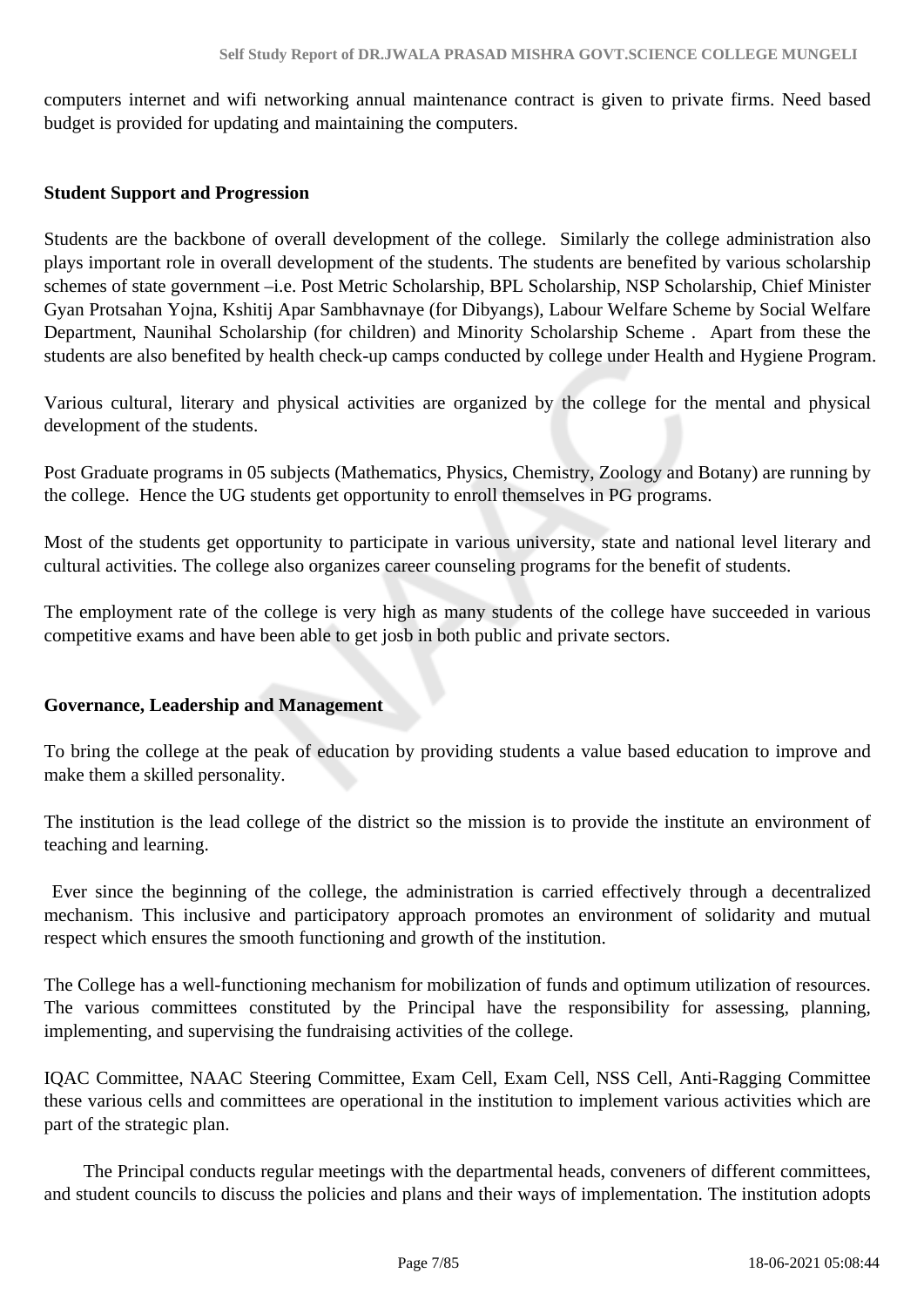computers internet and wifi networking annual maintenance contract is given to private firms. Need based budget is provided for updating and maintaining the computers.

**Student Support and Progression**

Students are the backbone of overall development of the college. Similarly the college administration also plays important role in overall development of the students. The students are benefited by various scholarship schemes of state government –i.e. Post Metric Scholarship, BPL Scholarship, NSP Scholarship, Chief Minister Gyan Protsahan Yojna, Kshitij Apar Sambhavnaye (for Dibyangs), Labour Welfare Scheme by Social Welfare Department, Naunihal Scholarship (for children) and Minority Scholarship Scheme . Apart from these the students are also benefited by health check-up camps conducted by college under Health and Hygiene Program.

Various cultural, literary and physical activities are organized by the college for the mental and physical development of the students.

Post Graduate programs in 05 subjects (Mathematics, Physics, Chemistry, Zoology and Botany) are running by the college. Hence the UG students get opportunity to enroll themselves in PG programs.

Most of the students get opportunity to participate in various university, state and national level literary and cultural activities. The college also organizes career counseling programs for the benefit of students.

The employment rate of the college is very high as many students of the college have succeeded in various competitive exams and have been able to get josb in both public and private sectors.

**Governance, Leadership and Management**

To bring the college at the peak of education by providing students a value based education to improve and make them a skilled personality.

The institution is the lead college of the district so the mission is to provide the institute an environment of teaching and learning.

Ever since the beginning of the college, the administration is carried effectively through a decentralized mechanism. This inclusive and participatory approach promotes an environment of solidarity and mutual respect which ensures the smooth functioning and growth of the institution.

The College has a well-functioning mechanism for mobilization of funds and optimum utilization of resources. The various committees constituted by the Principal have the responsibility for assessing, planning, implementing, and supervising the fundraising activities of the college.

IQAC Committee, NAAC Steering Committee, Exam Cell, Exam Cell, NSS Cell, Anti-Ragging Committee these various cells and committees are operational in the institution to implement various activities which are part of the strategic plan.

The Principal conducts regular meetings with the departmental heads, conveners of different committees, and student councils to discuss the policies and plans and their ways of implementation. The institution adopts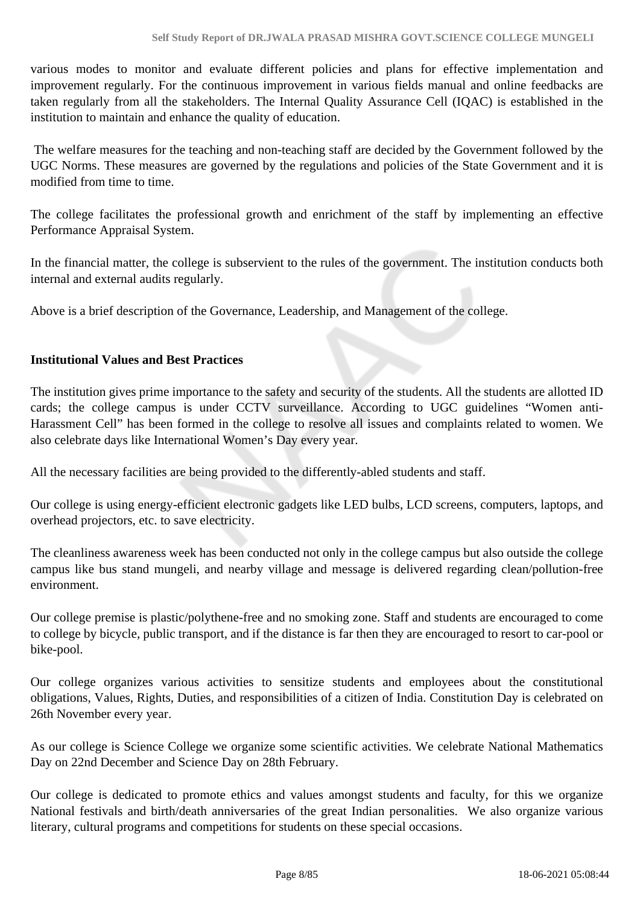various modes to monitor and evaluate different policies and plans for effective implementation and improvement regularly. For the continuous improvement in various fields manual and online feedbacks are taken regularly from all the stakeholders. The Internal Quality Assurance Cell (IQAC) is established in the institution to maintain and enhance the quality of education.

The welfare measures for the teaching and non-teaching staff are decided by the Government followed by the UGC Norms. These measures are governed by the regulations and policies of the State Government and it is modified from time to time.

The college facilitates the professional growth and enrichment of the staff by implementing an effective Performance Appraisal System.

In the financial matter, the college is subservient to the rules of the government. The institution conducts both internal and external audits regularly.

Above is a brief description of the Governance, Leadership, and Management of the college.

**Institutional Values and Best Practices**

The institution gives prime importance to the safety and security of the students. All the students are allotted ID cards; the college campus is under CCTV surveillance. According to UGC guidelines "Women anti-Harassment Cell" has been formed in the college to resolve all issues and complaints related to women. We also celebrate days like International Women's Day every year.

All the necessary facilities are being provided to the differently-abled students and staff.

Our college is using energy-efficient electronic gadgets like LED bulbs, LCD screens, computers, laptops, and overhead projectors, etc. to save electricity.

The cleanliness awareness week has been conducted not only in the college campus but also outside the college campus like bus stand mungeli, and nearby village and message is delivered regarding clean/pollution-free environment.

Our college premise is plastic/polythene-free and no smoking zone. Staff and students are encouraged to come to college by bicycle, public transport, and if the distance is far then they are encouraged to resort to car-pool or bike-pool.

Our college organizes various activities to sensitize students and employees about the constitutional obligations, Values, Rights, Duties, and responsibilities of a citizen of India. Constitution Day is celebrated on 26th November every year.

As our college is Science College we organize some scientific activities. We celebrate National Mathematics Day on 22nd December and Science Day on 28th February.

Our college is dedicated to promote ethics and values amongst students and faculty, for this we organize National festivals and birth/death anniversaries of the great Indian personalities. We also organize various literary, cultural programs and competitions for students on these special occasions.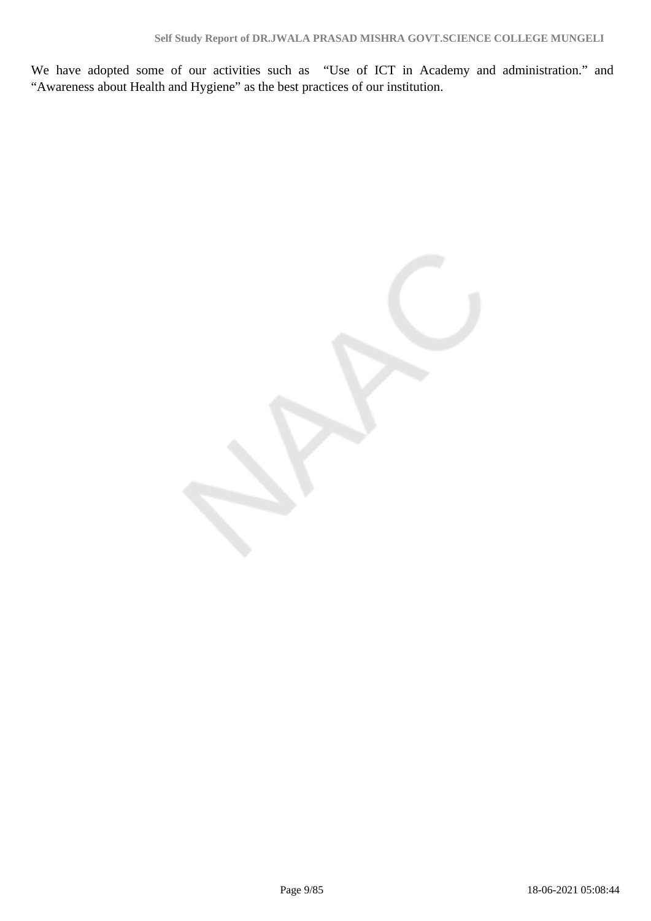We have adopted some of our activities such as "Use of ICT in Academy and administration." and "Awareness about Health and Hygiene" as the best practices of our institution.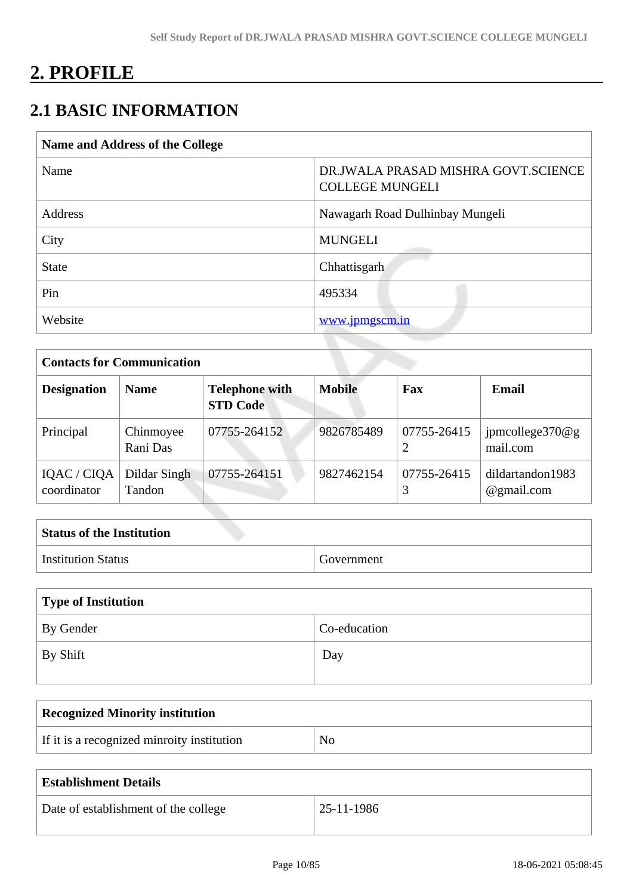# 2. PROFILE

## 2.1 BASIC INFORMATION

| Name and Address of the College | |
|---|---|
| Name | DR.JWALA PRASAD MISHRA GOVT.SCIENCE COLLEGE MUNGELI |
| Address | Nawagarh Road Dulhinbay Mungeli |
| City | MUNGELI |
| State | Chhattisgarh |
| Pin | 495334 |
| Website | www.jpmgscm.in |

| Contacts for Communication | | | | | |
|---|---|---|---|---|---|
| **Designation** | **Name** | **Telephone with STD Code** | **Mobile** | **Fax** | **Email** |
| Principal | Chinmoyee Rani Das | 07755-264152 | 9826785489 | 07755-264152 | jpmcollege370@gmail.com |
| IQAC / CIQA coordinator | Dildar Singh Tandon | 07755-264151 | 9827462154 | 07755-264153 | dildartandon1983@gmail.com |

| Status of the Institution | |
|---|---|
| Institution Status | Government |

| Type of Institution | |
|---|---|
| By Gender | Co-education |
| By Shift | Day |

| Recognized Minority institution | |
|---|---|
| If it is a recognized minroity institution | No |

| Establishment Details | |
|---|---|
| Date of establishment of the college | 25-11-1986 |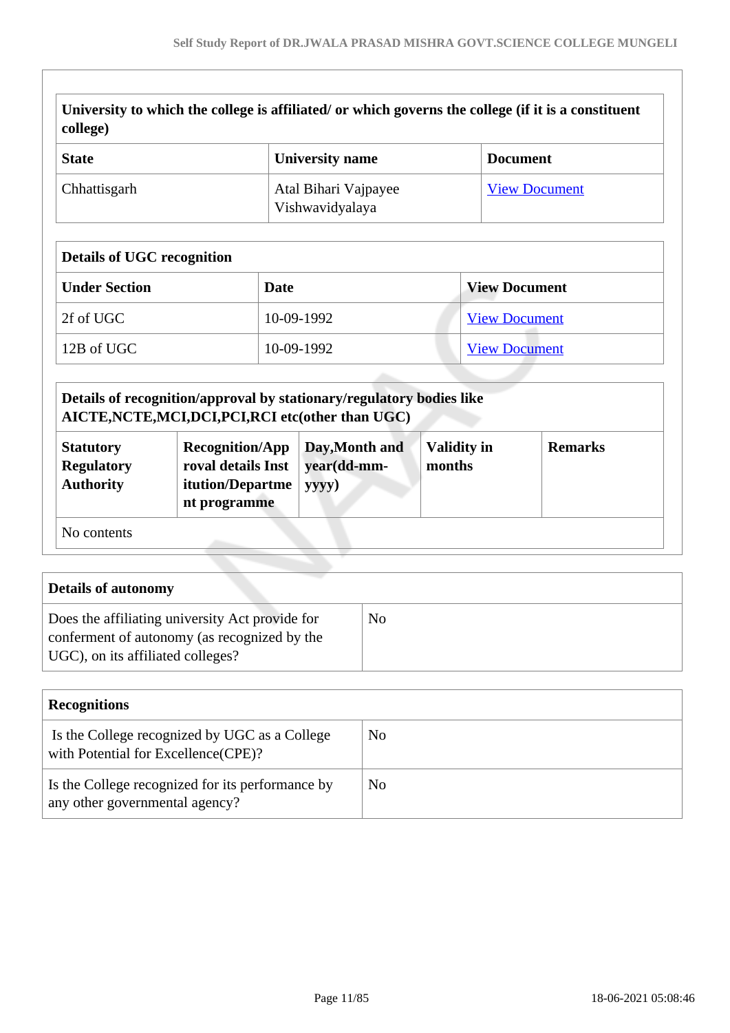| University to which the college is affiliated/ or which governs the college (if it is a constituent college) | | |
|---|---|---|
| **State** | **University name** | **Document** |
| Chhattisgarh | Atal Bihari Vajpayee Vishwavidyalaya | View Document |

| Details of UGC recognition | | |
|---|---|---|
| **Under Section** | **Date** | **View Document** |
| 2f of UGC | 10-09-1992 | View Document |
| 12B of UGC | 10-09-1992 | View Document |

| Details of recognition/approval by stationary/regulatory bodies like AICTE,NCTE,MCI,DCI,PCI,RCI etc(other than UGC) | | | | |
|---|---|---|---|---|
| **Statutory Regulatory Authority** | **Recognition/Approval details Institution/Department programme** | **Day,Month and year(dd-mm-yyyy)** | **Validity in months** | **Remarks** |
| No contents | | | | |

| Details of autonomy | |
|---|---|
| Does the affiliating university Act provide for conferment of autonomy (as recognized by the UGC), on its affiliated colleges? | No |

| Recognitions | |
|---|---|
| Is the College recognized by UGC as a College with Potential for Excellence(CPE)? | No |
| Is the College recognized for its performance by any other governmental agency? | No |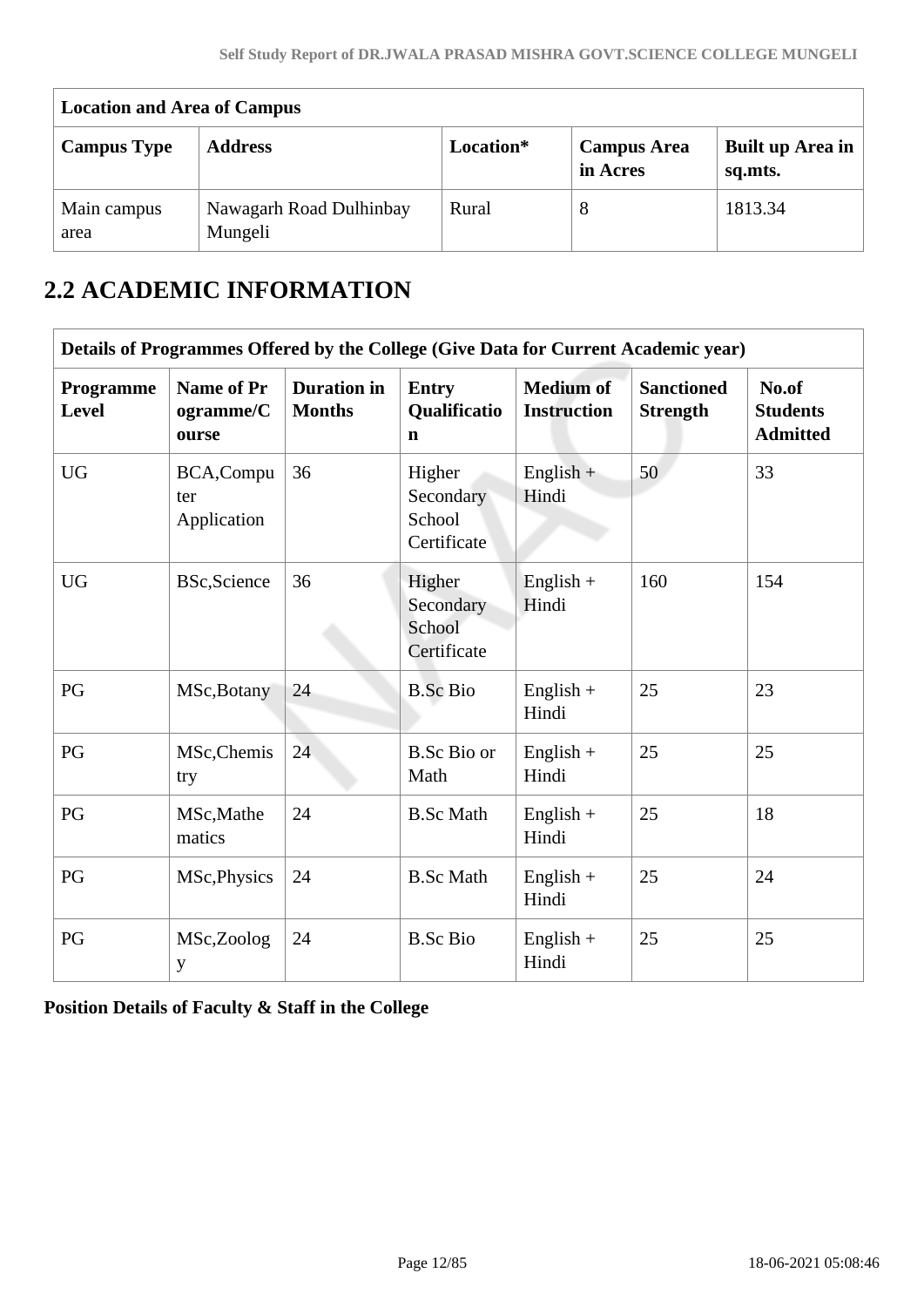| Location and Area of Campus | | | | |
|---|---|---|---|---|
| **Campus Type** | **Address** | **Location*** | **Campus Area in Acres** | **Built up Area in sq.mts.** |
| Main campus area | Nawagarh Road Dulhinbay Mungeli | Rural | 8 | 1813.34 |

## 2.2 ACADEMIC INFORMATION

| Details of Programmes Offered by the College (Give Data for Current Academic year) | | | | | | |
|---|---|---|---|---|---|---|
| **Programme Level** | **Name of Programme/Course** | **Duration in Months** | **Entry Qualification** | **Medium of Instruction** | **Sanctioned Strength** | **No.of Students Admitted** |
| UG | BCA,Computer Application | 36 | Higher Secondary School Certificate | English + Hindi | 50 | 33 |
| UG | BSc,Science | 36 | Higher Secondary School Certificate | English + Hindi | 160 | 154 |
| PG | MSc,Botany | 24 | B.Sc Bio | English + Hindi | 25 | 23 |
| PG | MSc,Chemistry | 24 | B.Sc Bio or Math | English + Hindi | 25 | 25 |
| PG | MSc,Mathematics | 24 | B.Sc Math | English + Hindi | 25 | 18 |
| PG | MSc,Physics | 24 | B.Sc Math | English + Hindi | 25 | 24 |
| PG | MSc,Zoology | 24 | B.Sc Bio | English + Hindi | 25 | 25 |

**Position Details of Faculty & Staff in the College**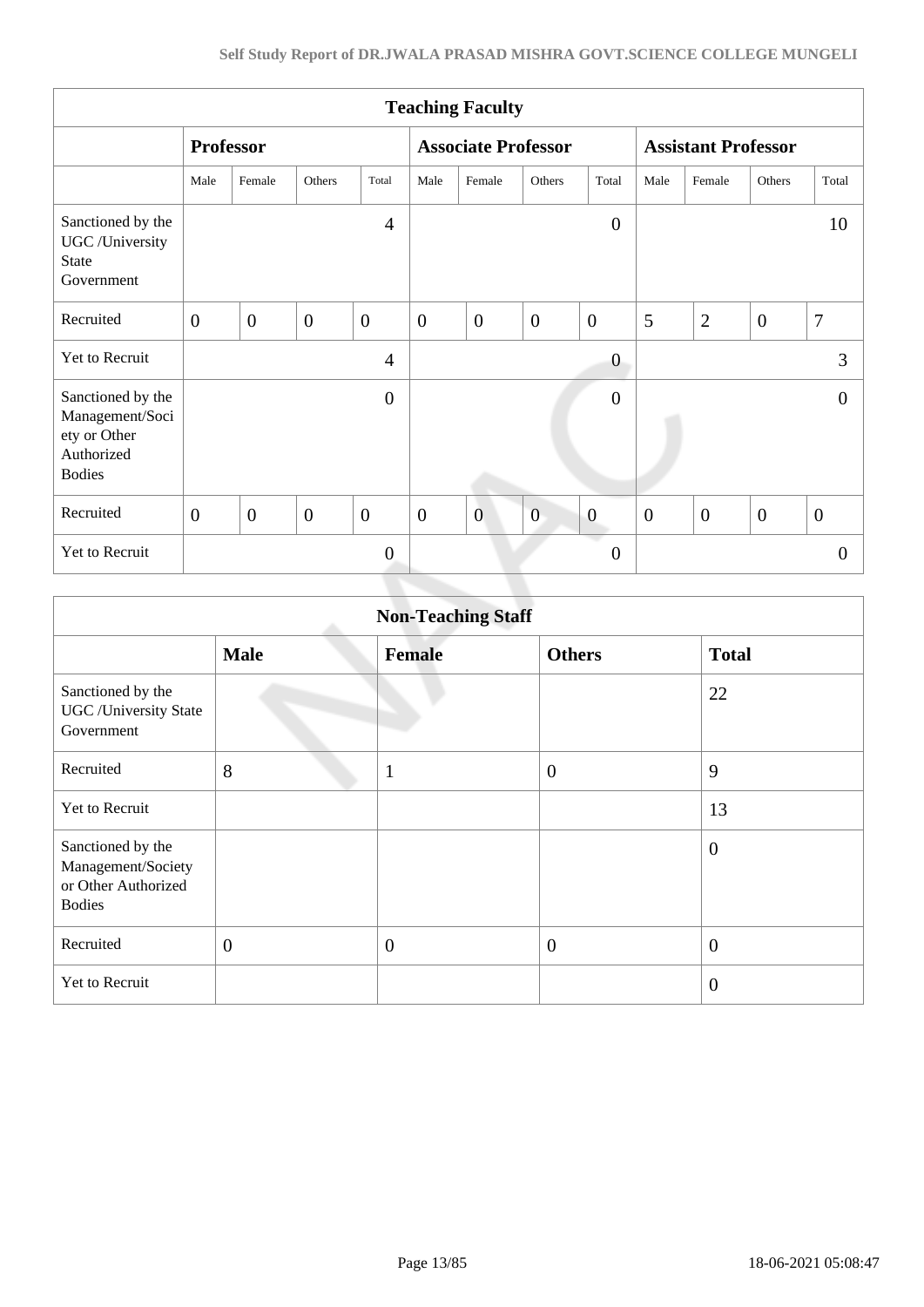| Teaching Faculty | | | | | | | | | | | | |
|---|---|---|---|---|---|---|---|---|---|---|---|---|
| | Professor | | | | Associate Professor | | | | Assistant Professor | | | |
| | Male | Female | Others | Total | Male | Female | Others | Total | Male | Female | Others | Total |
| Sanctioned by the UGC /University State Government | | | | 4 | | | | 0 | | | | 10 |
| Recruited | 0 | 0 | 0 | 0 | 0 | 0 | 0 | 0 | 5 | 2 | 0 | 7 |
| Yet to Recruit | | | | 4 | | | | 0 | | | | 3 |
| Sanctioned by the Management/Society or Other Authorized Bodies | | | | 0 | | | | 0 | | | | 0 |
| Recruited | 0 | 0 | 0 | 0 | 0 | 0 | 0 | 0 | 0 | 0 | 0 | 0 |
| Yet to Recruit | | | | 0 | | | | 0 | | | | 0 |

| Non-Teaching Staff | | | | |
|---|---|---|---|---|
| | **Male** | **Female** | **Others** | **Total** |
| Sanctioned by the UGC /University State Government | | | | 22 |
| Recruited | 8 | 1 | 0 | 9 |
| Yet to Recruit | | | | 13 |
| Sanctioned by the Management/Society or Other Authorized Bodies | | | | 0 |
| Recruited | 0 | 0 | 0 | 0 |
| Yet to Recruit | | | | 0 |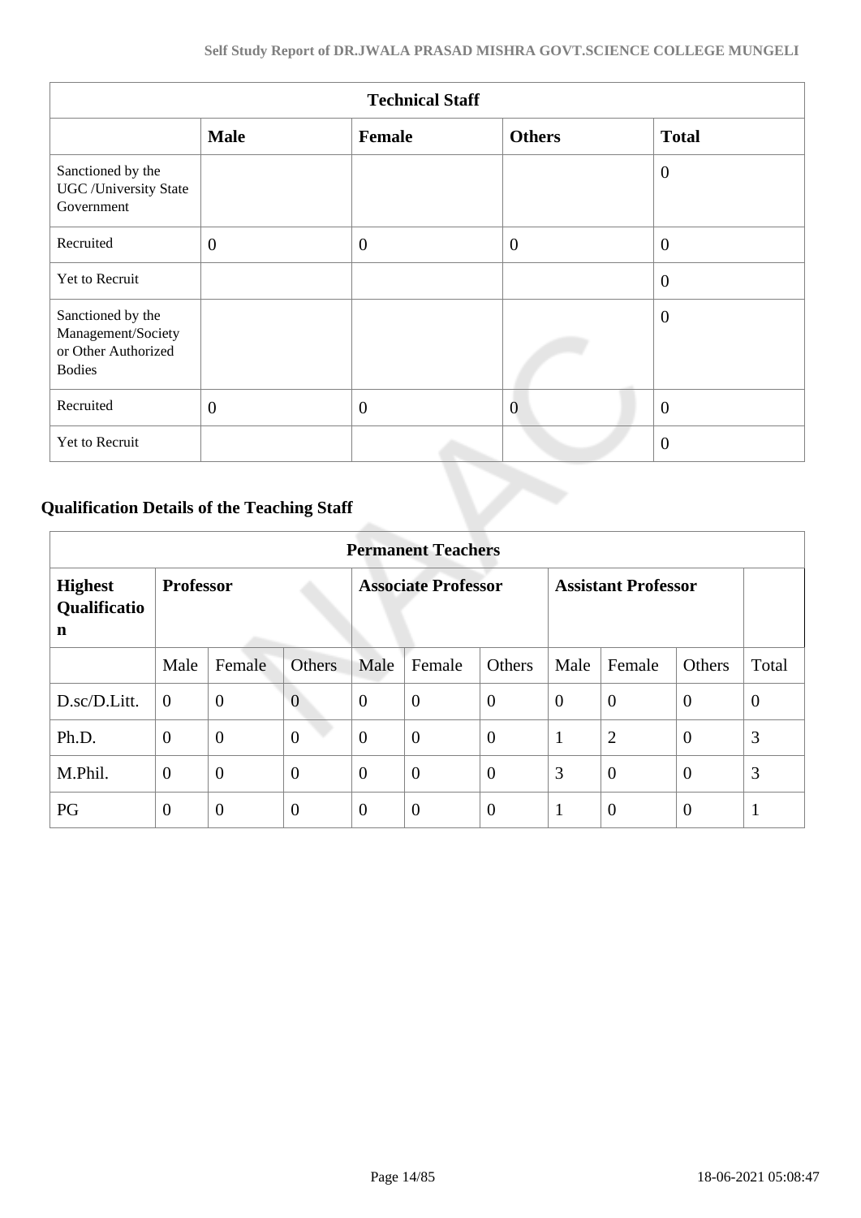| Technical Staff | | | | |
|---|---|---|---|---|
| | **Male** | **Female** | **Others** | **Total** |
| Sanctioned by the UGC /University State Government | | | | 0 |
| Recruited | 0 | 0 | 0 | 0 |
| Yet to Recruit | | | | 0 |
| Sanctioned by the Management/Society or Other Authorized Bodies | | | | 0 |
| Recruited | 0 | 0 | 0 | 0 |
| Yet to Recruit | | | | 0 |

## Qualification Details of the Teaching Staff

| Permanent Teachers | | | | | | | | | | |
|---|---|---|---|---|---|---|---|---|---|---|
| **Highest Qualification** | **Professor** | | | **Associate Professor** | | | **Assistant Professor** | | | |
| | Male | Female | Others | Male | Female | Others | Male | Female | Others | Total |
| D.sc/D.Litt. | 0 | 0 | 0 | 0 | 0 | 0 | 0 | 0 | 0 | 0 |
| Ph.D. | 0 | 0 | 0 | 0 | 0 | 0 | 1 | 2 | 0 | 3 |
| M.Phil. | 0 | 0 | 0 | 0 | 0 | 0 | 3 | 0 | 0 | 3 |
| PG | 0 | 0 | 0 | 0 | 0 | 0 | 1 | 0 | 0 | 1 |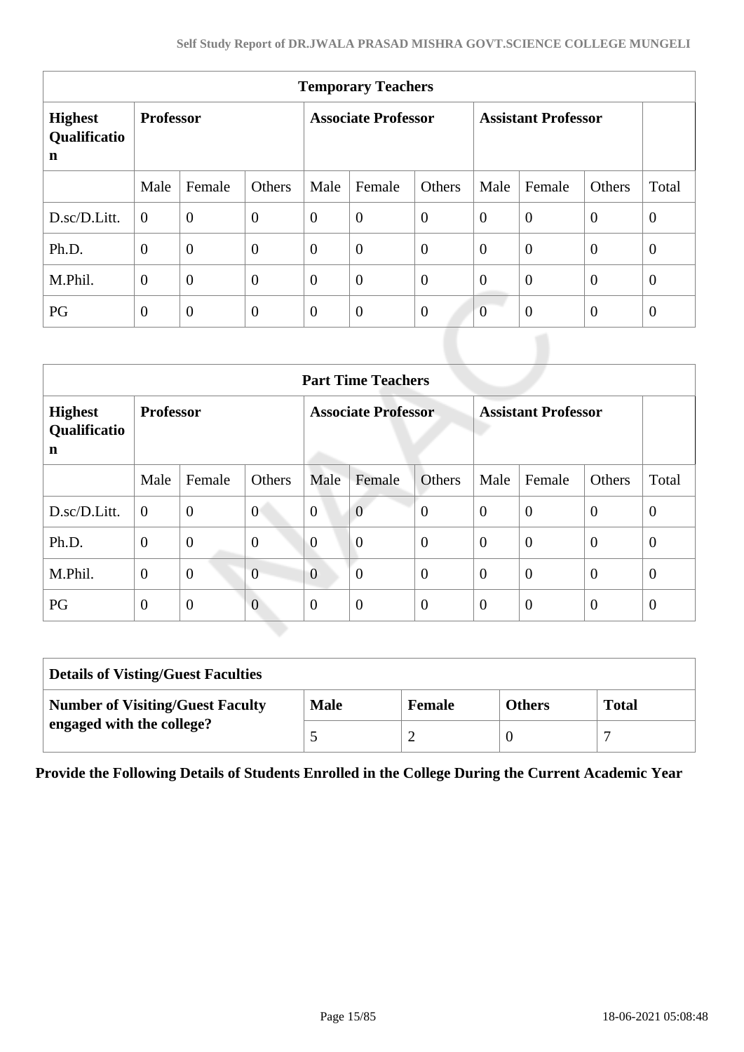| Temporary Teachers | | | | | | | | | | |
|---|---|---|---|---|---|---|---|---|---|---|
| **Highest Qualification** | **Professor** | | | **Associate Professor** | | | **Assistant Professor** | | | |
| | Male | Female | Others | Male | Female | Others | Male | Female | Others | Total |
| D.sc/D.Litt. | 0 | 0 | 0 | 0 | 0 | 0 | 0 | 0 | 0 | 0 |
| Ph.D. | 0 | 0 | 0 | 0 | 0 | 0 | 0 | 0 | 0 | 0 |
| M.Phil. | 0 | 0 | 0 | 0 | 0 | 0 | 0 | 0 | 0 | 0 |
| PG | 0 | 0 | 0 | 0 | 0 | 0 | 0 | 0 | 0 | 0 |

| Part Time Teachers | | | | | | | | | | |
|---|---|---|---|---|---|---|---|---|---|---|
| **Highest Qualification** | **Professor** | | | **Associate Professor** | | | **Assistant Professor** | | | |
| | Male | Female | Others | Male | Female | Others | Male | Female | Others | Total |
| D.sc/D.Litt. | 0 | 0 | 0 | 0 | 0 | 0 | 0 | 0 | 0 | 0 |
| Ph.D. | 0 | 0 | 0 | 0 | 0 | 0 | 0 | 0 | 0 | 0 |
| M.Phil. | 0 | 0 | 0 | 0 | 0 | 0 | 0 | 0 | 0 | 0 |
| PG | 0 | 0 | 0 | 0 | 0 | 0 | 0 | 0 | 0 | 0 |

| Details of Visting/Guest Faculties | | | | |
|---|---|---|---|---|
| **Number of Visiting/Guest Faculty engaged with the college?** | **Male** | **Female** | **Others** | **Total** |
| | 5 | 2 | 0 | 7 |

**Provide the Following Details of Students Enrolled in the College During the Current Academic Year**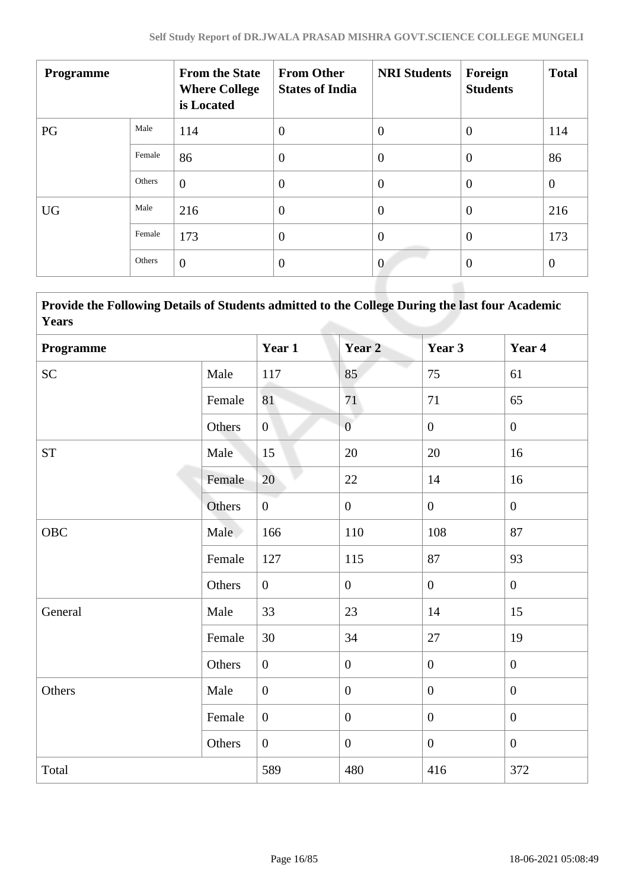| Programme | | From the State Where College is Located | From Other States of India | NRI Students | Foreign Students | Total |
|---|---|---|---|---|---|---|
| PG | Male | 114 | 0 | 0 | 0 | 114 |
| | Female | 86 | 0 | 0 | 0 | 86 |
| | Others | 0 | 0 | 0 | 0 | 0 |
| UG | Male | 216 | 0 | 0 | 0 | 216 |
| | Female | 173 | 0 | 0 | 0 | 173 |
| | Others | 0 | 0 | 0 | 0 | 0 |

**Provide the Following Details of Students admitted to the College During the last four Academic Years**

| Programme | | Year 1 | Year 2 | Year 3 | Year 4 |
|---|---|---|---|---|---|
| SC | Male | 117 | 85 | 75 | 61 |
| | Female | 81 | 71 | 71 | 65 |
| | Others | 0 | 0 | 0 | 0 |
| ST | Male | 15 | 20 | 20 | 16 |
| | Female | 20 | 22 | 14 | 16 |
| | Others | 0 | 0 | 0 | 0 |
| OBC | Male | 166 | 110 | 108 | 87 |
| | Female | 127 | 115 | 87 | 93 |
| | Others | 0 | 0 | 0 | 0 |
| General | Male | 33 | 23 | 14 | 15 |
| | Female | 30 | 34 | 27 | 19 |
| | Others | 0 | 0 | 0 | 0 |
| Others | Male | 0 | 0 | 0 | 0 |
| | Female | 0 | 0 | 0 | 0 |
| | Others | 0 | 0 | 0 | 0 |
| Total | | 589 | 480 | 416 | 372 |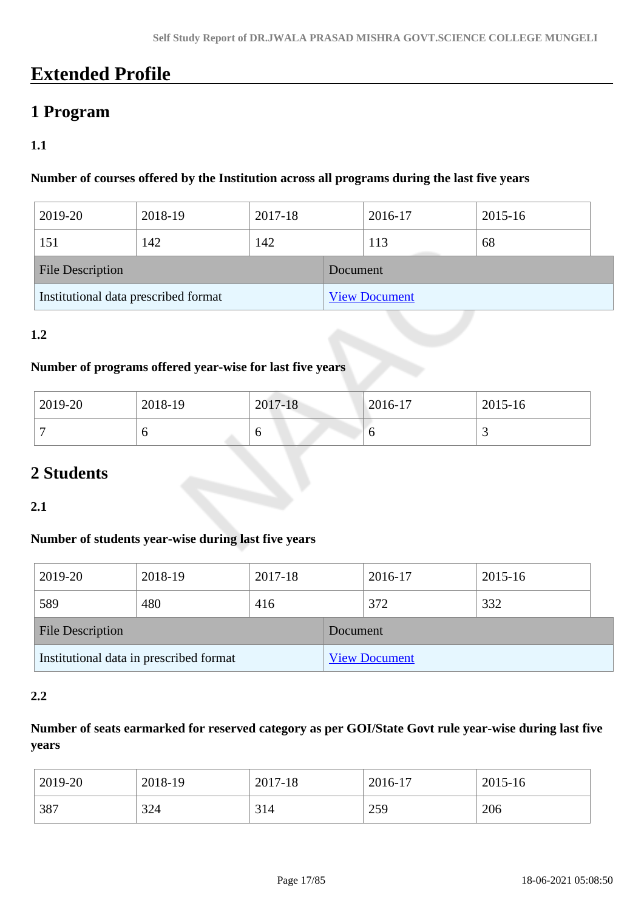# Extended Profile

## 1 Program

### 1.1

**Number of courses offered by the Institution across all programs during the last five years**

| 2019-20 | 2018-19 | 2017-18 | 2016-17 | 2015-16 |
|---|---|---|---|---|
| 151 | 142 | 142 | 113 | 68 |

| File Description | Document |
|---|---|
| Institutional data prescribed format | View Document |

### 1.2

**Number of programs offered year-wise for last five years**

| 2019-20 | 2018-19 | 2017-18 | 2016-17 | 2015-16 |
|---|---|---|---|---|
| 7 | 6 | 6 | 6 | 3 |

## 2 Students

### 2.1

**Number of students year-wise during last five years**

| 2019-20 | 2018-19 | 2017-18 | 2016-17 | 2015-16 |
|---|---|---|---|---|
| 589 | 480 | 416 | 372 | 332 |

| File Description | Document |
|---|---|
| Institutional data in prescribed format | View Document |

### 2.2

**Number of seats earmarked for reserved category as per GOI/State Govt rule year-wise during last five years**

| 2019-20 | 2018-19 | 2017-18 | 2016-17 | 2015-16 |
|---|---|---|---|---|
| 387 | 324 | 314 | 259 | 206 |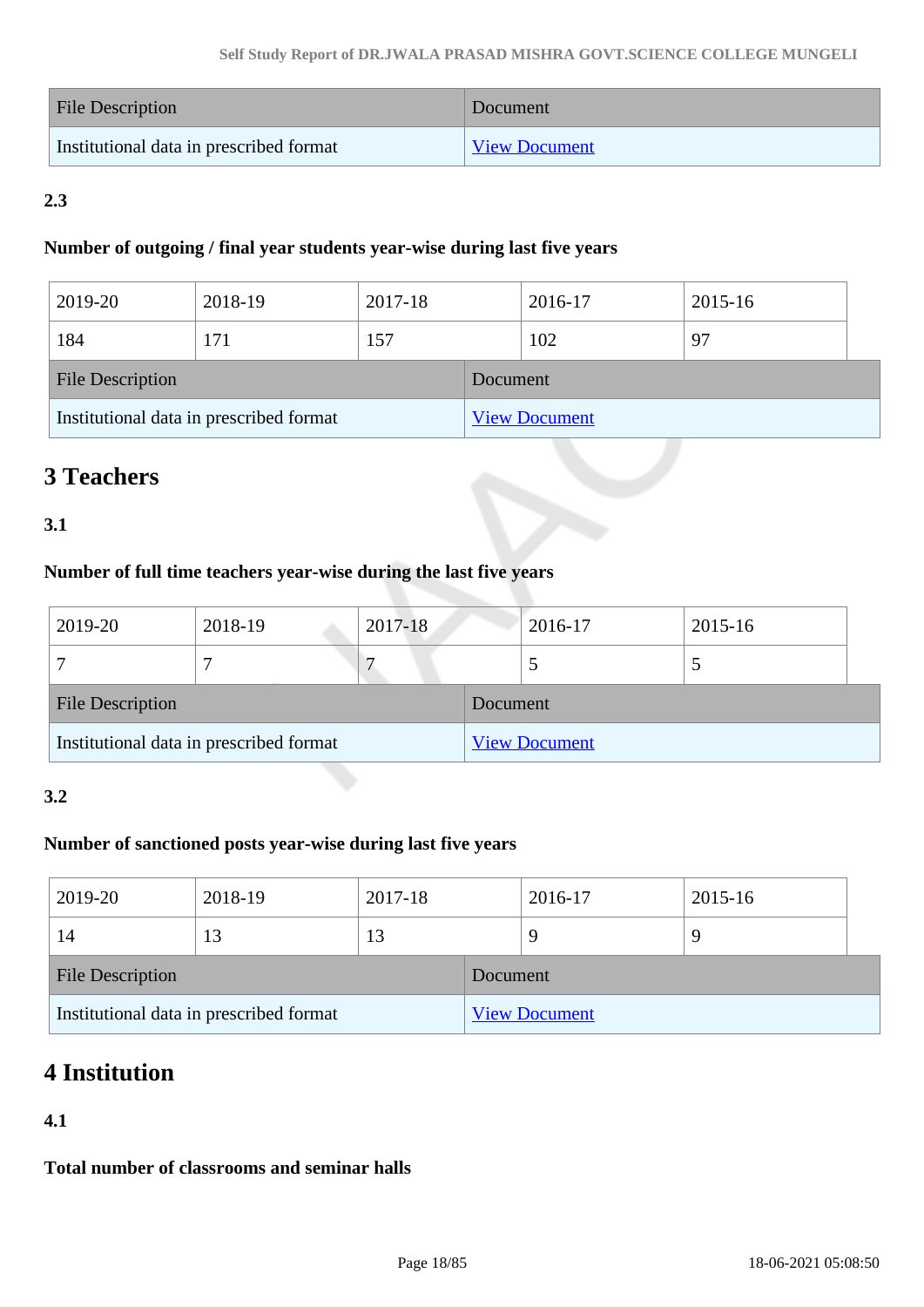| File Description | Document |
| --- | --- |
| Institutional data in prescribed format | View Document |

**2.3**

**Number of outgoing / final year students year-wise during last five years**

| 2019-20 | 2018-19 | 2017-18 | 2016-17 | 2015-16 |
| --- | --- | --- | --- | --- |
| 184 | 171 | 157 | 102 | 97 |

| File Description | Document |
| --- | --- |
| Institutional data in prescribed format | View Document |

## 3 Teachers

**3.1**

**Number of full time teachers year-wise during the last five years**

| 2019-20 | 2018-19 | 2017-18 | 2016-17 | 2015-16 |
| --- | --- | --- | --- | --- |
| 7 | 7 | 7 | 5 | 5 |

| File Description | Document |
| --- | --- |
| Institutional data in prescribed format | View Document |

**3.2**

**Number of sanctioned posts year-wise during last five years**

| 2019-20 | 2018-19 | 2017-18 | 2016-17 | 2015-16 |
| --- | --- | --- | --- | --- |
| 14 | 13 | 13 | 9 | 9 |

| File Description | Document |
| --- | --- |
| Institutional data in prescribed format | View Document |

## 4 Institution

**4.1**

**Total number of classrooms and seminar halls**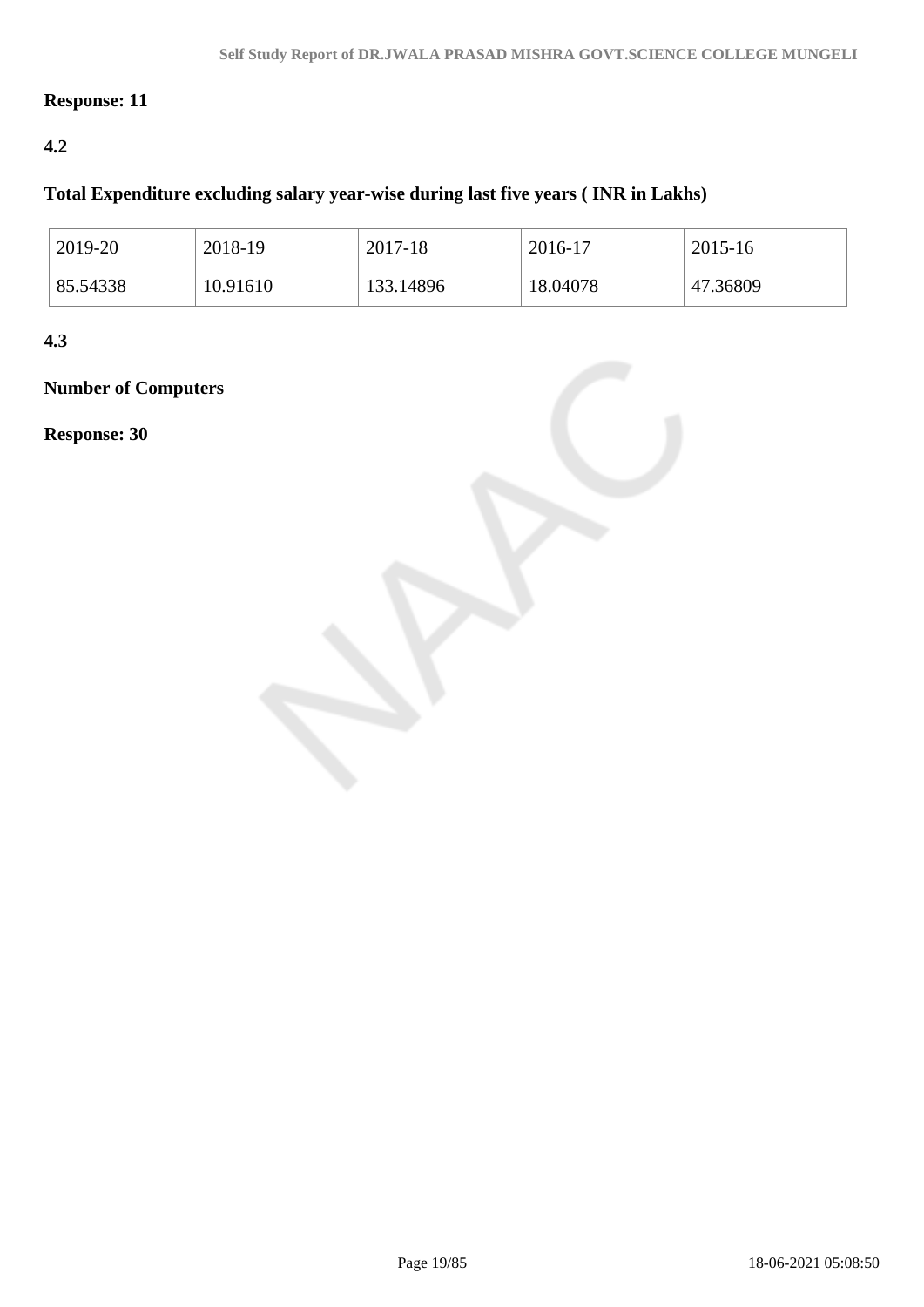**Response: 11**

**4.2**

**Total Expenditure excluding salary year-wise during last five years ( INR in Lakhs)**

| 2019-20 | 2018-19 | 2017-18 | 2016-17 | 2015-16 |
|---|---|---|---|---|
| 85.54338 | 10.91610 | 133.14896 | 18.04078 | 47.36809 |

**4.3**

**Number of Computers**

**Response: 30**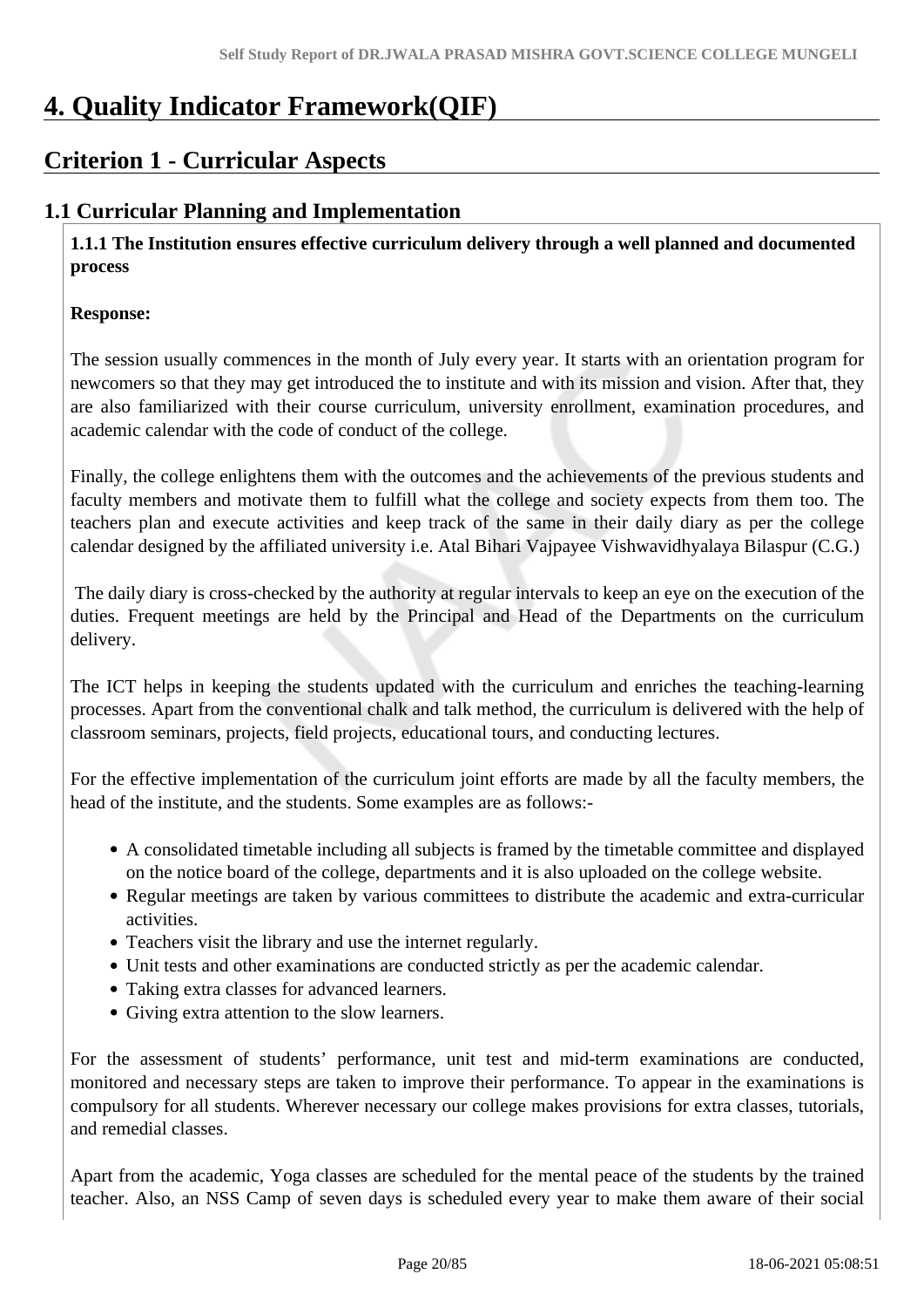# 4. Quality Indicator Framework(QIF)

## Criterion 1 - Curricular Aspects

### 1.1 Curricular Planning and Implementation

**1.1.1 The Institution ensures effective curriculum delivery through a well planned and documented process**

**Response:**

The session usually commences in the month of July every year. It starts with an orientation program for newcomers so that they may get introduced the to institute and with its mission and vision. After that, they are also familiarized with their course curriculum, university enrollment, examination procedures, and academic calendar with the code of conduct of the college.

Finally, the college enlightens them with the outcomes and the achievements of the previous students and faculty members and motivate them to fulfill what the college and society expects from them too. The teachers plan and execute activities and keep track of the same in their daily diary as per the college calendar designed by the affiliated university i.e. Atal Bihari Vajpayee Vishwavidhyalaya Bilaspur (C.G.)

The daily diary is cross-checked by the authority at regular intervals to keep an eye on the execution of the duties. Frequent meetings are held by the Principal and Head of the Departments on the curriculum delivery.

The ICT helps in keeping the students updated with the curriculum and enriches the teaching-learning processes. Apart from the conventional chalk and talk method, the curriculum is delivered with the help of classroom seminars, projects, field projects, educational tours, and conducting lectures.

For the effective implementation of the curriculum joint efforts are made by all the faculty members, the head of the institute, and the students. Some examples are as follows:-

- A consolidated timetable including all subjects is framed by the timetable committee and displayed on the notice board of the college, departments and it is also uploaded on the college website.
- Regular meetings are taken by various committees to distribute the academic and extra-curricular activities.
- Teachers visit the library and use the internet regularly.
- Unit tests and other examinations are conducted strictly as per the academic calendar.
- Taking extra classes for advanced learners.
- Giving extra attention to the slow learners.

For the assessment of students' performance, unit test and mid-term examinations are conducted, monitored and necessary steps are taken to improve their performance. To appear in the examinations is compulsory for all students. Wherever necessary our college makes provisions for extra classes, tutorials, and remedial classes.

Apart from the academic, Yoga classes are scheduled for the mental peace of the students by the trained teacher. Also, an NSS Camp of seven days is scheduled every year to make them aware of their social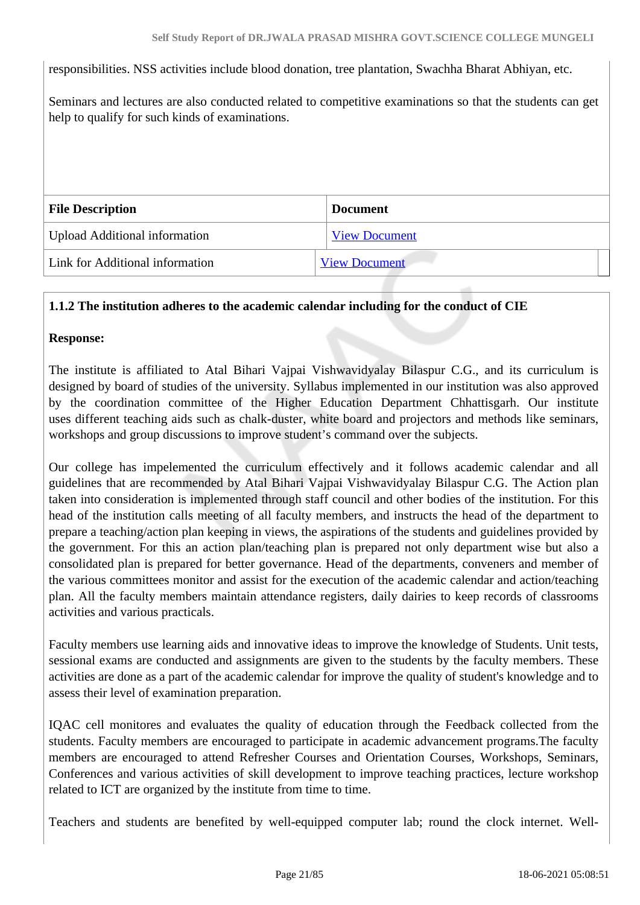responsibilities. NSS activities include blood donation, tree plantation, Swachha Bharat Abhiyan, etc.

Seminars and lectures are also conducted related to competitive examinations so that the students can get help to qualify for such kinds of examinations.

| File Description | Document |
|---|---|
| Upload Additional information | View Document |
| Link for Additional information | View Document |

**1.1.2 The institution adheres to the academic calendar including for the conduct of CIE**

**Response:**

The institute is affiliated to Atal Bihari Vajpai Vishwavidyalay Bilaspur C.G., and its curriculum is designed by board of studies of the university. Syllabus implemented in our institution was also approved by the coordination committee of the Higher Education Department Chhattisgarh. Our institute uses different teaching aids such as chalk-duster, white board and projectors and methods like seminars, workshops and group discussions to improve student's command over the subjects.

Our college has impelemented the curriculum effectively and it follows academic calendar and all guidelines that are recommended by Atal Bihari Vajpai Vishwavidyalay Bilaspur C.G. The Action plan taken into consideration is implemented through staff council and other bodies of the institution. For this head of the institution calls meeting of all faculty members, and instructs the head of the department to prepare a teaching/action plan keeping in views, the aspirations of the students and guidelines provided by the government. For this an action plan/teaching plan is prepared not only department wise but also a consolidated plan is prepared for better governance. Head of the departments, conveners and member of the various committees monitor and assist for the execution of the academic calendar and action/teaching plan. All the faculty members maintain attendance registers, daily dairies to keep records of classrooms activities and various practicals.

Faculty members use learning aids and innovative ideas to improve the knowledge of Students. Unit tests, sessional exams are conducted and assignments are given to the students by the faculty members. These activities are done as a part of the academic calendar for improve the quality of student's knowledge and to assess their level of examination preparation.

IQAC cell monitores and evaluates the quality of education through the Feedback collected from the students. Faculty members are encouraged to participate in academic advancement programs.The faculty members are encouraged to attend Refresher Courses and Orientation Courses, Workshops, Seminars, Conferences and various activities of skill development to improve teaching practices, lecture workshop related to ICT are organized by the institute from time to time.

Teachers and students are benefited by well-equipped computer lab; round the clock internet. Well-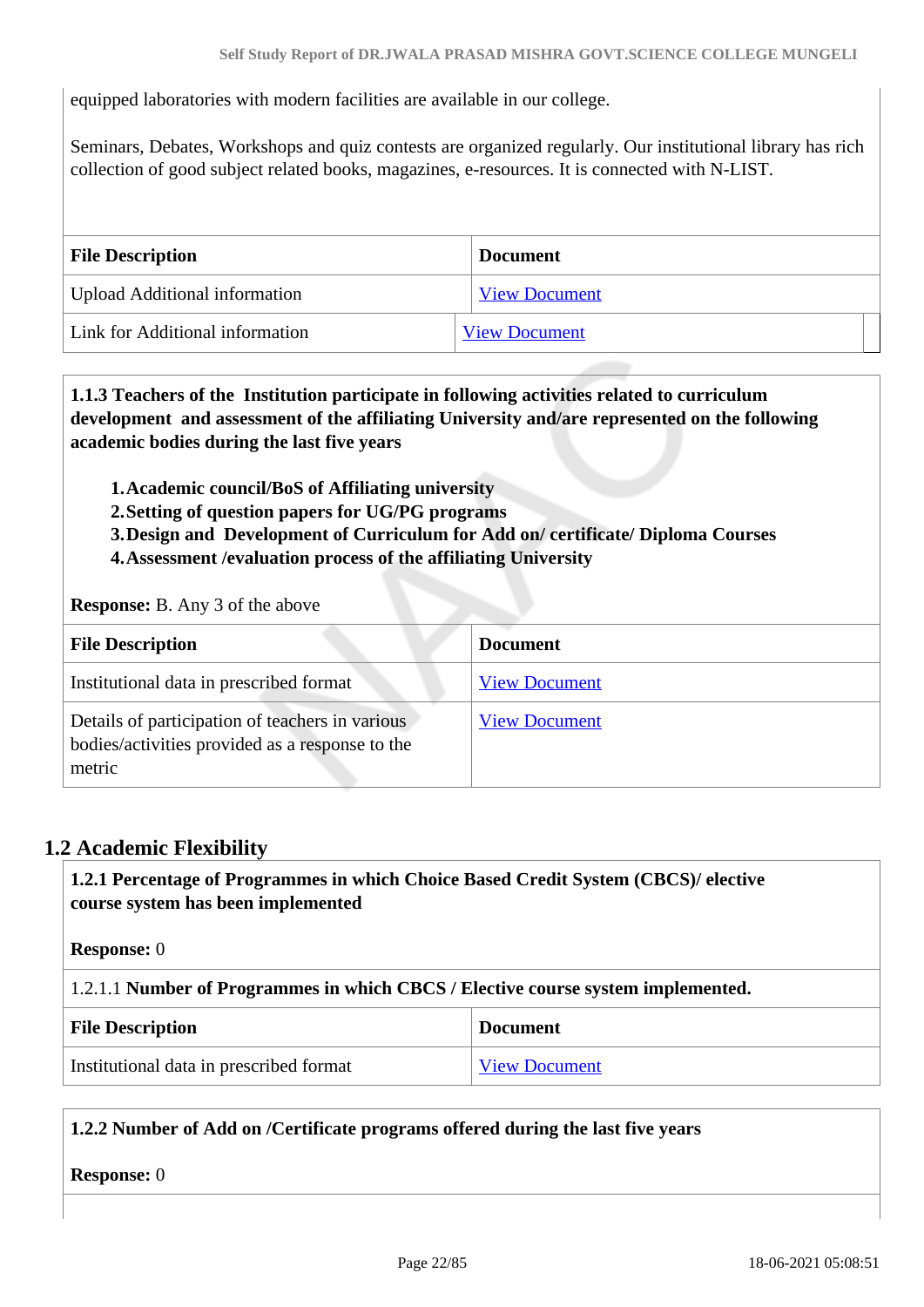equipped laboratories with modern facilities are available in our college.

Seminars, Debates, Workshops and quiz contests are organized regularly. Our institutional library has rich collection of good subject related books, magazines, e-resources. It is connected with N-LIST.

| File Description | Document |
|---|---|
| Upload Additional information | View Document |
| Link for Additional information | View Document |

**1.1.3 Teachers of the Institution participate in following activities related to curriculum development and assessment of the affiliating University and/are represented on the following academic bodies during the last five years**

1. **Academic council/BoS of Affiliating university**
2. **Setting of question papers for UG/PG programs**
3. **Design and Development of Curriculum for Add on/ certificate/ Diploma Courses**
4. **Assessment /evaluation process of the affiliating University**

**Response:** B. Any 3 of the above

| File Description | Document |
|---|---|
| Institutional data in prescribed format | View Document |
| Details of participation of teachers in various bodies/activities provided as a response to the metric | View Document |

## 1.2 Academic Flexibility

**1.2.1 Percentage of Programmes in which Choice Based Credit System (CBCS)/ elective course system has been implemented**

**Response:** 0

1.2.1.1 **Number of Programmes in which CBCS / Elective course system implemented.**

| File Description | Document |
|---|---|
| Institutional data in prescribed format | View Document |

**1.2.2 Number of Add on /Certificate programs offered during the last five years**

**Response:** 0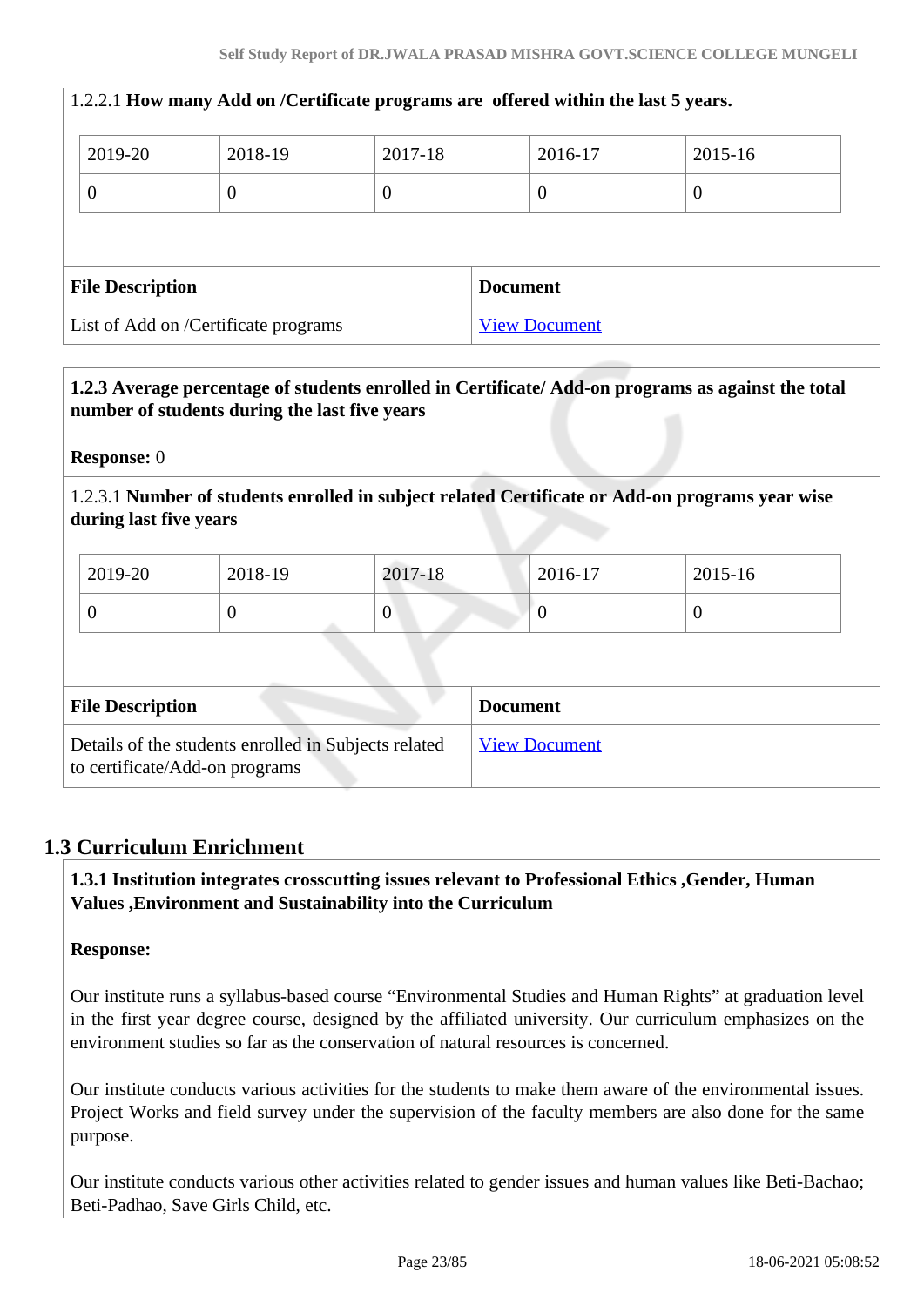1.2.2.1 **How many Add on /Certificate programs are offered within the last 5 years.**

| 2019-20 | 2018-19 | 2017-18 | 2016-17 | 2015-16 |
|---|---|---|---|---|
| 0 | 0 | 0 | 0 | 0 |

| File Description | Document |
|---|---|
| List of Add on /Certificate programs | View Document |

**1.2.3 Average percentage of students enrolled in Certificate/ Add-on programs as against the total number of students during the last five years**

**Response:** 0

1.2.3.1 **Number of students enrolled in subject related Certificate or Add-on programs year wise during last five years**

| 2019-20 | 2018-19 | 2017-18 | 2016-17 | 2015-16 |
|---|---|---|---|---|
| 0 | 0 | 0 | 0 | 0 |

| File Description | Document |
|---|---|
| Details of the students enrolled in Subjects related to certificate/Add-on programs | View Document |

## 1.3 Curriculum Enrichment

**1.3.1 Institution integrates crosscutting issues relevant to Professional Ethics ,Gender, Human Values ,Environment and Sustainability into the Curriculum**

**Response:**

Our institute runs a syllabus-based course "Environmental Studies and Human Rights" at graduation level in the first year degree course, designed by the affiliated university. Our curriculum emphasizes on the environment studies so far as the conservation of natural resources is concerned.

Our institute conducts various activities for the students to make them aware of the environmental issues. Project Works and field survey under the supervision of the faculty members are also done for the same purpose.

Our institute conducts various other activities related to gender issues and human values like Beti-Bachao; Beti-Padhao, Save Girls Child, etc.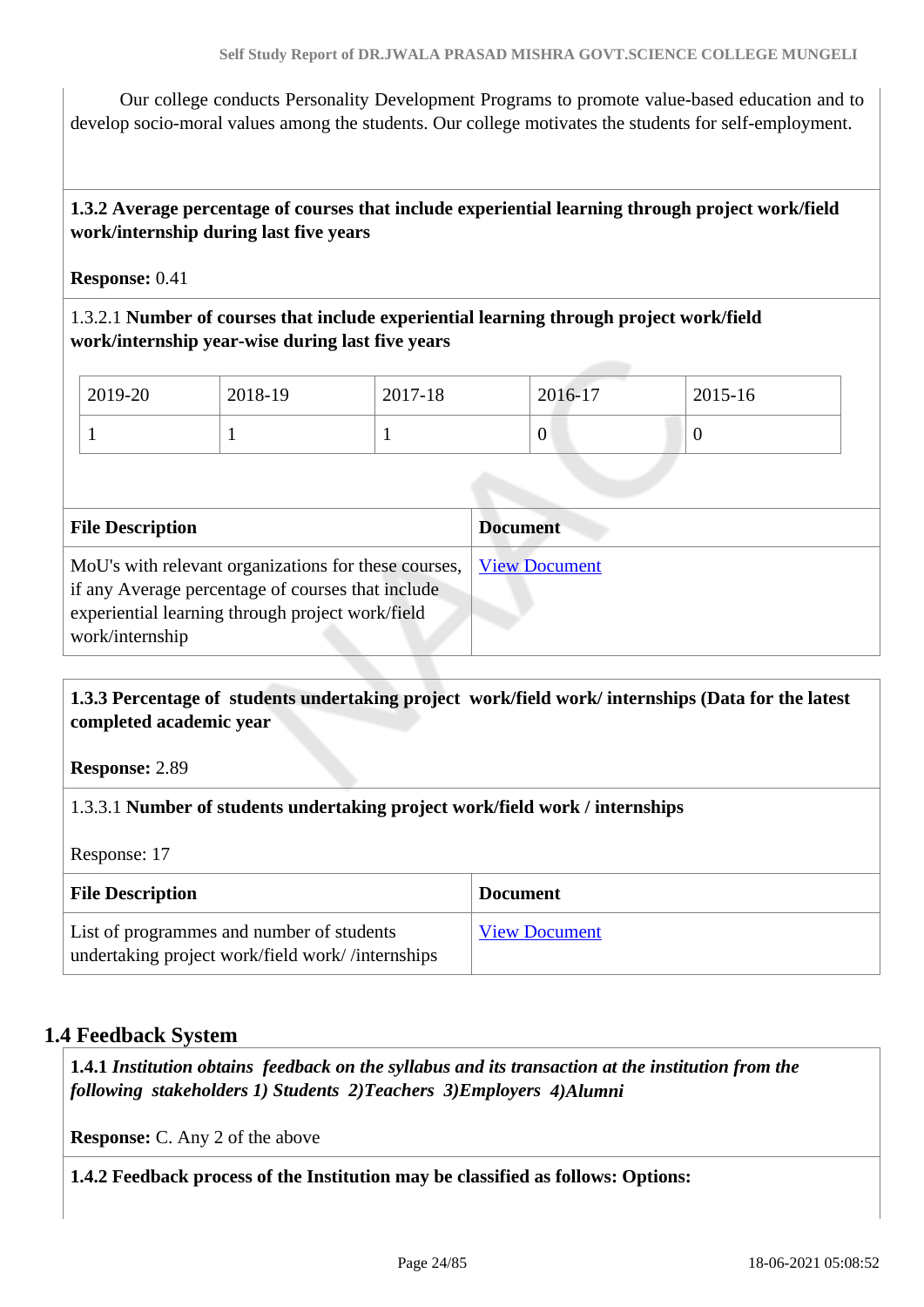Our college conducts Personality Development Programs to promote value-based education and to develop socio-moral values among the students. Our college motivates the students for self-employment.

**1.3.2 Average percentage of courses that include experiential learning through project work/field work/internship during last five years**

**Response:** 0.41

1.3.2.1 **Number of courses that include experiential learning through project work/field work/internship year-wise during last five years**

| 2019-20 | 2018-19 | 2017-18 | 2016-17 | 2015-16 |
|---|---|---|---|---|
| 1 | 1 | 1 | 0 | 0 |

| File Description | Document |
|---|---|
| MoU's with relevant organizations for these courses, if any Average percentage of courses that include experiential learning through project work/field work/internship | View Document |

**1.3.3 Percentage of students undertaking project work/field work/ internships (Data for the latest completed academic year**

**Response:** 2.89

1.3.3.1 **Number of students undertaking project work/field work / internships**

Response: 17

| File Description | Document |
|---|---|
| List of programmes and number of students undertaking project work/field work/ /internships | View Document |

## 1.4 Feedback System

**1.4.1** ***Institution obtains feedback on the syllabus and its transaction at the institution from the following stakeholders 1) Students 2)Teachers 3)Employers 4)Alumni***

**Response:** C. Any 2 of the above

**1.4.2 Feedback process of the Institution may be classified as follows: Options:**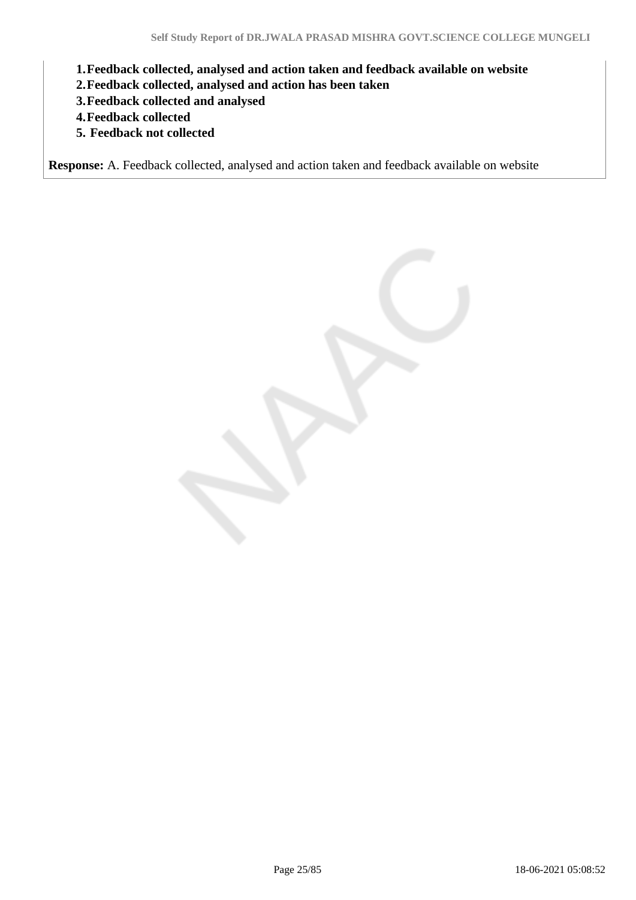1. **Feedback collected, analysed and action taken and feedback available on website**
2. **Feedback collected, analysed and action has been taken**
3. **Feedback collected and analysed**
4. **Feedback collected**
5. **Feedback not collected**

**Response:** A. Feedback collected, analysed and action taken and feedback available on website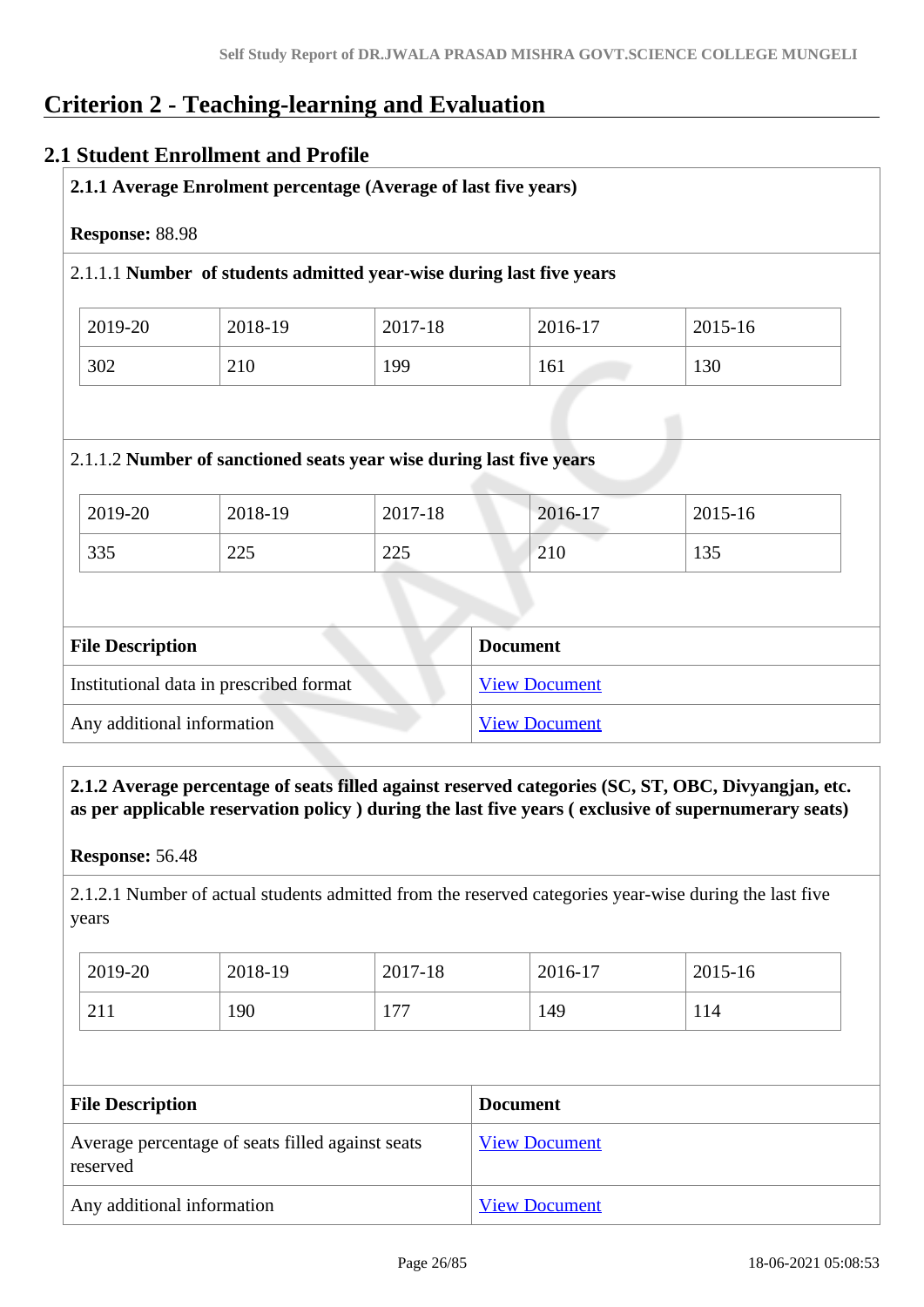# Criterion 2 - Teaching-learning and Evaluation

## 2.1 Student Enrollment and Profile

**2.1.1 Average Enrolment percentage (Average of last five years)**

**Response:** 88.98

2.1.1.1 **Number of students admitted year-wise during last five years**

| 2019-20 | 2018-19 | 2017-18 | 2016-17 | 2015-16 |
|---|---|---|---|---|
| 302 | 210 | 199 | 161 | 130 |

2.1.1.2 **Number of sanctioned seats year wise during last five years**

| 2019-20 | 2018-19 | 2017-18 | 2016-17 | 2015-16 |
|---|---|---|---|---|
| 335 | 225 | 225 | 210 | 135 |

| File Description | Document |
|---|---|
| Institutional data in prescribed format | View Document |
| Any additional information | View Document |

**2.1.2 Average percentage of seats filled against reserved categories (SC, ST, OBC, Divyangjan, etc. as per applicable reservation policy ) during the last five years ( exclusive of supernumerary seats)**

**Response:** 56.48

2.1.2.1 Number of actual students admitted from the reserved categories year-wise during the last five years

| 2019-20 | 2018-19 | 2017-18 | 2016-17 | 2015-16 |
|---|---|---|---|---|
| 211 | 190 | 177 | 149 | 114 |

| File Description | Document |
|---|---|
| Average percentage of seats filled against seats reserved | View Document |
| Any additional information | View Document |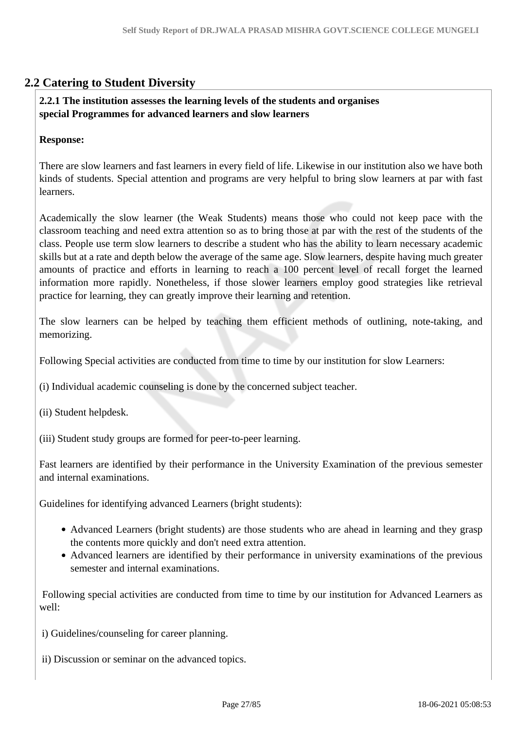## 2.2 Catering to Student Diversity

**2.2.1 The institution assesses the learning levels of the students and organises special Programmes for advanced learners and slow learners**

**Response:**

There are slow learners and fast learners in every field of life. Likewise in our institution also we have both kinds of students. Special attention and programs are very helpful to bring slow learners at par with fast learners.

Academically the slow learner (the Weak Students) means those who could not keep pace with the classroom teaching and need extra attention so as to bring those at par with the rest of the students of the class. People use term slow learners to describe a student who has the ability to learn necessary academic skills but at a rate and depth below the average of the same age. Slow learners, despite having much greater amounts of practice and efforts in learning to reach a 100 percent level of recall forget the learned information more rapidly. Nonetheless, if those slower learners employ good strategies like retrieval practice for learning, they can greatly improve their learning and retention.

The slow learners can be helped by teaching them efficient methods of outlining, note-taking, and memorizing.

Following Special activities are conducted from time to time by our institution for slow Learners:

(i) Individual academic counseling is done by the concerned subject teacher.

(ii) Student helpdesk.

(iii) Student study groups are formed for peer-to-peer learning.

Fast learners are identified by their performance in the University Examination of the previous semester and internal examinations.

Guidelines for identifying advanced Learners (bright students):

- Advanced Learners (bright students) are those students who are ahead in learning and they grasp the contents more quickly and don't need extra attention.
- Advanced learners are identified by their performance in university examinations of the previous semester and internal examinations.

Following special activities are conducted from time to time by our institution for Advanced Learners as well:

i) Guidelines/counseling for career planning.

ii) Discussion or seminar on the advanced topics.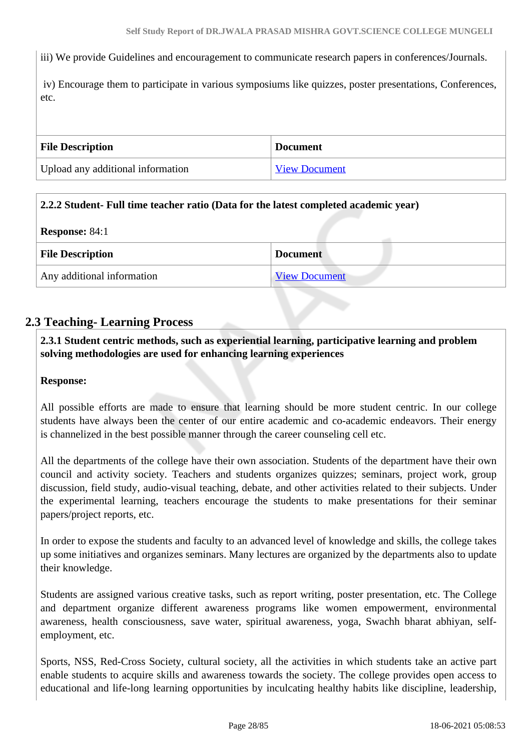iii) We provide Guidelines and encouragement to communicate research papers in conferences/Journals.

iv) Encourage them to participate in various symposiums like quizzes, poster presentations, Conferences, etc.

| File Description | Document |
| --- | --- |
| Upload any additional information | View Document |

**2.2.2 Student- Full time teacher ratio (Data for the latest completed academic year)**

**Response:** 84:1

| File Description | Document |
| --- | --- |
| Any additional information | View Document |

## 2.3 Teaching- Learning Process

**2.3.1 Student centric methods, such as experiential learning, participative learning and problem solving methodologies are used for enhancing learning experiences**

**Response:**

All possible efforts are made to ensure that learning should be more student centric. In our college students have always been the center of our entire academic and co-academic endeavors. Their energy is channelized in the best possible manner through the career counseling cell etc.

All the departments of the college have their own association. Students of the department have their own council and activity society. Teachers and students organizes quizzes; seminars, project work, group discussion, field study, audio-visual teaching, debate, and other activities related to their subjects. Under the experimental learning, teachers encourage the students to make presentations for their seminar papers/project reports, etc.

In order to expose the students and faculty to an advanced level of knowledge and skills, the college takes up some initiatives and organizes seminars. Many lectures are organized by the departments also to update their knowledge.

Students are assigned various creative tasks, such as report writing, poster presentation, etc. The College and department organize different awareness programs like women empowerment, environmental awareness, health consciousness, save water, spiritual awareness, yoga, Swachh bharat abhiyan, self-employment, etc.

Sports, NSS, Red-Cross Society, cultural society, all the activities in which students take an active part enable students to acquire skills and awareness towards the society. The college provides open access to educational and life-long learning opportunities by inculcating healthy habits like discipline, leadership,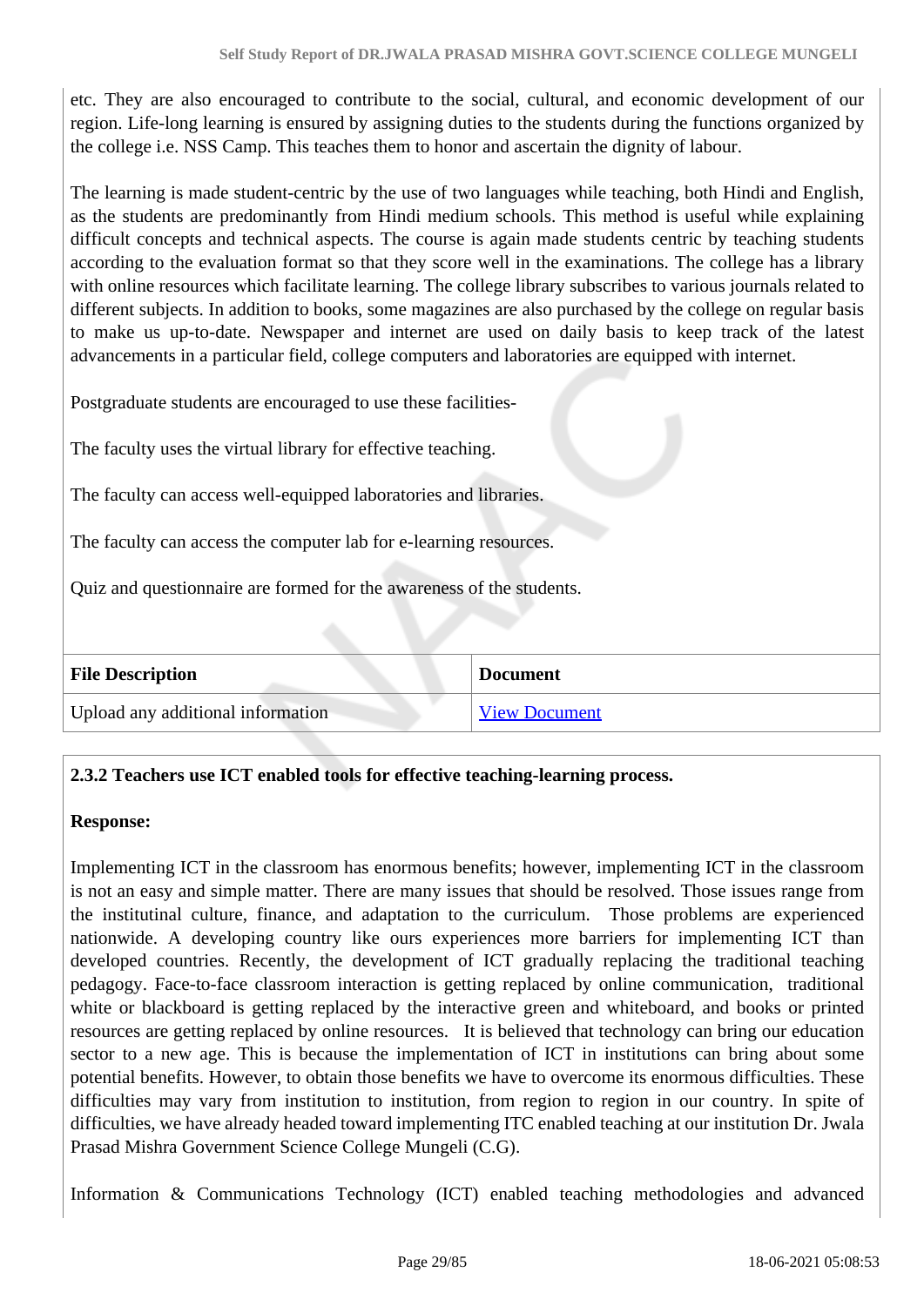etc. They are also encouraged to contribute to the social, cultural, and economic development of our region. Life-long learning is ensured by assigning duties to the students during the functions organized by the college i.e. NSS Camp. This teaches them to honor and ascertain the dignity of labour.

The learning is made student-centric by the use of two languages while teaching, both Hindi and English, as the students are predominantly from Hindi medium schools. This method is useful while explaining difficult concepts and technical aspects. The course is again made students centric by teaching students according to the evaluation format so that they score well in the examinations. The college has a library with online resources which facilitate learning. The college library subscribes to various journals related to different subjects. In addition to books, some magazines are also purchased by the college on regular basis to make us up-to-date. Newspaper and internet are used on daily basis to keep track of the latest advancements in a particular field, college computers and laboratories are equipped with internet.

Postgraduate students are encouraged to use these facilities-

The faculty uses the virtual library for effective teaching.

The faculty can access well-equipped laboratories and libraries.

The faculty can access the computer lab for e-learning resources.

Quiz and questionnaire are formed for the awareness of the students.

| File Description | Document |
|---|---|
| Upload any additional information | View Document |

**2.3.2 Teachers use ICT enabled tools for effective teaching-learning process.**

**Response:**

Implementing ICT in the classroom has enormous benefits; however, implementing ICT in the classroom is not an easy and simple matter. There are many issues that should be resolved. Those issues range from the institutinal culture, finance, and adaptation to the curriculum. Those problems are experienced nationwide. A developing country like ours experiences more barriers for implementing ICT than developed countries. Recently, the development of ICT gradually replacing the traditional teaching pedagogy. Face-to-face classroom interaction is getting replaced by online communication, traditional white or blackboard is getting replaced by the interactive green and whiteboard, and books or printed resources are getting replaced by online resources. It is believed that technology can bring our education sector to a new age. This is because the implementation of ICT in institutions can bring about some potential benefits. However, to obtain those benefits we have to overcome its enormous difficulties. These difficulties may vary from institution to institution, from region to region in our country. In spite of difficulties, we have already headed toward implementing ITC enabled teaching at our institution Dr. Jwala Prasad Mishra Government Science College Mungeli (C.G).

Information & Communications Technology (ICT) enabled teaching methodologies and advanced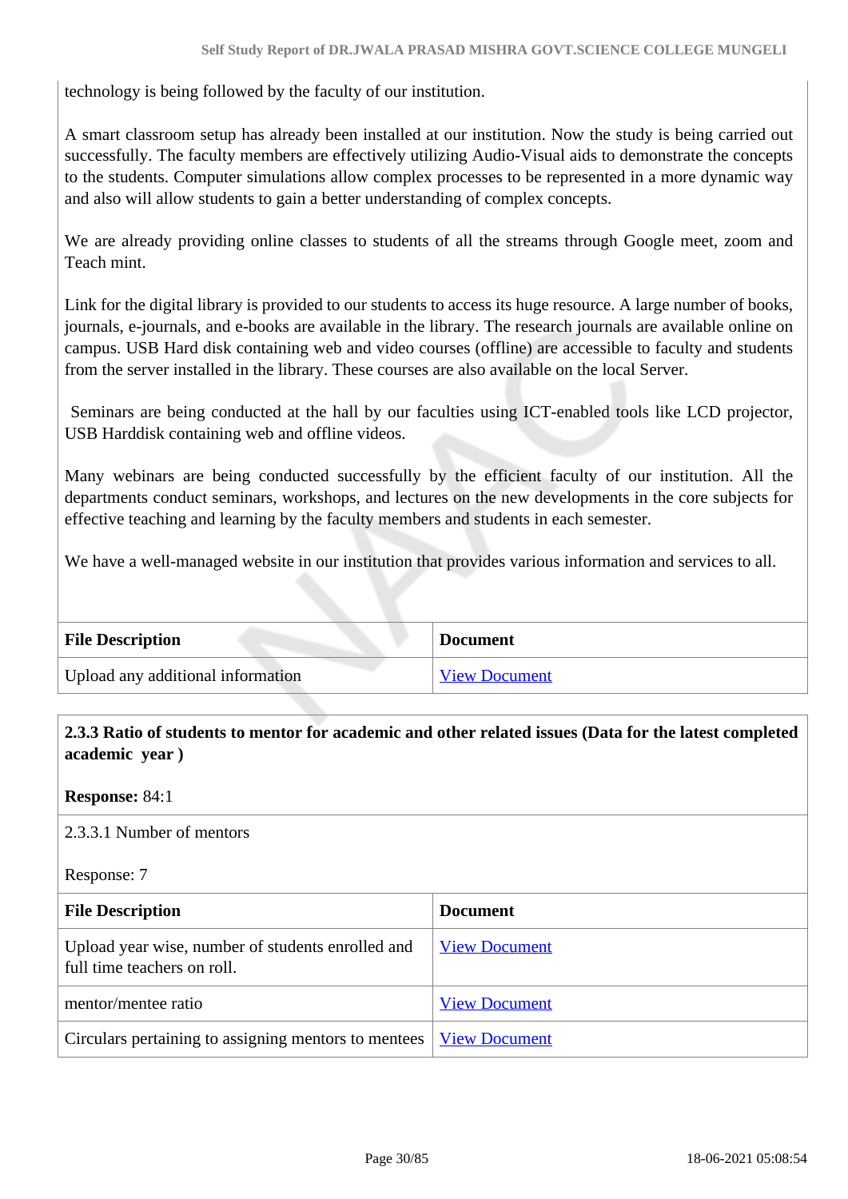technology is being followed by the faculty of our institution.

A smart classroom setup has already been installed at our institution. Now the study is being carried out successfully. The faculty members are effectively utilizing Audio-Visual aids to demonstrate the concepts to the students. Computer simulations allow complex processes to be represented in a more dynamic way and also will allow students to gain a better understanding of complex concepts.

We are already providing online classes to students of all the streams through Google meet, zoom and Teach mint.

Link for the digital library is provided to our students to access its huge resource. A large number of books, journals, e-journals, and e-books are available in the library. The research journals are available online on campus. USB Hard disk containing web and video courses (offline) are accessible to faculty and students from the server installed in the library. These courses are also available on the local Server.

Seminars are being conducted at the hall by our faculties using ICT-enabled tools like LCD projector, USB Harddisk containing web and offline videos.

Many webinars are being conducted successfully by the efficient faculty of our institution. All the departments conduct seminars, workshops, and lectures on the new developments in the core subjects for effective teaching and learning by the faculty members and students in each semester.

We have a well-managed website in our institution that provides various information and services to all.

| File Description | Document |
|---|---|
| Upload any additional information | View Document |

**2.3.3 Ratio of students to mentor for academic and other related issues (Data for the latest completed academic year )**

**Response:** 84:1

2.3.3.1 Number of mentors

Response: 7

| File Description | Document |
|---|---|
| Upload year wise, number of students enrolled and full time teachers on roll. | View Document |
| mentor/mentee ratio | View Document |
| Circulars pertaining to assigning mentors to mentees | View Document |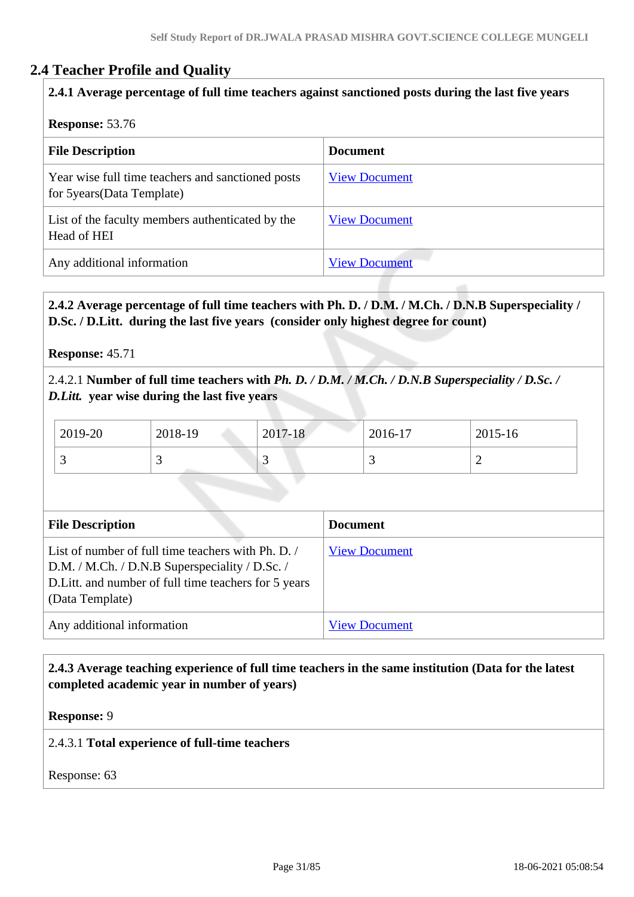## 2.4 Teacher Profile and Quality

**2.4.1 Average percentage of full time teachers against sanctioned posts during the last five years**

**Response:** 53.76

| File Description | Document |
|---|---|
| Year wise full time teachers and sanctioned posts for 5years(Data Template) | View Document |
| List of the faculty members authenticated by the Head of HEI | View Document |
| Any additional information | View Document |

**2.4.2 Average percentage of full time teachers with Ph. D. / D.M. / M.Ch. / D.N.B Superspeciality / D.Sc. / D.Litt. during the last five years (consider only highest degree for count)**

**Response:** 45.71

2.4.2.1 **Number of full time teachers with *Ph. D. / D.M. / M.Ch. / D.N.B Superspeciality / D.Sc. / D.Litt.* year wise during the last five years**

| 2019-20 | 2018-19 | 2017-18 | 2016-17 | 2015-16 |
|---|---|---|---|---|
| 3 | 3 | 3 | 3 | 2 |

| File Description | Document |
|---|---|
| List of number of full time teachers with Ph. D. / D.M. / M.Ch. / D.N.B Superspeciality / D.Sc. / D.Litt. and number of full time teachers for 5 years (Data Template) | View Document |
| Any additional information | View Document |

**2.4.3 Average teaching experience of full time teachers in the same institution (Data for the latest completed academic year in number of years)**

**Response:** 9

2.4.3.1 **Total experience of full-time teachers**

Response: 63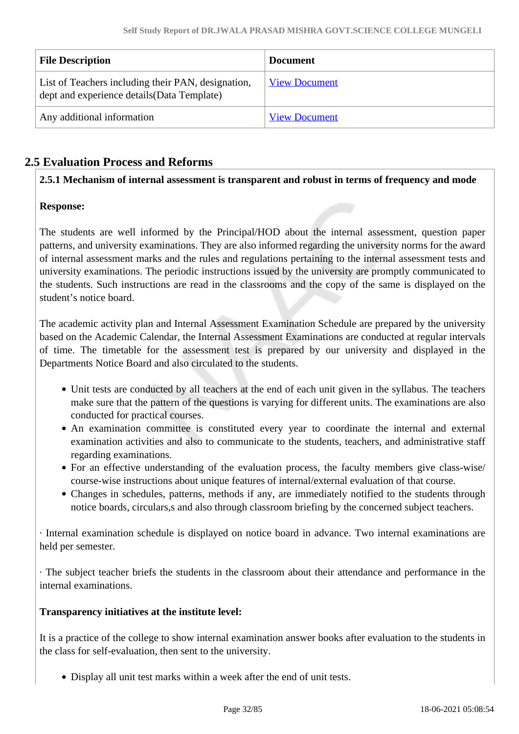| File Description | Document |
|---|---|
| List of Teachers including their PAN, designation, dept and experience details(Data Template) | View Document |
| Any additional information | View Document |

## 2.5 Evaluation Process and Reforms

**2.5.1 Mechanism of internal assessment is transparent and robust in terms of frequency and mode**

**Response:**

The students are well informed by the Principal/HOD about the internal assessment, question paper patterns, and university examinations. They are also informed regarding the university norms for the award of internal assessment marks and the rules and regulations pertaining to the internal assessment tests and university examinations. The periodic instructions issued by the university are promptly communicated to the students. Such instructions are read in the classrooms and the copy of the same is displayed on the student's notice board.

The academic activity plan and Internal Assessment Examination Schedule are prepared by the university based on the Academic Calendar, the Internal Assessment Examinations are conducted at regular intervals of time. The timetable for the assessment test is prepared by our university and displayed in the Departments Notice Board and also circulated to the students.

- Unit tests are conducted by all teachers at the end of each unit given in the syllabus. The teachers make sure that the pattern of the questions is varying for different units. The examinations are also conducted for practical courses.
- An examination committee is constituted every year to coordinate the internal and external examination activities and also to communicate to the students, teachers, and administrative staff regarding examinations.
- For an effective understanding of the evaluation process, the faculty members give class-wise/ course-wise instructions about unique features of internal/external evaluation of that course.
- Changes in schedules, patterns, methods if any, are immediately notified to the students through notice boards, circulars,s and also through classroom briefing by the concerned subject teachers.

· Internal examination schedule is displayed on notice board in advance. Two internal examinations are held per semester.

· The subject teacher briefs the students in the classroom about their attendance and performance in the internal examinations.

**Transparency initiatives at the institute level:**

It is a practice of the college to show internal examination answer books after evaluation to the students in the class for self-evaluation, then sent to the university.

- Display all unit test marks within a week after the end of unit tests.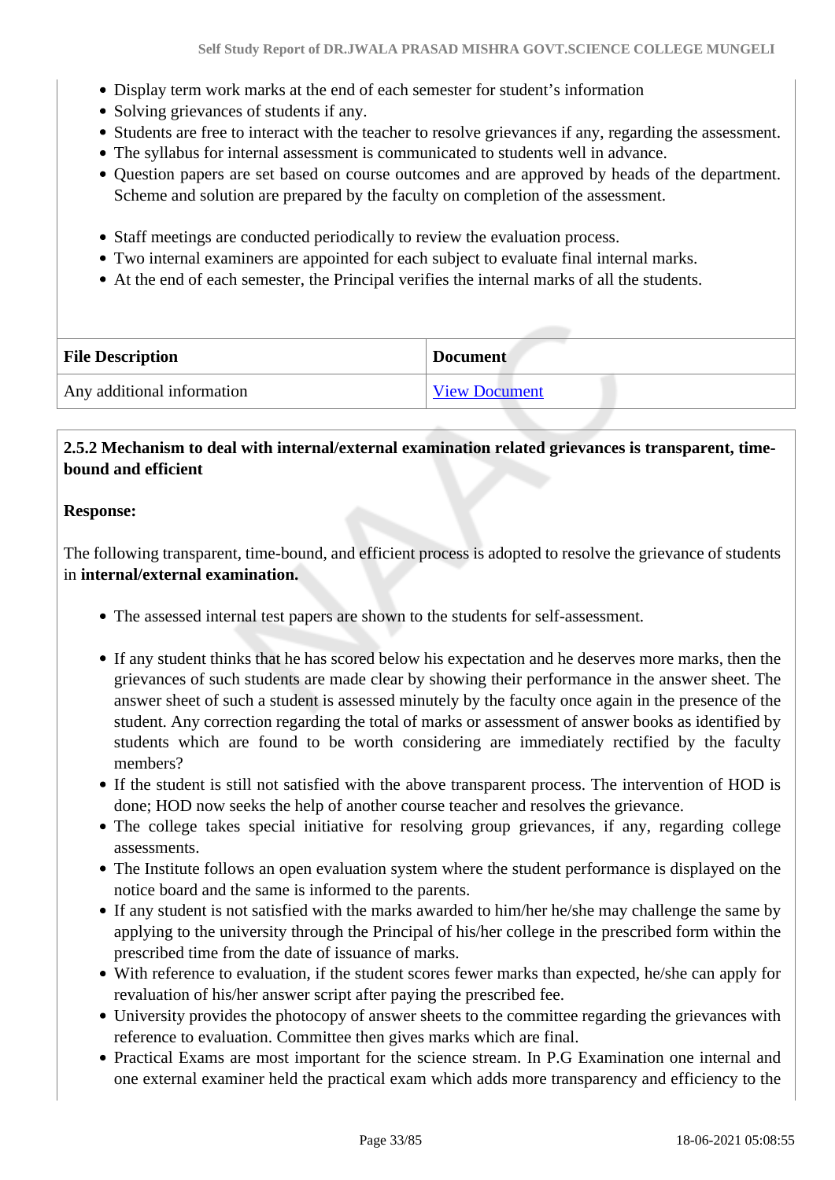- Display term work marks at the end of each semester for student's information
- Solving grievances of students if any.
- Students are free to interact with the teacher to resolve grievances if any, regarding the assessment.
- The syllabus for internal assessment is communicated to students well in advance.
- Question papers are set based on course outcomes and are approved by heads of the department. Scheme and solution are prepared by the faculty on completion of the assessment.

- Staff meetings are conducted periodically to review the evaluation process.
- Two internal examiners are appointed for each subject to evaluate final internal marks.
- At the end of each semester, the Principal verifies the internal marks of all the students.

| File Description | Document |
| --- | --- |
| Any additional information | View Document |

**2.5.2 Mechanism to deal with internal/external examination related grievances is transparent, time-bound and efficient**

**Response:**

The following transparent, time-bound, and efficient process is adopted to resolve the grievance of students in **internal/external examination.**

- The assessed internal test papers are shown to the students for self-assessment.

- If any student thinks that he has scored below his expectation and he deserves more marks, then the grievances of such students are made clear by showing their performance in the answer sheet. The answer sheet of such a student is assessed minutely by the faculty once again in the presence of the student. Any correction regarding the total of marks or assessment of answer books as identified by students which are found to be worth considering are immediately rectified by the faculty members?
- If the student is still not satisfied with the above transparent process. The intervention of HOD is done; HOD now seeks the help of another course teacher and resolves the grievance.
- The college takes special initiative for resolving group grievances, if any, regarding college assessments.
- The Institute follows an open evaluation system where the student performance is displayed on the notice board and the same is informed to the parents.
- If any student is not satisfied with the marks awarded to him/her he/she may challenge the same by applying to the university through the Principal of his/her college in the prescribed form within the prescribed time from the date of issuance of marks.
- With reference to evaluation, if the student scores fewer marks than expected, he/she can apply for revaluation of his/her answer script after paying the prescribed fee.
- University provides the photocopy of answer sheets to the committee regarding the grievances with reference to evaluation. Committee then gives marks which are final.
- Practical Exams are most important for the science stream. In P.G Examination one internal and one external examiner held the practical exam which adds more transparency and efficiency to the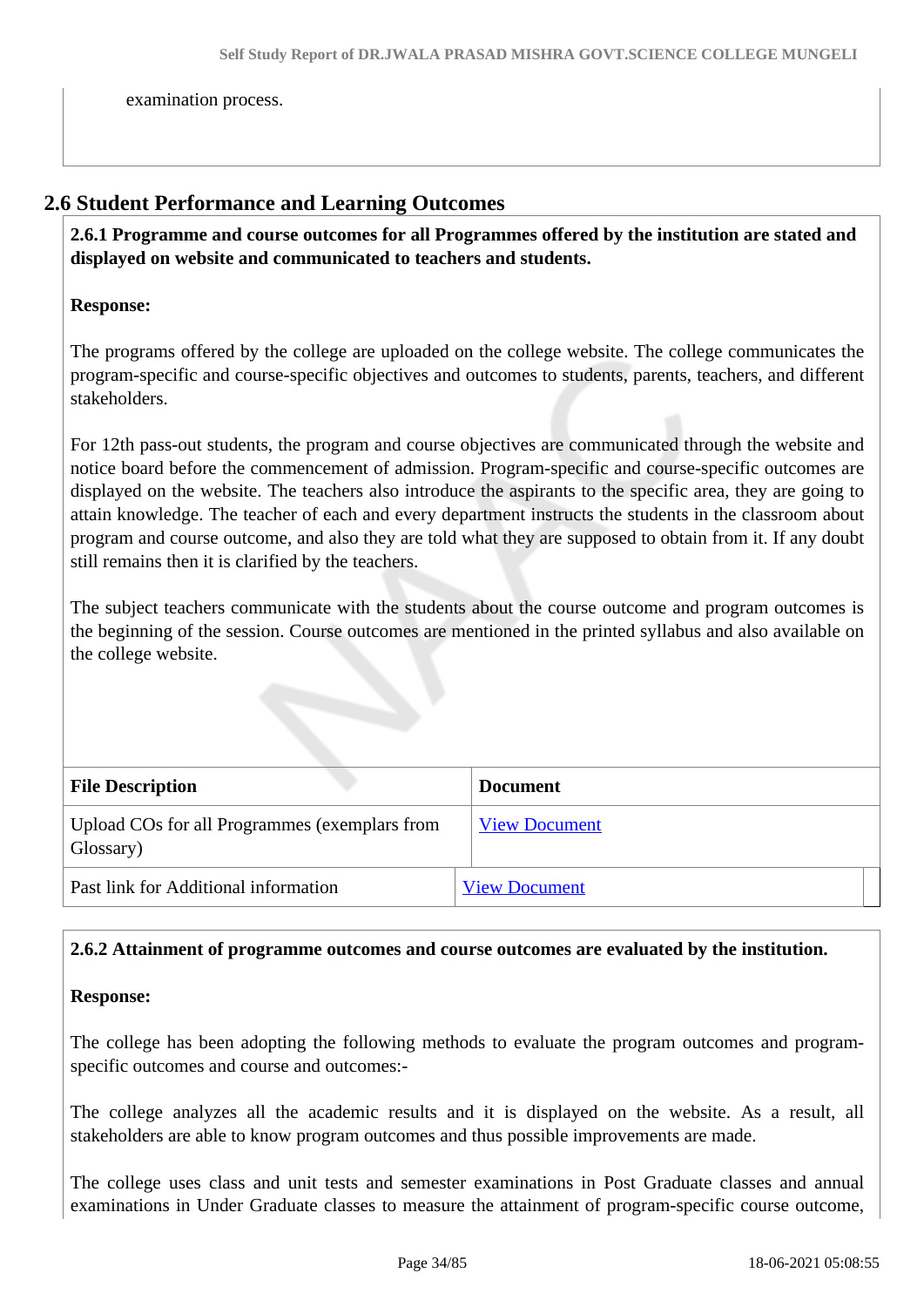examination process.

## 2.6 Student Performance and Learning Outcomes

**2.6.1 Programme and course outcomes for all Programmes offered by the institution are stated and displayed on website and communicated to teachers and students.**

**Response:**

The programs offered by the college are uploaded on the college website. The college communicates the program-specific and course-specific objectives and outcomes to students, parents, teachers, and different stakeholders.

For 12th pass-out students, the program and course objectives are communicated through the website and notice board before the commencement of admission. Program-specific and course-specific outcomes are displayed on the website. The teachers also introduce the aspirants to the specific area, they are going to attain knowledge. The teacher of each and every department instructs the students in the classroom about program and course outcome, and also they are told what they are supposed to obtain from it. If any doubt still remains then it is clarified by the teachers.

The subject teachers communicate with the students about the course outcome and program outcomes is the beginning of the session. Course outcomes are mentioned in the printed syllabus and also available on the college website.

| File Description | Document |
|---|---|
| Upload COs for all Programmes (exemplars from Glossary) | View Document |
| Past link for Additional information | View Document |

**2.6.2 Attainment of programme outcomes and course outcomes are evaluated by the institution.**

**Response:**

The college has been adopting the following methods to evaluate the program outcomes and program-specific outcomes and course and outcomes:-

The college analyzes all the academic results and it is displayed on the website. As a result, all stakeholders are able to know program outcomes and thus possible improvements are made.

The college uses class and unit tests and semester examinations in Post Graduate classes and annual examinations in Under Graduate classes to measure the attainment of program-specific course outcome,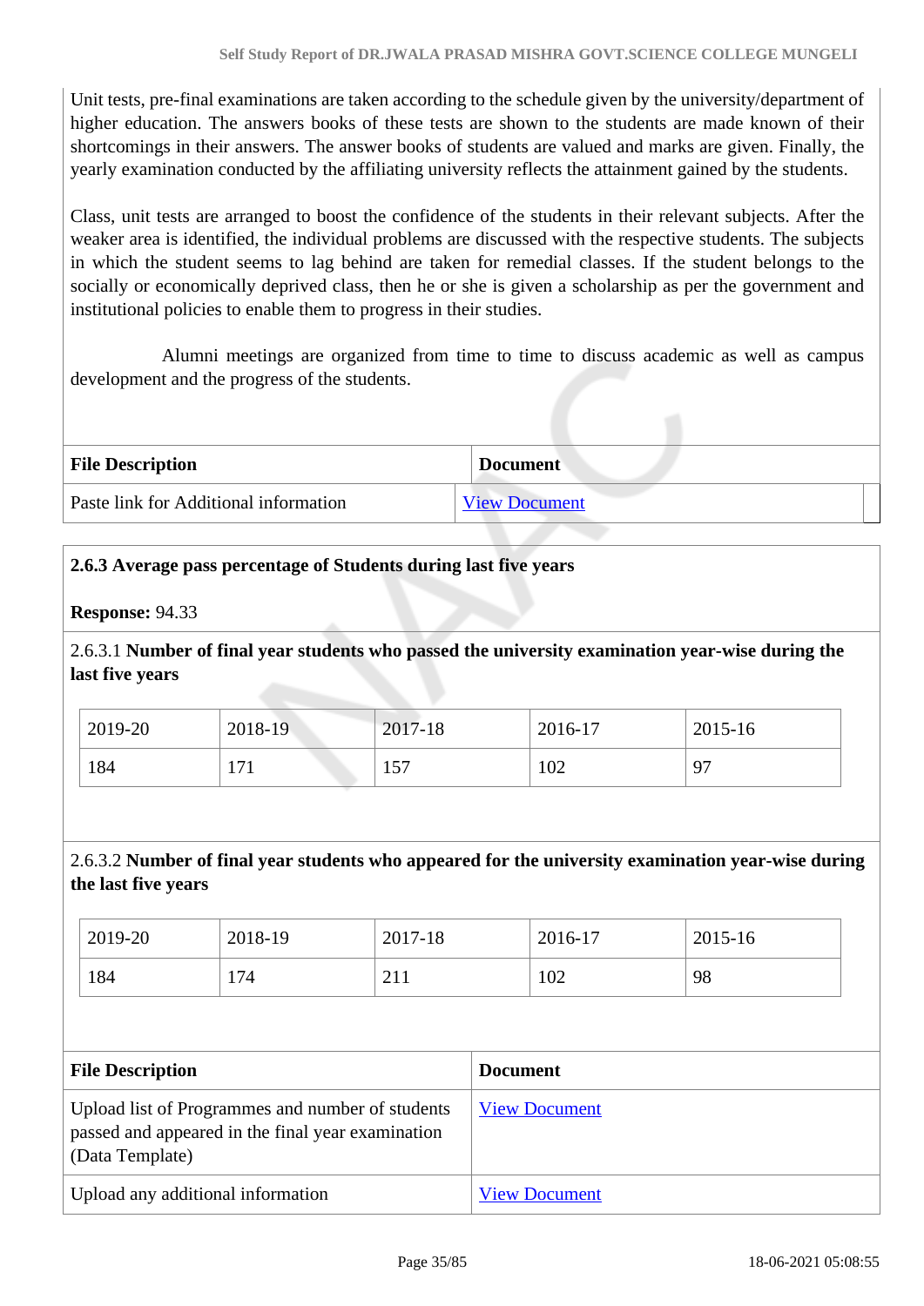Unit tests, pre-final examinations are taken according to the schedule given by the university/department of higher education. The answers books of these tests are shown to the students are made known of their shortcomings in their answers. The answer books of students are valued and marks are given. Finally, the yearly examination conducted by the affiliating university reflects the attainment gained by the students.

Class, unit tests are arranged to boost the confidence of the students in their relevant subjects. After the weaker area is identified, the individual problems are discussed with the respective students. The subjects in which the student seems to lag behind are taken for remedial classes. If the student belongs to the socially or economically deprived class, then he or she is given a scholarship as per the government and institutional policies to enable them to progress in their studies.

Alumni meetings are organized from time to time to discuss academic as well as campus development and the progress of the students.

| File Description | Document |
|---|---|
| Paste link for Additional information | View Document |

**2.6.3 Average pass percentage of Students during last five years**

**Response:** 94.33

2.6.3.1 **Number of final year students who passed the university examination year-wise during the last five years**

| 2019-20 | 2018-19 | 2017-18 | 2016-17 | 2015-16 |
|---|---|---|---|---|
| 184 | 171 | 157 | 102 | 97 |

2.6.3.2 **Number of final year students who appeared for the university examination year-wise during the last five years**

| 2019-20 | 2018-19 | 2017-18 | 2016-17 | 2015-16 |
|---|---|---|---|---|
| 184 | 174 | 211 | 102 | 98 |

| File Description | Document |
|---|---|
| Upload list of Programmes and number of students passed and appeared in the final year examination (Data Template) | View Document |
| Upload any additional information | View Document |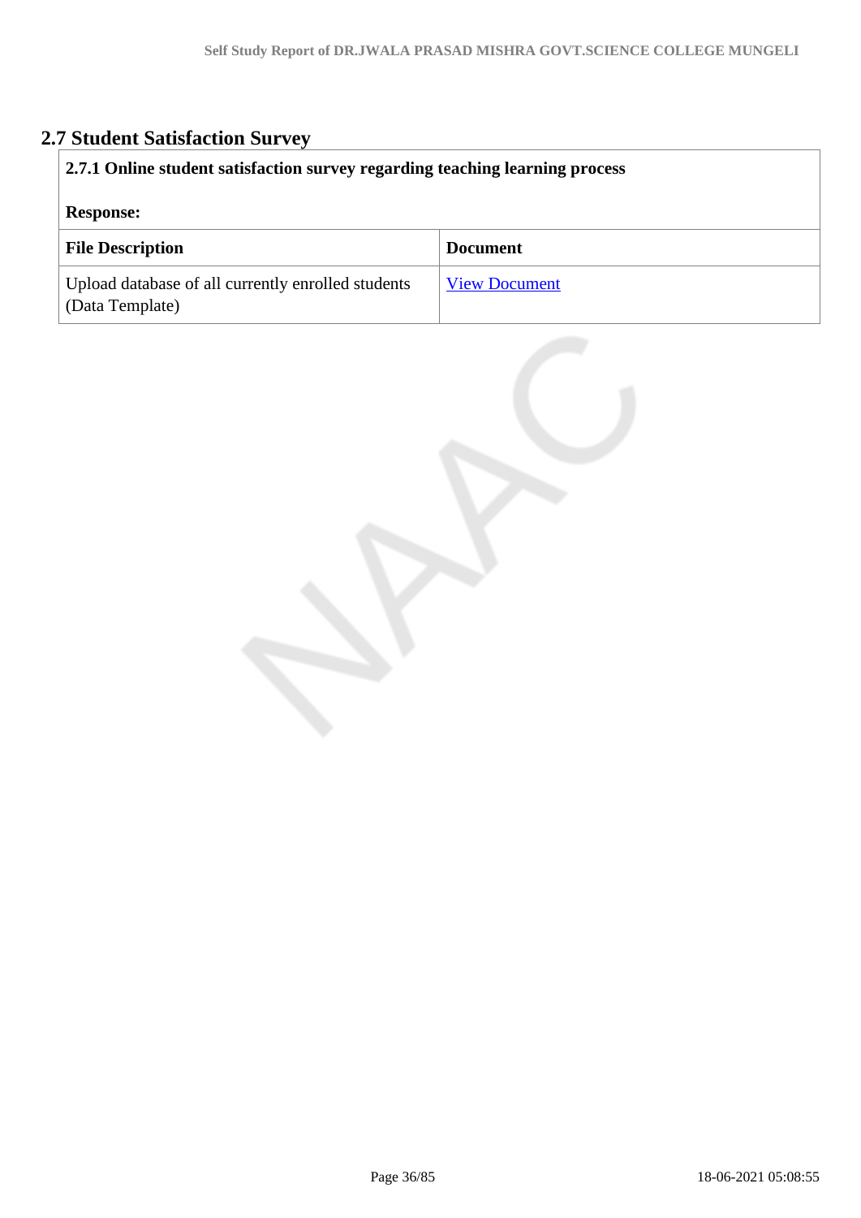## 2.7 Student Satisfaction Survey

**2.7.1 Online student satisfaction survey regarding teaching learning process**

**Response:**

| File Description | Document |
| --- | --- |
| Upload database of all currently enrolled students (Data Template) | View Document |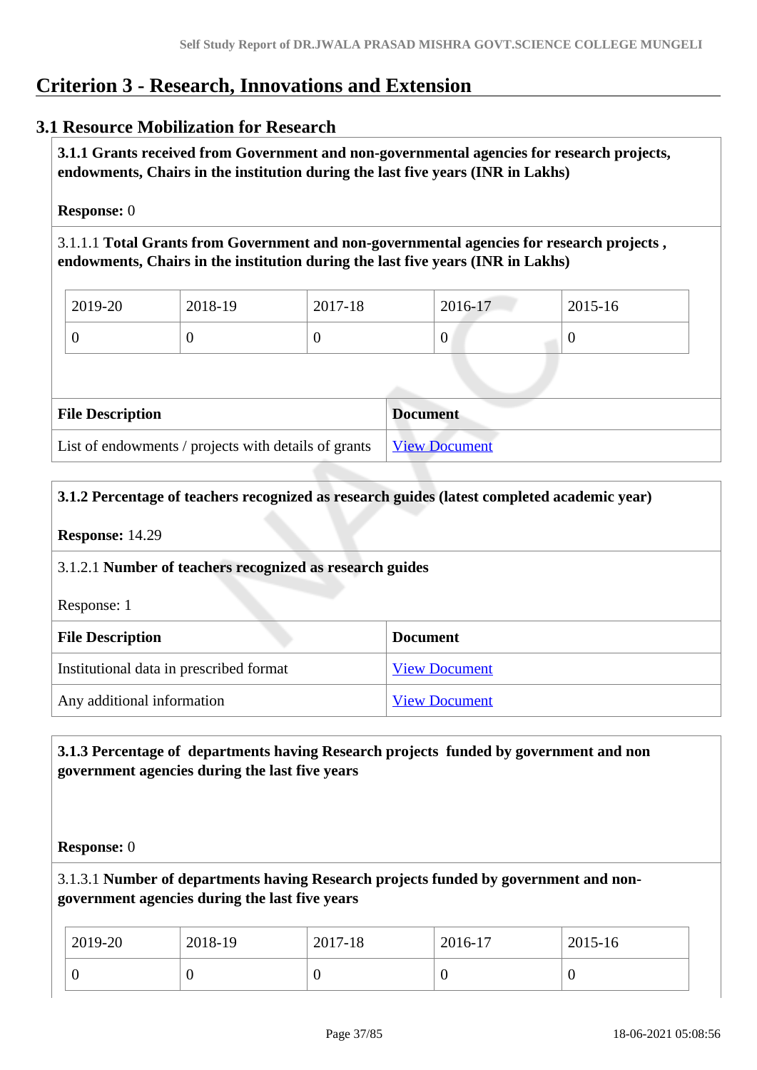# Criterion 3 - Research, Innovations and Extension

## 3.1 Resource Mobilization for Research

**3.1.1 Grants received from Government and non-governmental agencies for research projects, endowments, Chairs in the institution during the last five years (INR in Lakhs)**

**Response:** 0

3.1.1.1 **Total Grants from Government and non-governmental agencies for research projects , endowments, Chairs in the institution during the last five years (INR in Lakhs)**

| 2019-20 | 2018-19 | 2017-18 | 2016-17 | 2015-16 |
|---|---|---|---|---|
| 0 | 0 | 0 | 0 | 0 |

| File Description | Document |
|---|---|
| List of endowments / projects with details of grants | View Document |

**3.1.2 Percentage of teachers recognized as research guides (latest completed academic year)**

**Response:** 14.29

3.1.2.1 **Number of teachers recognized as research guides**

Response: 1

| File Description | Document |
|---|---|
| Institutional data in prescribed format | View Document |
| Any additional information | View Document |

**3.1.3 Percentage of departments having Research projects funded by government and non government agencies during the last five years**

**Response:** 0

3.1.3.1 **Number of departments having Research projects funded by government and non-government agencies during the last five years**

| 2019-20 | 2018-19 | 2017-18 | 2016-17 | 2015-16 |
|---|---|---|---|---|
| 0 | 0 | 0 | 0 | 0 |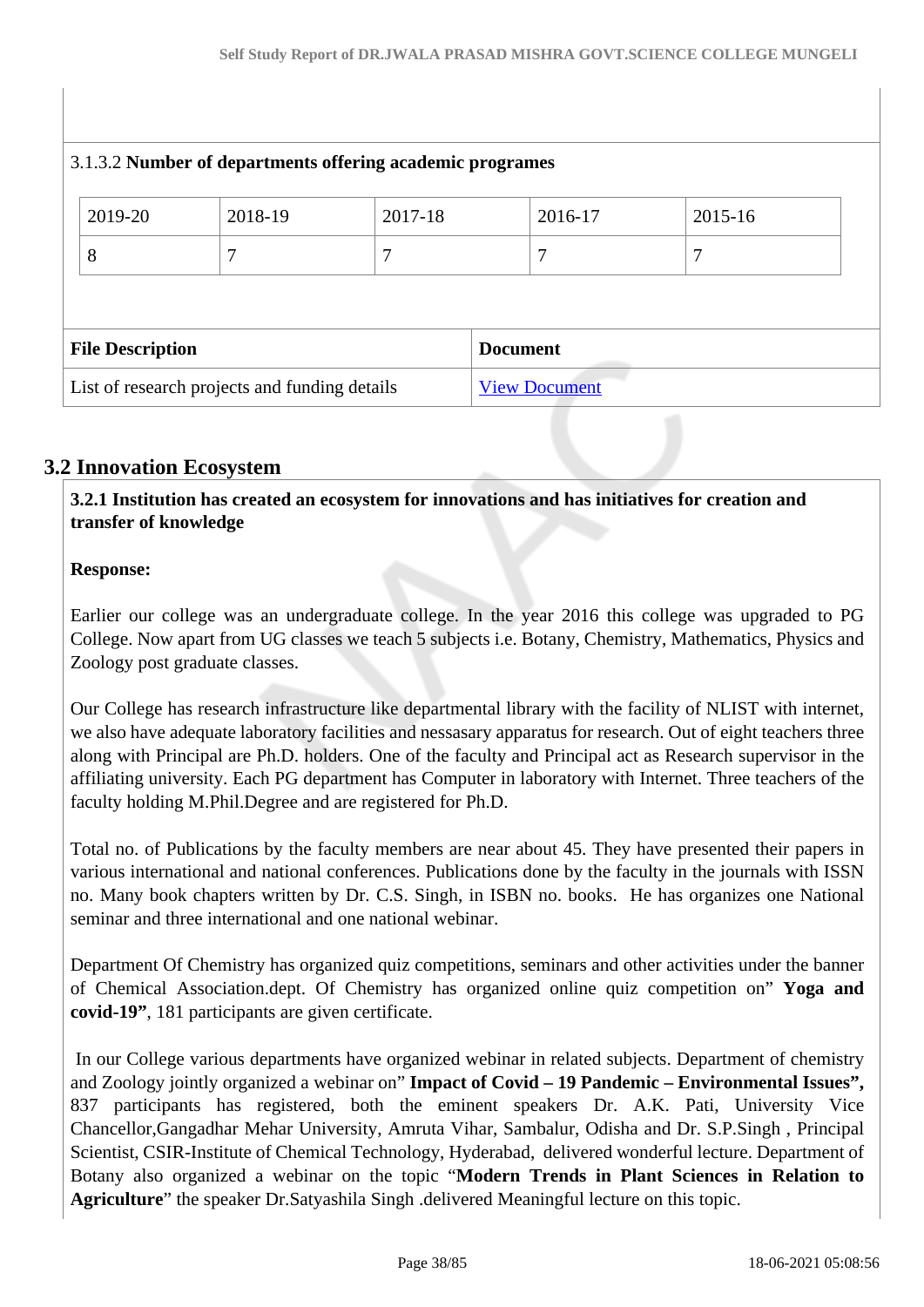3.1.3.2 **Number of departments offering academic programes**

| 2019-20 | 2018-19 | 2017-18 | 2016-17 | 2015-16 |
|---|---|---|---|---|
| 8 | 7 | 7 | 7 | 7 |

| File Description | Document |
|---|---|
| List of research projects and funding details | View Document |

## 3.2 Innovation Ecosystem

**3.2.1 Institution has created an ecosystem for innovations and has initiatives for creation and transfer of knowledge**

**Response:**

Earlier our college was an undergraduate college. In the year 2016 this college was upgraded to PG College. Now apart from UG classes we teach 5 subjects i.e. Botany, Chemistry, Mathematics, Physics and Zoology post graduate classes.

Our College has research infrastructure like departmental library with the facility of NLIST with internet, we also have adequate laboratory facilities and nessasary apparatus for research. Out of eight teachers three along with Principal are Ph.D. holders. One of the faculty and Principal act as Research supervisor in the affiliating university. Each PG department has Computer in laboratory with Internet. Three teachers of the faculty holding M.Phil.Degree and are registered for Ph.D.

Total no. of Publications by the faculty members are near about 45. They have presented their papers in various international and national conferences. Publications done by the faculty in the journals with ISSN no. Many book chapters written by Dr. C.S. Singh, in ISBN no. books. He has organizes one National seminar and three international and one national webinar.

Department Of Chemistry has organized quiz competitions, seminars and other activities under the banner of Chemical Association.dept. Of Chemistry has organized online quiz competition on" **Yoga and covid-19"**, 181 participants are given certificate.

In our College various departments have organized webinar in related subjects. Department of chemistry and Zoology jointly organized a webinar on" **Impact of Covid – 19 Pandemic – Environmental Issues",** 837 participants has registered, both the eminent speakers Dr. A.K. Pati, University Vice Chancellor,Gangadhar Mehar University, Amruta Vihar, Sambalur, Odisha and Dr. S.P.Singh , Principal Scientist, CSIR-Institute of Chemical Technology, Hyderabad, delivered wonderful lecture. Department of Botany also organized a webinar on the topic "**Modern Trends in Plant Sciences in Relation to Agriculture**" the speaker Dr.Satyashila Singh .delivered Meaningful lecture on this topic.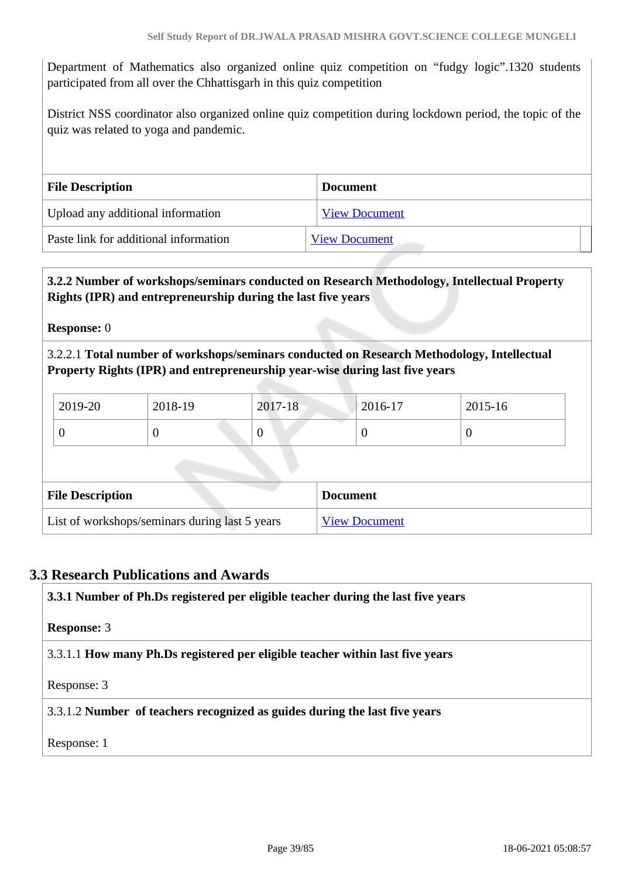Department of Mathematics also organized online quiz competition on “fudgy logic”.1320 students participated from all over the Chhattisgarh in this quiz competition

District NSS coordinator also organized online quiz competition during lockdown period, the topic of the quiz was related to yoga and pandemic.

| File Description | Document |
|---|---|
| Upload any additional information | View Document |
| Paste link for additional information | View Document |

**3.2.2 Number of workshops/seminars conducted on Research Methodology, Intellectual Property Rights (IPR) and entrepreneurship during the last five years**

**Response:** 0

3.2.2.1 **Total number of workshops/seminars conducted on Research Methodology, Intellectual Property Rights (IPR) and entrepreneurship year-wise during last five years**

| 2019-20 | 2018-19 | 2017-18 | 2016-17 | 2015-16 |
|---|---|---|---|---|
| 0 | 0 | 0 | 0 | 0 |

| File Description | Document |
|---|---|
| List of workshops/seminars during last 5 years | View Document |

## 3.3 Research Publications and Awards

**3.3.1 Number of Ph.Ds registered per eligible teacher during the last five years**

**Response:** 3

3.3.1.1 **How many Ph.Ds registered per eligible teacher within last five years**

Response: 3

3.3.1.2 **Number of teachers recognized as guides during the last five years**

Response: 1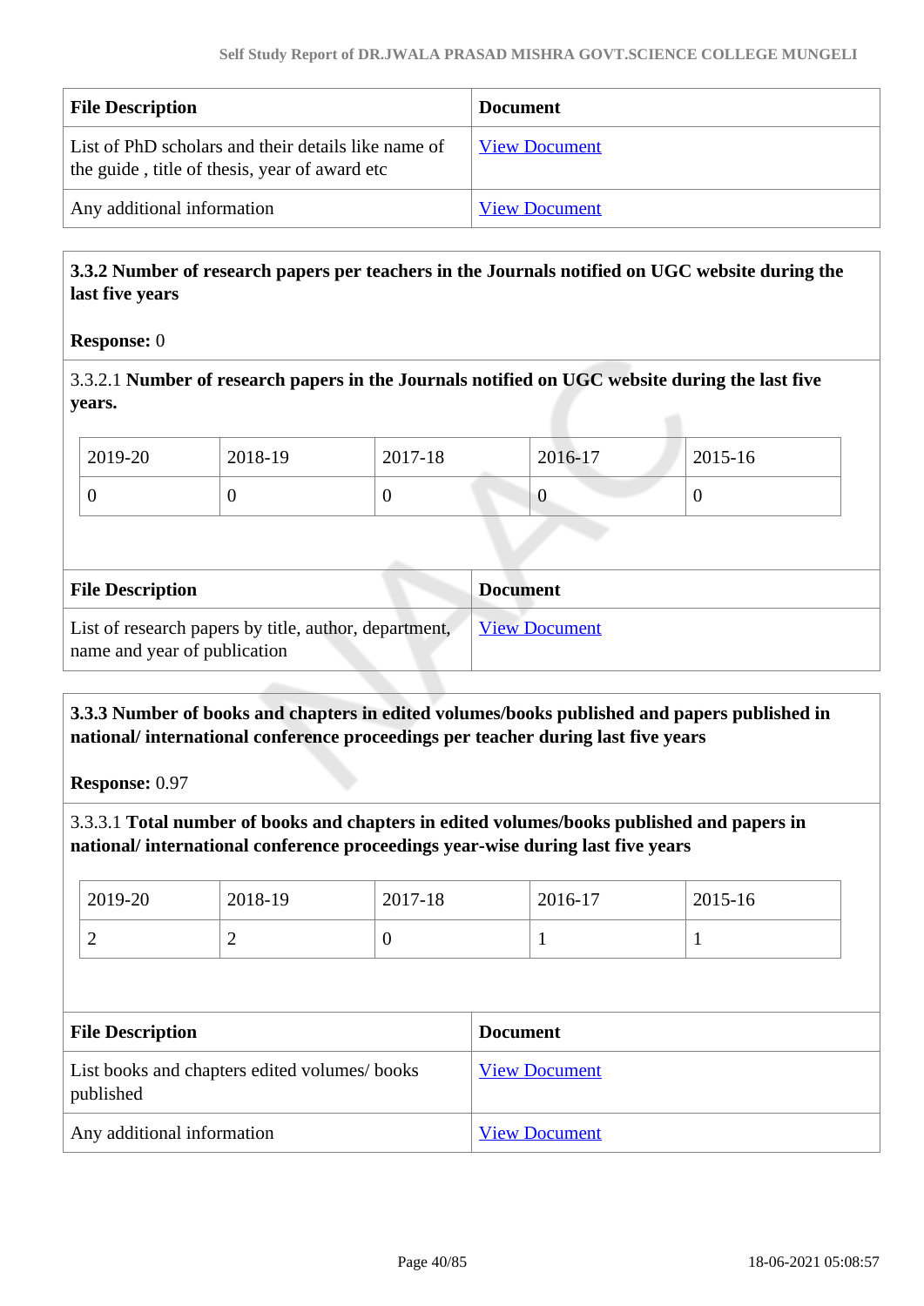| File Description | Document |
|---|---|
| List of PhD scholars and their details like name of the guide , title of thesis, year of award etc | View Document |
| Any additional information | View Document |

**3.3.2 Number of research papers per teachers in the Journals notified on UGC website during the last five years**

**Response:** 0

3.3.2.1 **Number of research papers in the Journals notified on UGC website during the last five years.**

| 2019-20 | 2018-19 | 2017-18 | 2016-17 | 2015-16 |
|---|---|---|---|---|
| 0 | 0 | 0 | 0 | 0 |

| File Description | Document |
|---|---|
| List of research papers by title, author, department, name and year of publication | View Document |

**3.3.3 Number of books and chapters in edited volumes/books published and papers published in national/ international conference proceedings per teacher during last five years**

**Response:** 0.97

3.3.3.1 **Total number of books and chapters in edited volumes/books published and papers in national/ international conference proceedings year-wise during last five years**

| 2019-20 | 2018-19 | 2017-18 | 2016-17 | 2015-16 |
|---|---|---|---|---|
| 2 | 2 | 0 | 1 | 1 |

| File Description | Document |
|---|---|
| List books and chapters edited volumes/ books published | View Document |
| Any additional information | View Document |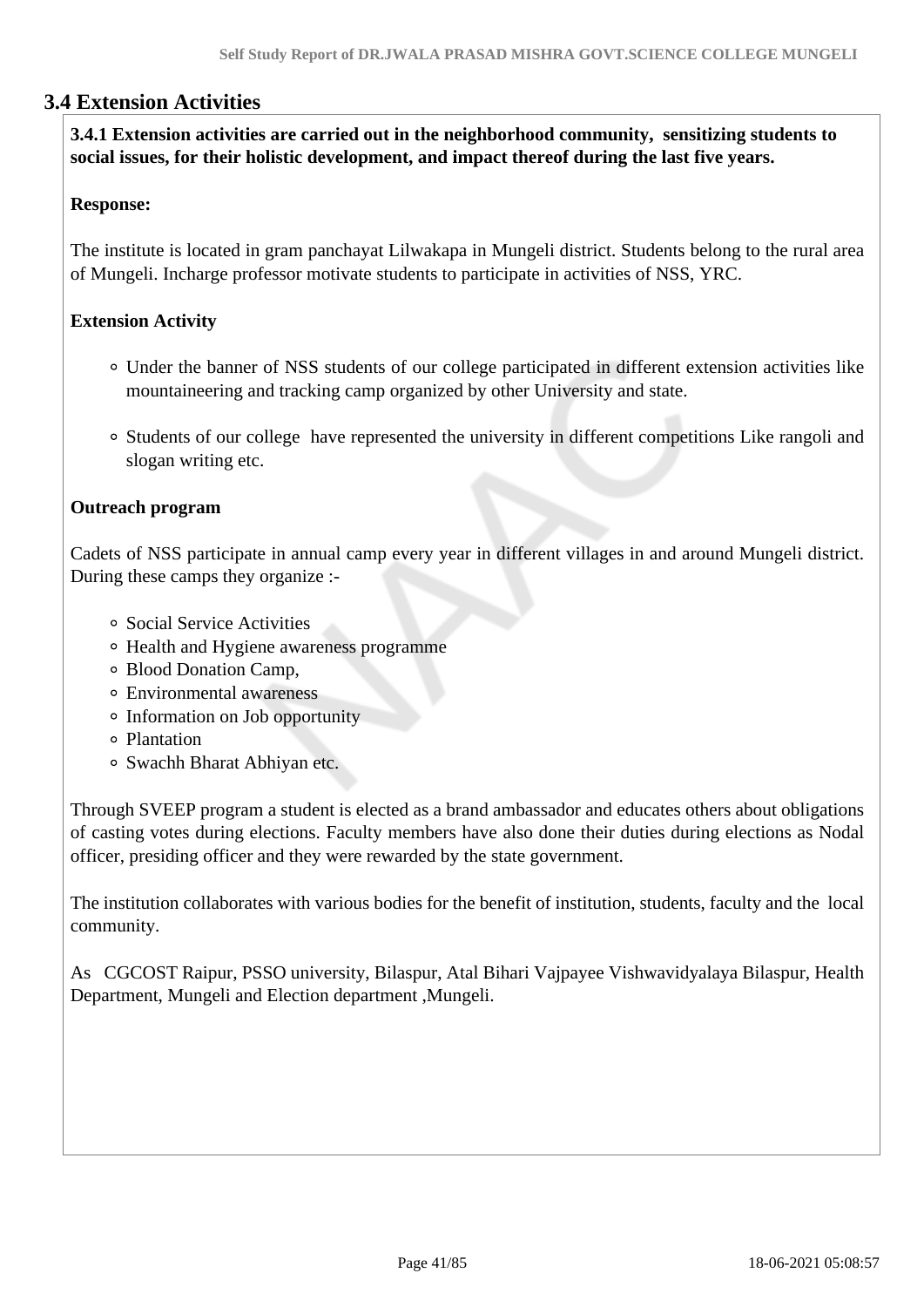## 3.4 Extension Activities

**3.4.1 Extension activities are carried out in the neighborhood community, sensitizing students to social issues, for their holistic development, and impact thereof during the last five years.**

**Response:**

The institute is located in gram panchayat Lilwakapa in Mungeli district. Students belong to the rural area of Mungeli. Incharge professor motivate students to participate in activities of NSS, YRC.

**Extension Activity**

- Under the banner of NSS students of our college participated in different extension activities like mountaineering and tracking camp organized by other University and state.
- Students of our college have represented the university in different competitions Like rangoli and slogan writing etc.

**Outreach program**

Cadets of NSS participate in annual camp every year in different villages in and around Mungeli district. During these camps they organize :-

- Social Service Activities
- Health and Hygiene awareness programme
- Blood Donation Camp,
- Environmental awareness
- Information on Job opportunity
- Plantation
- Swachh Bharat Abhiyan etc.

Through SVEEP program a student is elected as a brand ambassador and educates others about obligations of casting votes during elections. Faculty members have also done their duties during elections as Nodal officer, presiding officer and they were rewarded by the state government.

The institution collaborates with various bodies for the benefit of institution, students, faculty and the local community.

As CGCOST Raipur, PSSO university, Bilaspur, Atal Bihari Vajpayee Vishwavidyalaya Bilaspur, Health Department, Mungeli and Election department ,Mungeli.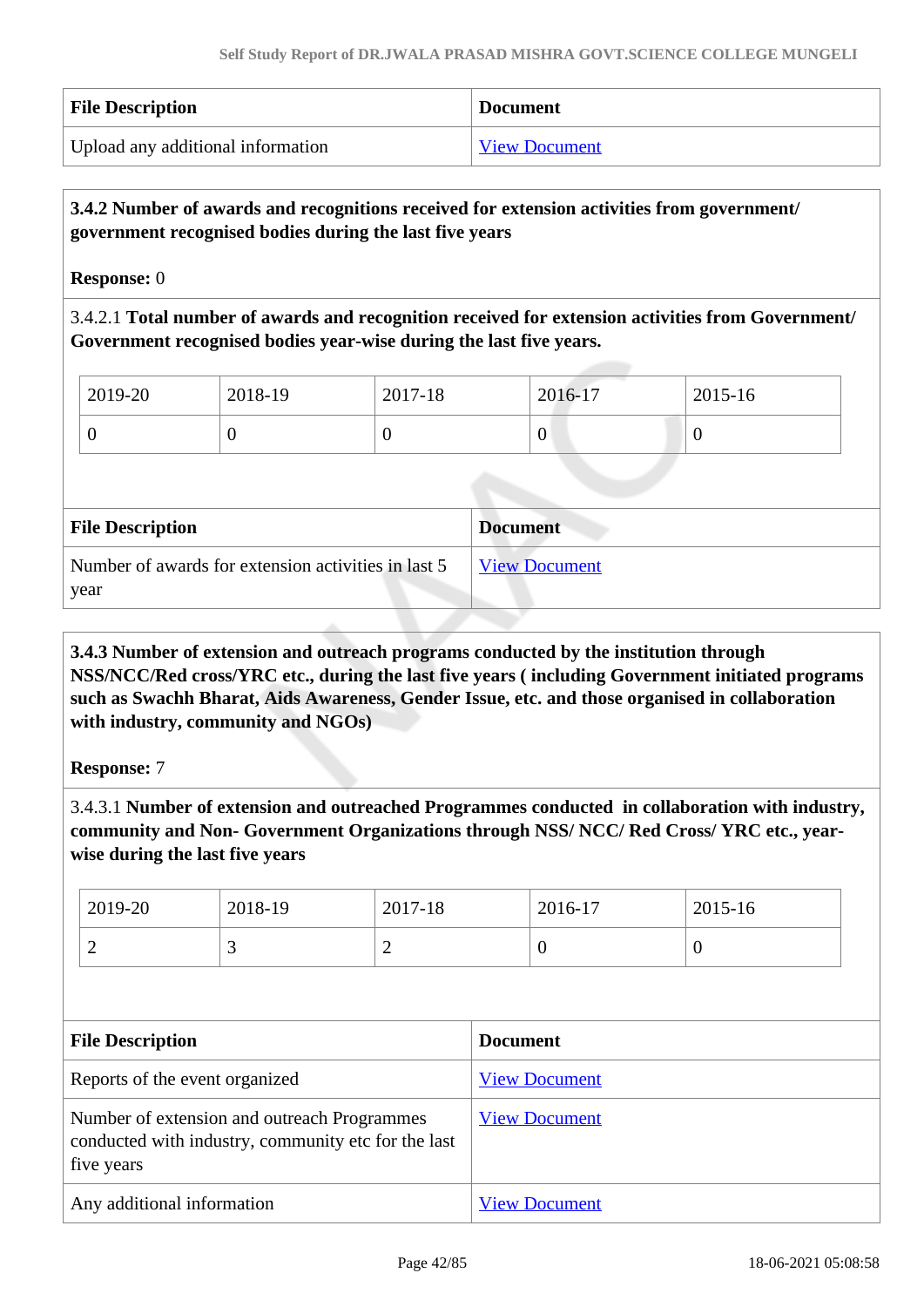| File Description | Document |
|---|---|
| Upload any additional information | View Document |

**3.4.2 Number of awards and recognitions received for extension activities from government/ government recognised bodies during the last five years**

**Response:** 0

3.4.2.1 **Total number of awards and recognition received for extension activities from Government/ Government recognised bodies year-wise during the last five years.**

| 2019-20 | 2018-19 | 2017-18 | 2016-17 | 2015-16 |
|---|---|---|---|---|
| 0 | 0 | 0 | 0 | 0 |

| File Description | Document |
|---|---|
| Number of awards for extension activities in last 5 year | View Document |

**3.4.3 Number of extension and outreach programs conducted by the institution through NSS/NCC/Red cross/YRC etc., during the last five years ( including Government initiated programs such as Swachh Bharat, Aids Awareness, Gender Issue, etc. and those organised in collaboration with industry, community and NGOs)**

**Response:** 7

3.4.3.1 **Number of extension and outreached Programmes conducted in collaboration with industry, community and Non- Government Organizations through NSS/ NCC/ Red Cross/ YRC etc., year-wise during the last five years**

| 2019-20 | 2018-19 | 2017-18 | 2016-17 | 2015-16 |
|---|---|---|---|---|
| 2 | 3 | 2 | 0 | 0 |

| File Description | Document |
|---|---|
| Reports of the event organized | View Document |
| Number of extension and outreach Programmes conducted with industry, community etc for the last five years | View Document |
| Any additional information | View Document |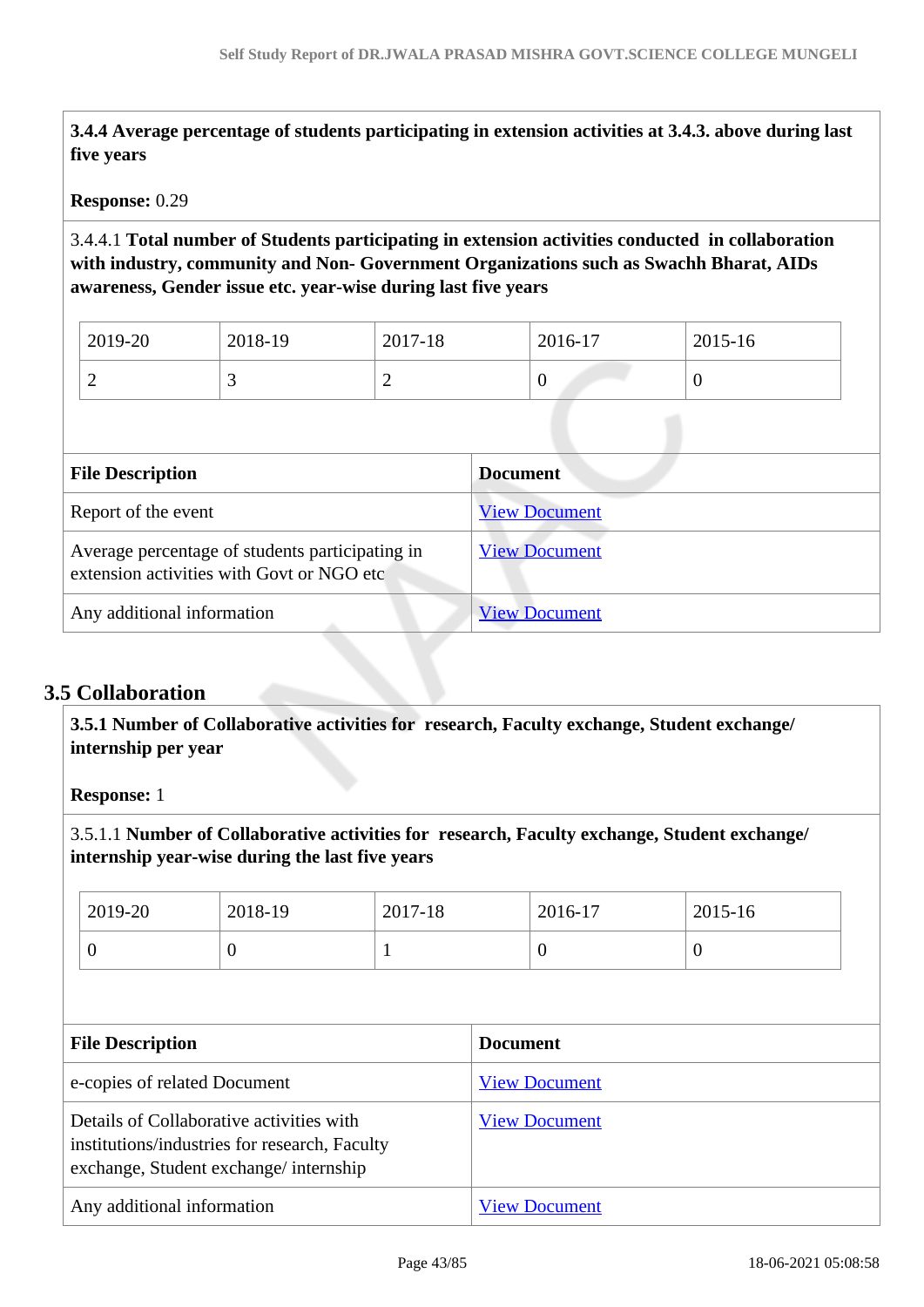**3.4.4 Average percentage of students participating in extension activities at 3.4.3. above during last five years**

**Response:** 0.29

3.4.4.1 **Total number of Students participating in extension activities conducted in collaboration with industry, community and Non- Government Organizations such as Swachh Bharat, AIDs awareness, Gender issue etc. year-wise during last five years**

| 2019-20 | 2018-19 | 2017-18 | 2016-17 | 2015-16 |
|---|---|---|---|---|
| 2 | 3 | 2 | 0 | 0 |

| File Description | Document |
|---|---|
| Report of the event | View Document |
| Average percentage of students participating in extension activities with Govt or NGO etc | View Document |
| Any additional information | View Document |

## 3.5 Collaboration

**3.5.1 Number of Collaborative activities for research, Faculty exchange, Student exchange/ internship per year**

**Response:** 1

3.5.1.1 **Number of Collaborative activities for research, Faculty exchange, Student exchange/ internship year-wise during the last five years**

| 2019-20 | 2018-19 | 2017-18 | 2016-17 | 2015-16 |
|---|---|---|---|---|
| 0 | 0 | 1 | 0 | 0 |

| File Description | Document |
|---|---|
| e-copies of related Document | View Document |
| Details of Collaborative activities with institutions/industries for research, Faculty exchange, Student exchange/ internship | View Document |
| Any additional information | View Document |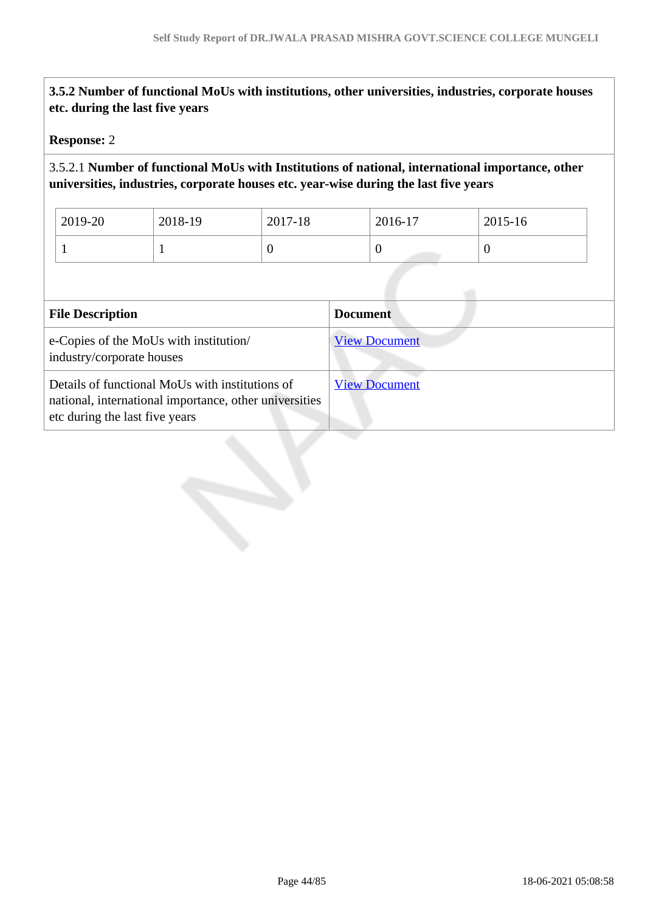**3.5.2 Number of functional MoUs with institutions, other universities, industries, corporate houses etc. during the last five years**

**Response:** 2

3.5.2.1 **Number of functional MoUs with Institutions of national, international importance, other universities, industries, corporate houses etc. year-wise during the last five years**

| 2019-20 | 2018-19 | 2017-18 | 2016-17 | 2015-16 |
|---|---|---|---|---|
| 1 | 1 | 0 | 0 | 0 |

| File Description | Document |
|---|---|
| e-Copies of the MoUs with institution/ industry/corporate houses | View Document |
| Details of functional MoUs with institutions of national, international importance, other universities etc during the last five years | View Document |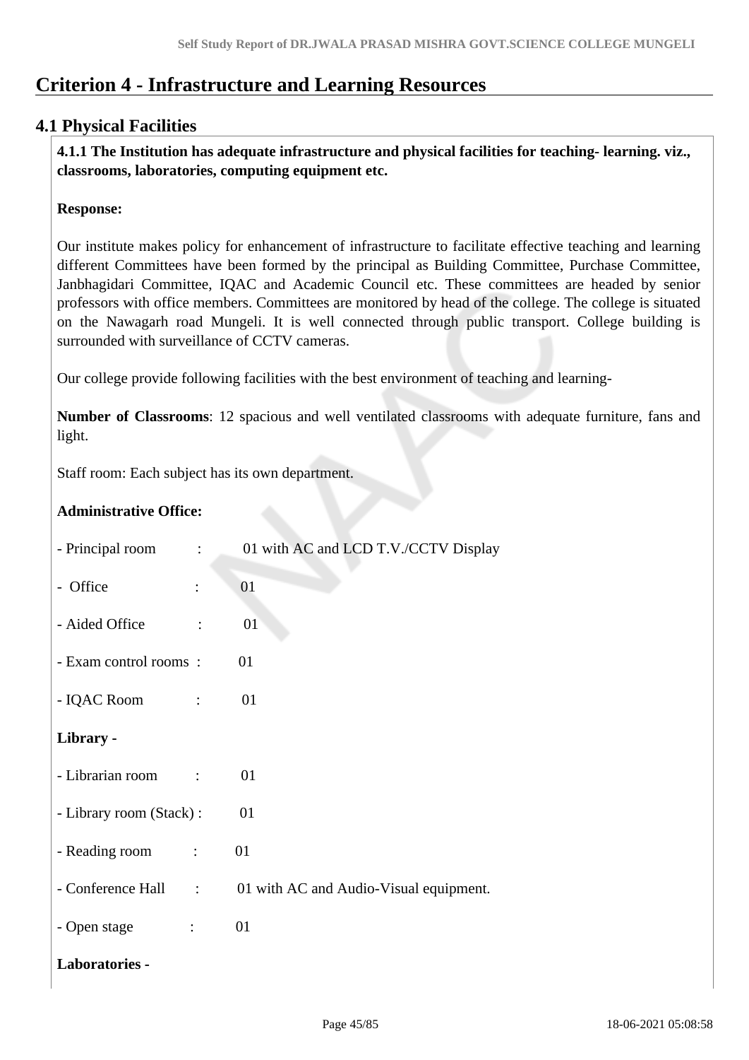# Criterion 4 - Infrastructure and Learning Resources

## 4.1 Physical Facilities

**4.1.1 The Institution has adequate infrastructure and physical facilities for teaching- learning. viz., classrooms, laboratories, computing equipment etc.**

**Response:**

Our institute makes policy for enhancement of infrastructure to facilitate effective teaching and learning different Committees have been formed by the principal as Building Committee, Purchase Committee, Janbhagidari Committee, IQAC and Academic Council etc. These committees are headed by senior professors with office members. Committees are monitored by head of the college. The college is situated on the Nawagarh road Mungeli. It is well connected through public transport. College building is surrounded with surveillance of CCTV cameras.

Our college provide following facilities with the best environment of teaching and learning-

**Number of Classrooms**: 12 spacious and well ventilated classrooms with adequate furniture, fans and light.

Staff room: Each subject has its own department.

**Administrative Office:**

- Principal room : 01 with AC and LCD T.V./CCTV Display
- Office : 01
- Aided Office : 01
- Exam control rooms : 01
- IQAC Room : 01

**Library -**

- Librarian room : 01
- Library room (Stack) : 01
- Reading room : 01
- Conference Hall : 01 with AC and Audio-Visual equipment.
- Open stage : 01

**Laboratories -**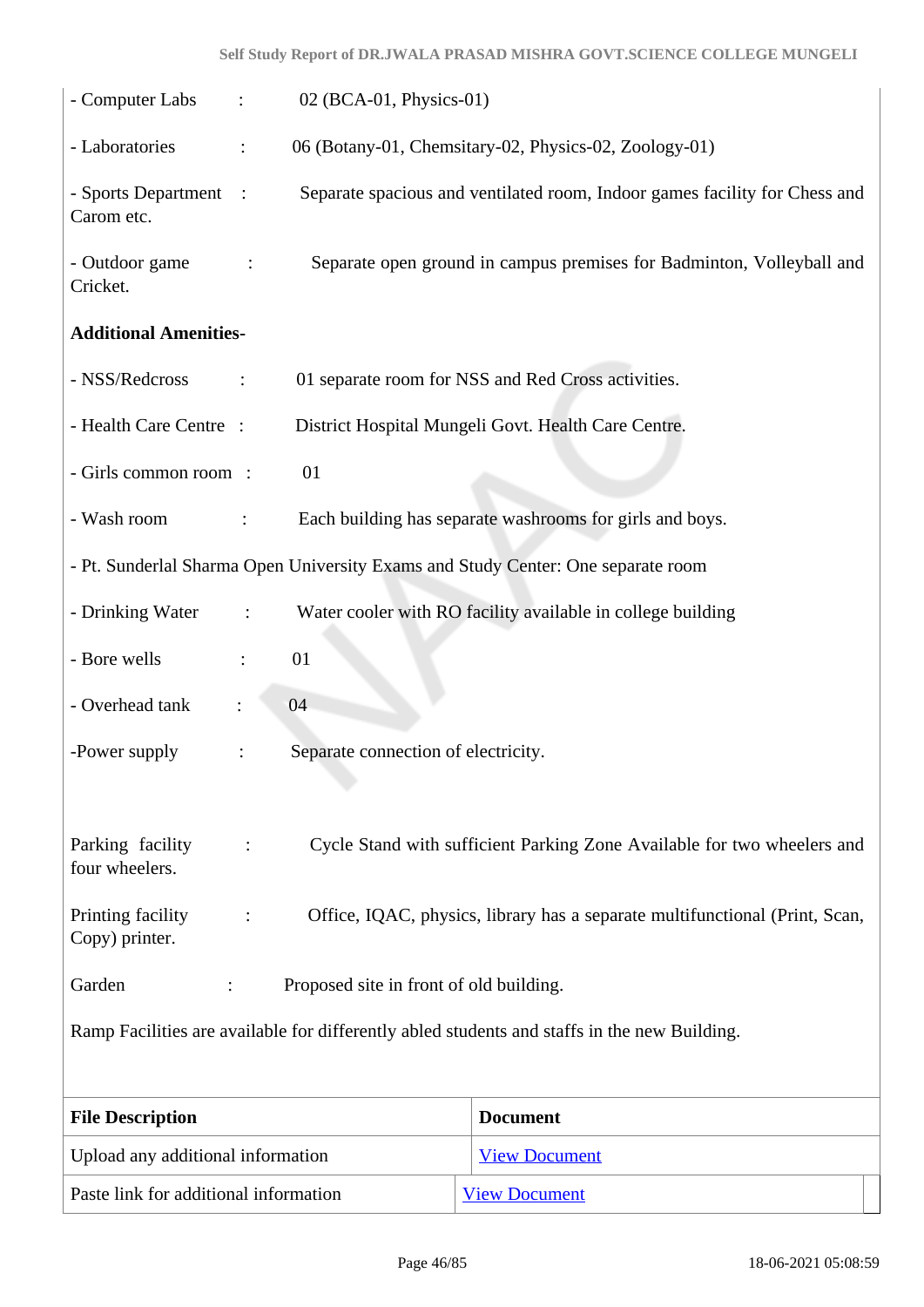- Computer Labs : 02 (BCA-01, Physics-01)

- Laboratories : 06 (Botany-01, Chemsitary-02, Physics-02, Zoology-01)

- Sports Department : Separate spacious and ventilated room, Indoor games facility for Chess and Carom etc.

- Outdoor game : Separate open ground in campus premises for Badminton, Volleyball and Cricket.

**Additional Amenities-**

- NSS/Redcross : 01 separate room for NSS and Red Cross activities.

- Health Care Centre : District Hospital Mungeli Govt. Health Care Centre.

- Girls common room : 01

- Wash room : Each building has separate washrooms for girls and boys.

- Pt. Sunderlal Sharma Open University Exams and Study Center: One separate room

- Drinking Water : Water cooler with RO facility available in college building

- Bore wells : 01

- Overhead tank : 04

-Power supply : Separate connection of electricity.

Parking facility : Cycle Stand with sufficient Parking Zone Available for two wheelers and four wheelers.

Printing facility : Office, IQAC, physics, library has a separate multifunctional (Print, Scan, Copy) printer.

Garden : Proposed site in front of old building.

Ramp Facilities are available for differently abled students and staffs in the new Building.

| File Description | Document |
|---|---|
| Upload any additional information | View Document |
| Paste link for additional information | View Document |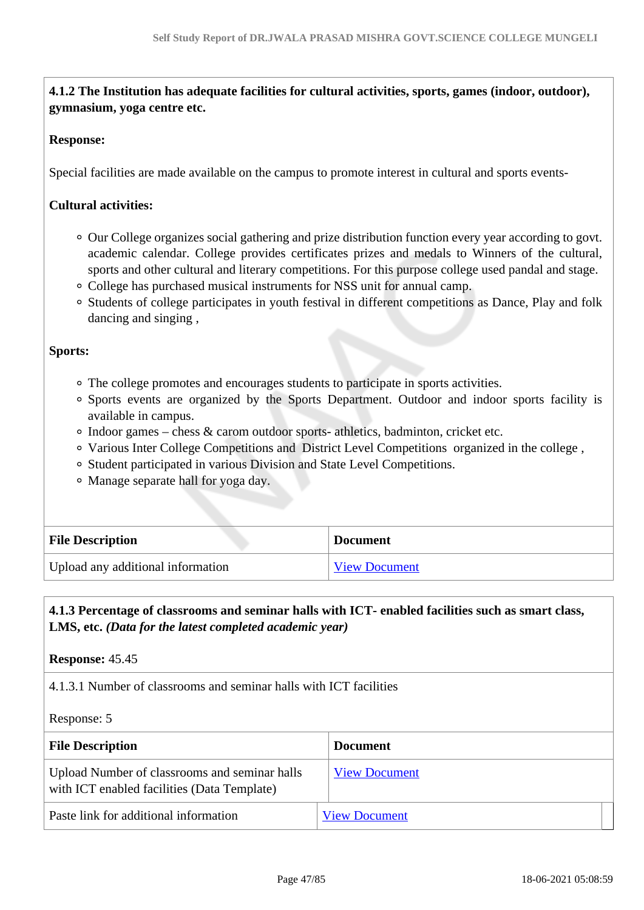**4.1.2 The Institution has adequate facilities for cultural activities, sports, games (indoor, outdoor), gymnasium, yoga centre etc.**

**Response:**

Special facilities are made available on the campus to promote interest in cultural and sports events-

**Cultural activities:**

- Our College organizes social gathering and prize distribution function every year according to govt. academic calendar. College provides certificates prizes and medals to Winners of the cultural, sports and other cultural and literary competitions. For this purpose college used pandal and stage.
- College has purchased musical instruments for NSS unit for annual camp.
- Students of college participates in youth festival in different competitions as Dance, Play and folk dancing and singing ,

**Sports:**

- The college promotes and encourages students to participate in sports activities.
- Sports events are organized by the Sports Department. Outdoor and indoor sports facility is available in campus.
- Indoor games – chess & carom outdoor sports- athletics, badminton, cricket etc.
- Various Inter College Competitions and District Level Competitions organized in the college ,
- Student participated in various Division and State Level Competitions.
- Manage separate hall for yoga day.

| File Description | Document |
|---|---|
| Upload any additional information | View Document |

**4.1.3 Percentage of classrooms and seminar halls with ICT- enabled facilities such as smart class, LMS, etc.** ***(Data for the latest completed academic year)***

**Response:** 45.45

4.1.3.1 Number of classrooms and seminar halls with ICT facilities

Response: 5

| File Description | Document |
|---|---|
| Upload Number of classrooms and seminar halls with ICT enabled facilities (Data Template) | View Document |
| Paste link for additional information | View Document |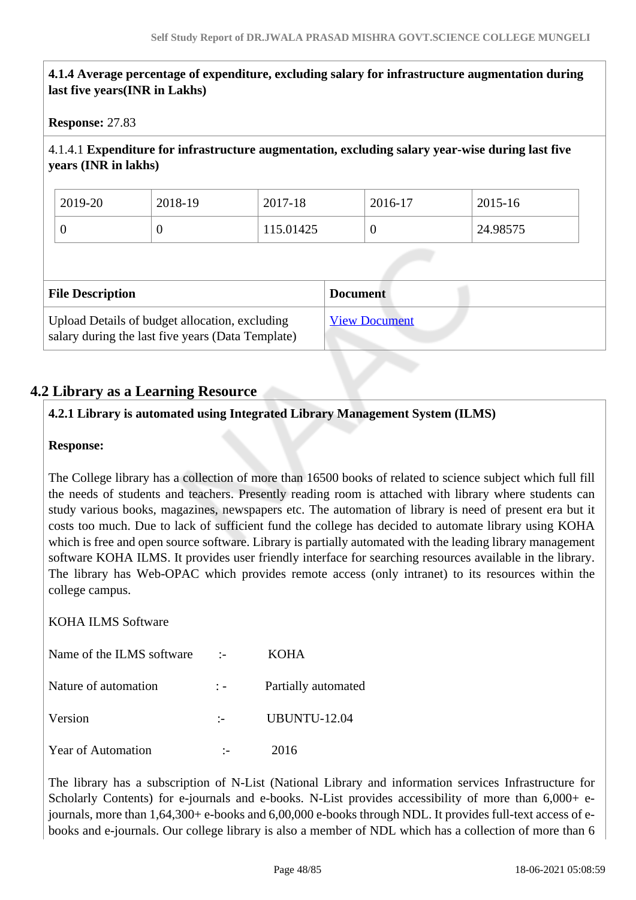**4.1.4 Average percentage of expenditure, excluding salary for infrastructure augmentation during last five years(INR in Lakhs)**

**Response:** 27.83

4.1.4.1 **Expenditure for infrastructure augmentation, excluding salary year-wise during last five years (INR in lakhs)**

| 2019-20 | 2018-19 | 2017-18 | 2016-17 | 2015-16 |
|---|---|---|---|---|
| 0 | 0 | 115.01425 | 0 | 24.98575 |

| File Description | Document |
|---|---|
| Upload Details of budget allocation, excluding salary during the last five years (Data Template) | View Document |

## 4.2 Library as a Learning Resource

**4.2.1 Library is automated using Integrated Library Management System (ILMS)**

**Response:**

The College library has a collection of more than 16500 books of related to science subject which full fill the needs of students and teachers. Presently reading room is attached with library where students can study various books, magazines, newspapers etc. The automation of library is need of present era but it costs too much. Due to lack of sufficient fund the college has decided to automate library using KOHA which is free and open source software. Library is partially automated with the leading library management software KOHA ILMS. It provides user friendly interface for searching resources available in the library. The library has Web-OPAC which provides remote access (only intranet) to its resources within the college campus.

KOHA ILMS Software

Name of the ILMS software :- KOHA

Nature of automation : - Partially automated

Version :- UBUNTU-12.04

Year of Automation :- 2016

The library has a subscription of N-List (National Library and information services Infrastructure for Scholarly Contents) for e-journals and e-books. N-List provides accessibility of more than 6,000+ e-journals, more than 1,64,300+ e-books and 6,00,000 e-books through NDL. It provides full-text access of e-books and e-journals. Our college library is also a member of NDL which has a collection of more than 6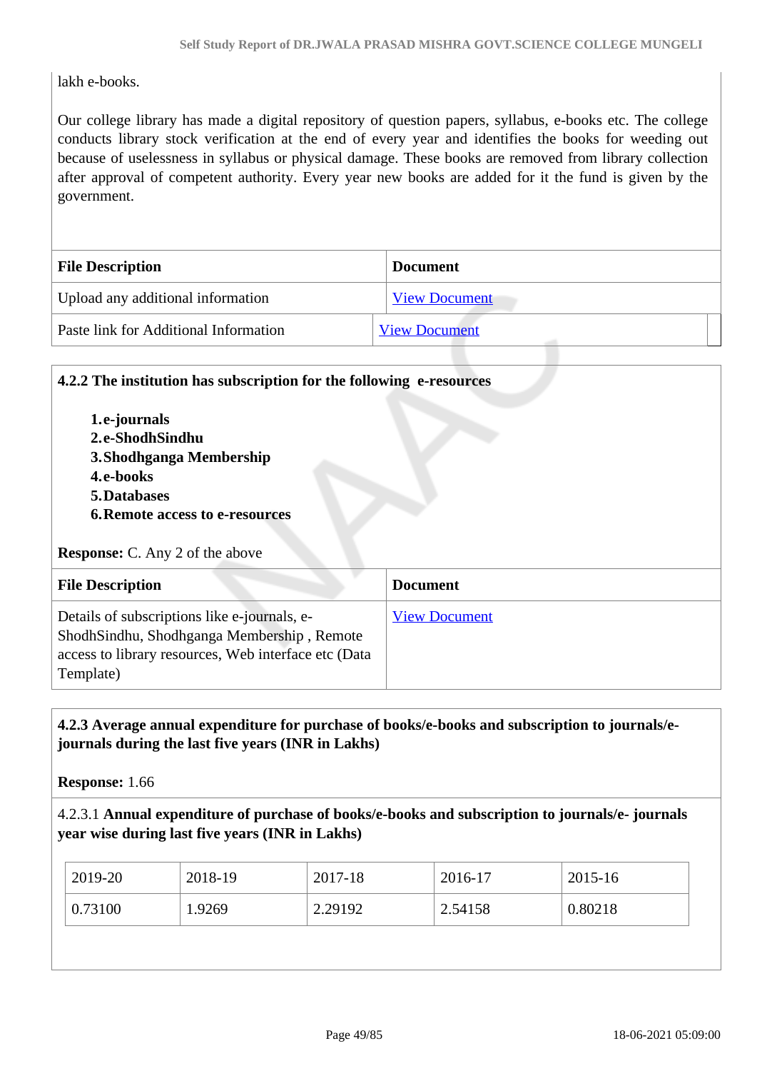lakh e-books.

Our college library has made a digital repository of question papers, syllabus, e-books etc. The college conducts library stock verification at the end of every year and identifies the books for weeding out because of uselessness in syllabus or physical damage. These books are removed from library collection after approval of competent authority. Every year new books are added for it the fund is given by the government.

| File Description | Document |
|---|---|
| Upload any additional information | View Document |
| Paste link for Additional Information | View Document |

**4.2.2 The institution has subscription for the following e-resources**

1. **e-journals**
2. **e-ShodhSindhu**
3. **Shodhganga Membership**
4. **e-books**
5. **Databases**
6. **Remote access to e-resources**

**Response:** C. Any 2 of the above

| File Description | Document |
|---|---|
| Details of subscriptions like e-journals, e-ShodhSindhu, Shodhganga Membership , Remote access to library resources, Web interface etc (Data Template) | View Document |

**4.2.3 Average annual expenditure for purchase of books/e-books and subscription to journals/e-journals during the last five years (INR in Lakhs)**

**Response:** 1.66

4.2.3.1 **Annual expenditure of purchase of books/e-books and subscription to journals/e- journals year wise during last five years (INR in Lakhs)**

| 2019-20 | 2018-19 | 2017-18 | 2016-17 | 2015-16 |
|---|---|---|---|---|
| 0.73100 | 1.9269 | 2.29192 | 2.54158 | 0.80218 |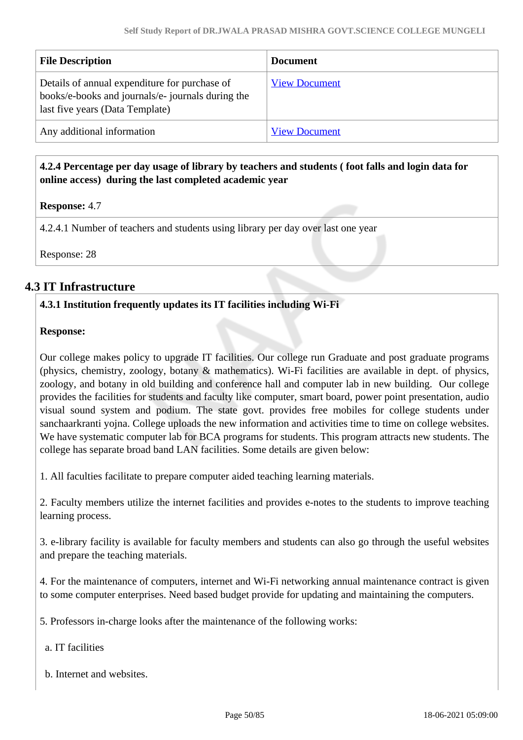| File Description | Document |
|---|---|
| Details of annual expenditure for purchase of books/e-books and journals/e- journals during the last five years (Data Template) | View Document |
| Any additional information | View Document |

**4.2.4 Percentage per day usage of library by teachers and students ( foot falls and login data for online access) during the last completed academic year**

**Response:** 4.7

4.2.4.1 Number of teachers and students using library per day over last one year

Response: 28

## 4.3 IT Infrastructure

**4.3.1 Institution frequently updates its IT facilities including Wi-Fi**

**Response:**

Our college makes policy to upgrade IT facilities. Our college run Graduate and post graduate programs (physics, chemistry, zoology, botany & mathematics). Wi-Fi facilities are available in dept. of physics, zoology, and botany in old building and conference hall and computer lab in new building. Our college provides the facilities for students and faculty like computer, smart board, power point presentation, audio visual sound system and podium. The state govt. provides free mobiles for college students under sanchaarkranti yojna. College uploads the new information and activities time to time on college websites. We have systematic computer lab for BCA programs for students. This program attracts new students. The college has separate broad band LAN facilities. Some details are given below:

1. All faculties facilitate to prepare computer aided teaching learning materials.

2. Faculty members utilize the internet facilities and provides e-notes to the students to improve teaching learning process.

3. e-library facility is available for faculty members and students can also go through the useful websites and prepare the teaching materials.

4. For the maintenance of computers, internet and Wi-Fi networking annual maintenance contract is given to some computer enterprises. Need based budget provide for updating and maintaining the computers.

5. Professors in-charge looks after the maintenance of the following works:

a. IT facilities

b. Internet and websites.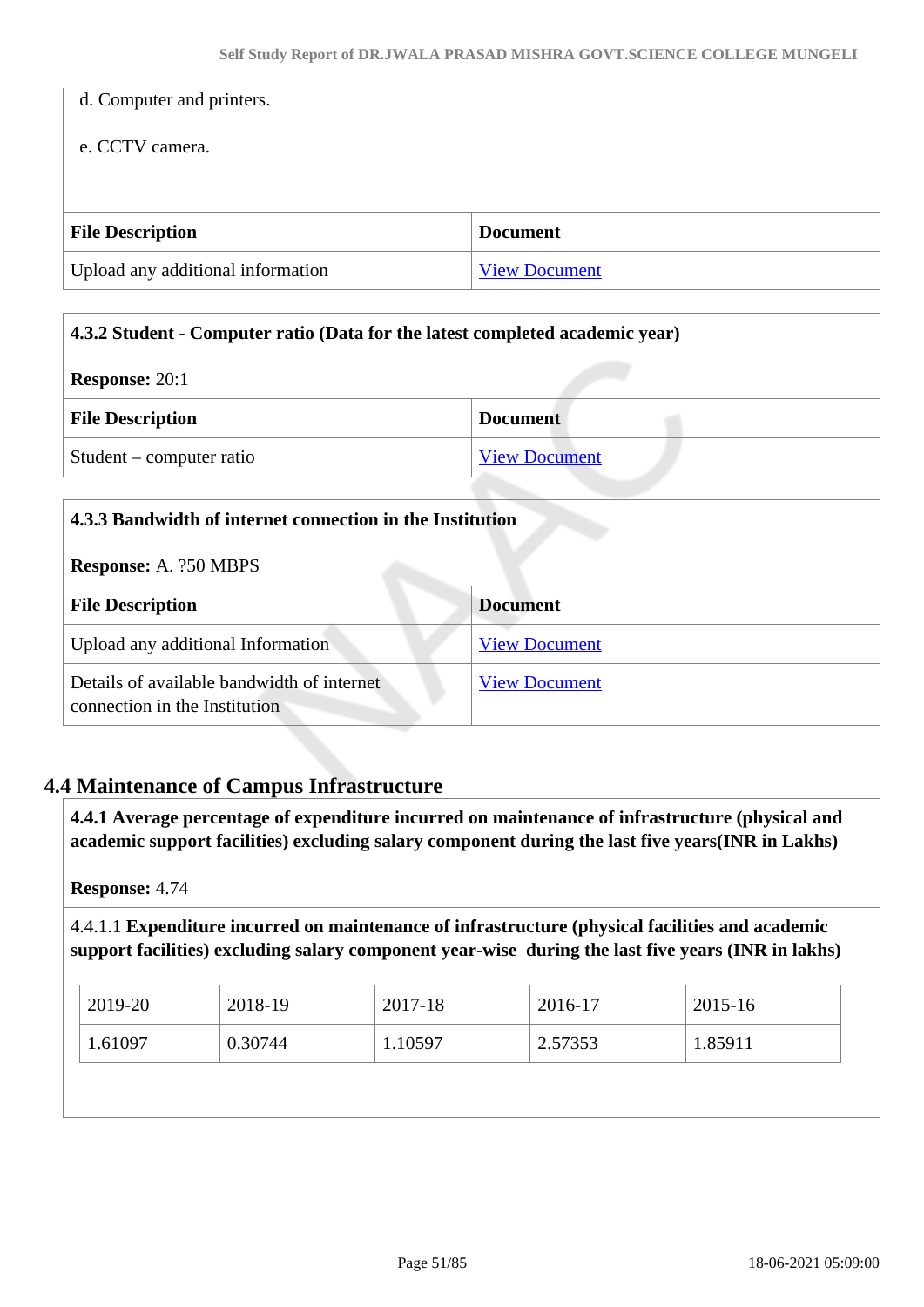d. Computer and printers.

e. CCTV camera.

| File Description | Document |
|---|---|
| Upload any additional information | View Document |

**4.3.2 Student - Computer ratio (Data for the latest completed academic year)**

**Response:** 20:1

| File Description | Document |
|---|---|
| Student – computer ratio | View Document |

**4.3.3 Bandwidth of internet connection in the Institution**

**Response:** A. ?50 MBPS

| File Description | Document |
|---|---|
| Upload any additional Information | View Document |
| Details of available bandwidth of internet connection in the Institution | View Document |

## 4.4 Maintenance of Campus Infrastructure

**4.4.1 Average percentage of expenditure incurred on maintenance of infrastructure (physical and academic support facilities) excluding salary component during the last five years(INR in Lakhs)**

**Response:** 4.74

4.4.1.1 **Expenditure incurred on maintenance of infrastructure (physical facilities and academic support facilities) excluding salary component year-wise during the last five years (INR in lakhs)**

| 2019-20 | 2018-19 | 2017-18 | 2016-17 | 2015-16 |
|---|---|---|---|---|
| 1.61097 | 0.30744 | 1.10597 | 2.57353 | 1.85911 |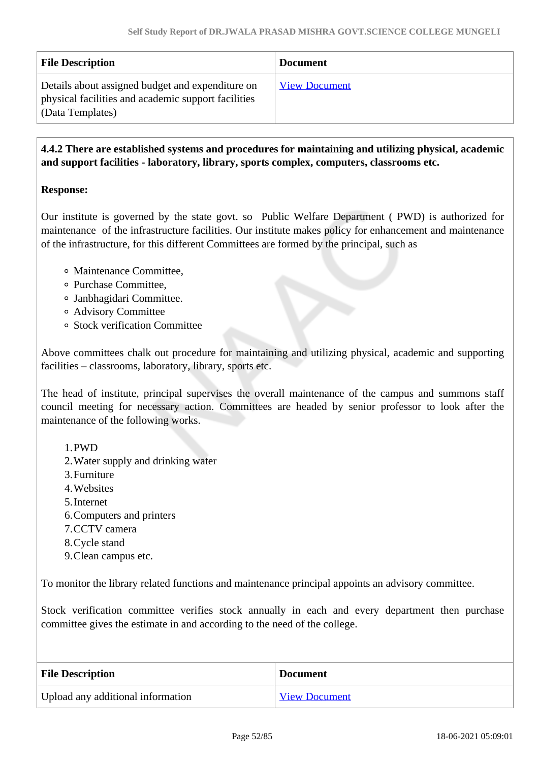| File Description | Document |
|---|---|
| Details about assigned budget and expenditure on physical facilities and academic support facilities (Data Templates) | View Document |

**4.4.2 There are established systems and procedures for maintaining and utilizing physical, academic and support facilities - laboratory, library, sports complex, computers, classrooms etc.**

**Response:**

Our institute is governed by the state govt. so Public Welfare Department ( PWD) is authorized for maintenance of the infrastructure facilities. Our institute makes policy for enhancement and maintenance of the infrastructure, for this different Committees are formed by the principal, such as

- Maintenance Committee,
- Purchase Committee,
- Janbhagidari Committee.
- Advisory Committee
- Stock verification Committee

Above committees chalk out procedure for maintaining and utilizing physical, academic and supporting facilities – classrooms, laboratory, library, sports etc.

The head of institute, principal supervises the overall maintenance of the campus and summons staff council meeting for necessary action. Committees are headed by senior professor to look after the maintenance of the following works.

1. PWD
2. Water supply and drinking water
3. Furniture
4. Websites
5. Internet
6. Computers and printers
7. CCTV camera
8. Cycle stand
9. Clean campus etc.

To monitor the library related functions and maintenance principal appoints an advisory committee.

Stock verification committee verifies stock annually in each and every department then purchase committee gives the estimate in and according to the need of the college.

| File Description | Document |
|---|---|
| Upload any additional information | View Document |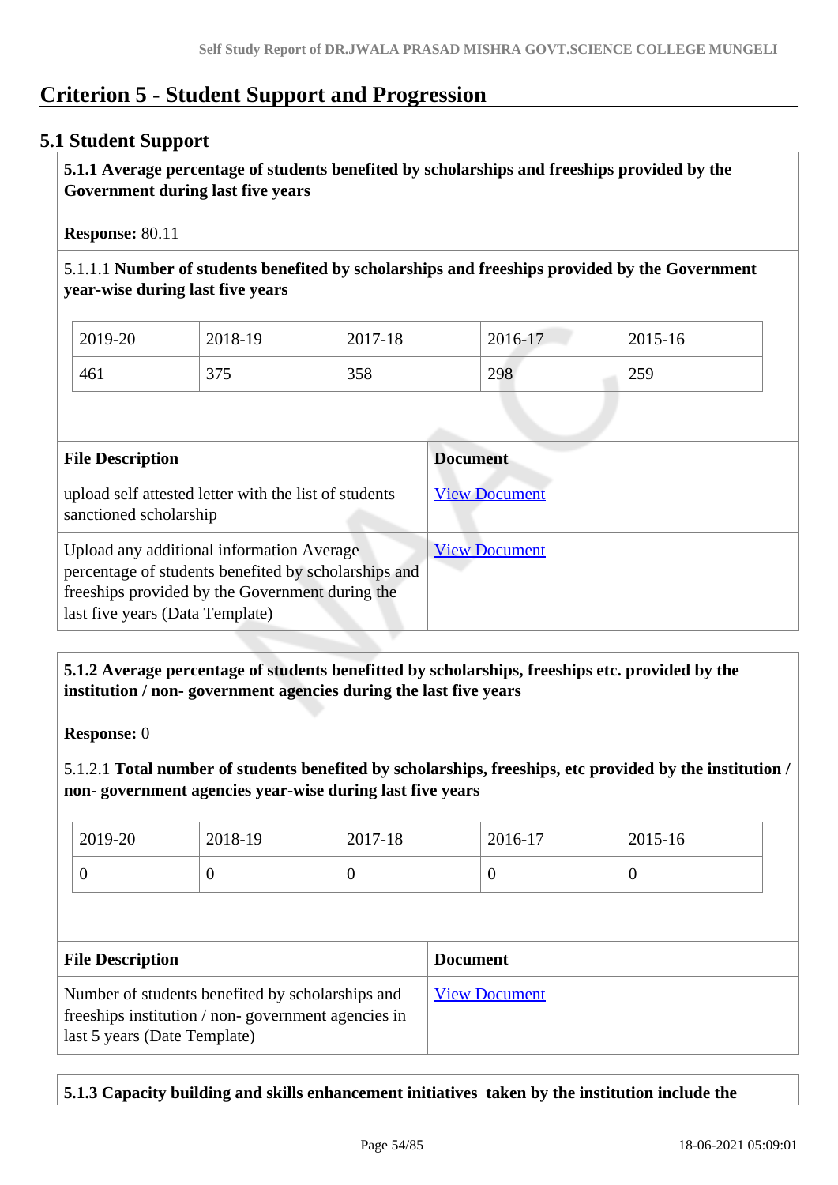# Criterion 5 - Student Support and Progression

## 5.1 Student Support

**5.1.1 Average percentage of students benefited by scholarships and freeships provided by the Government during last five years**

**Response:** 80.11

5.1.1.1 **Number of students benefited by scholarships and freeships provided by the Government year-wise during last five years**

| 2019-20 | 2018-19 | 2017-18 | 2016-17 | 2015-16 |
|---|---|---|---|---|
| 461 | 375 | 358 | 298 | 259 |

| File Description | Document |
|---|---|
| upload self attested letter with the list of students sanctioned scholarship | View Document |
| Upload any additional information Average percentage of students benefited by scholarships and freeships provided by the Government during the last five years (Data Template) | View Document |

**5.1.2 Average percentage of students benefitted by scholarships, freeships etc. provided by the institution / non- government agencies during the last five years**

**Response:** 0

5.1.2.1 **Total number of students benefited by scholarships, freeships, etc provided by the institution / non- government agencies year-wise during last five years**

| 2019-20 | 2018-19 | 2017-18 | 2016-17 | 2015-16 |
|---|---|---|---|---|
| 0 | 0 | 0 | 0 | 0 |

| File Description | Document |
|---|---|
| Number of students benefited by scholarships and freeships institution / non- government agencies in last 5 years (Date Template) | View Document |

**5.1.3 Capacity building and skills enhancement initiatives taken by the institution include the**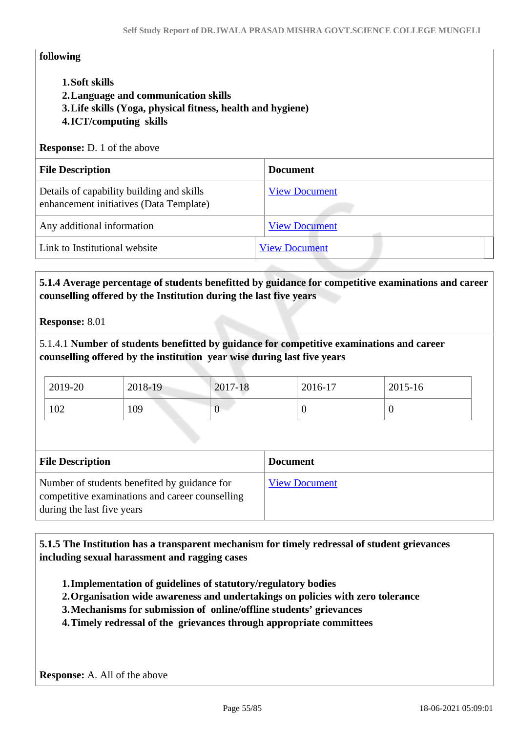**following**

1. **Soft skills**
2. **Language and communication skills**
3. **Life skills (Yoga, physical fitness, health and hygiene)**
4. **ICT/computing skills**

**Response:** D. 1 of the above

| File Description | Document |
|---|---|
| Details of capability building and skills enhancement initiatives (Data Template) | View Document |
| Any additional information | View Document |
| Link to Institutional website | View Document |

**5.1.4 Average percentage of students benefitted by guidance for competitive examinations and career counselling offered by the Institution during the last five years**

**Response:** 8.01

5.1.4.1 **Number of students benefitted by guidance for competitive examinations and career counselling offered by the institution year wise during last five years**

| 2019-20 | 2018-19 | 2017-18 | 2016-17 | 2015-16 |
|---|---|---|---|---|
| 102 | 109 | 0 | 0 | 0 |

| File Description | Document |
|---|---|
| Number of students benefited by guidance for competitive examinations and career counselling during the last five years | View Document |

**5.1.5 The Institution has a transparent mechanism for timely redressal of student grievances including sexual harassment and ragging cases**

1. **Implementation of guidelines of statutory/regulatory bodies**
2. **Organisation wide awareness and undertakings on policies with zero tolerance**
3. **Mechanisms for submission of online/offline students' grievances**
4. **Timely redressal of the grievances through appropriate committees**

**Response:** A. All of the above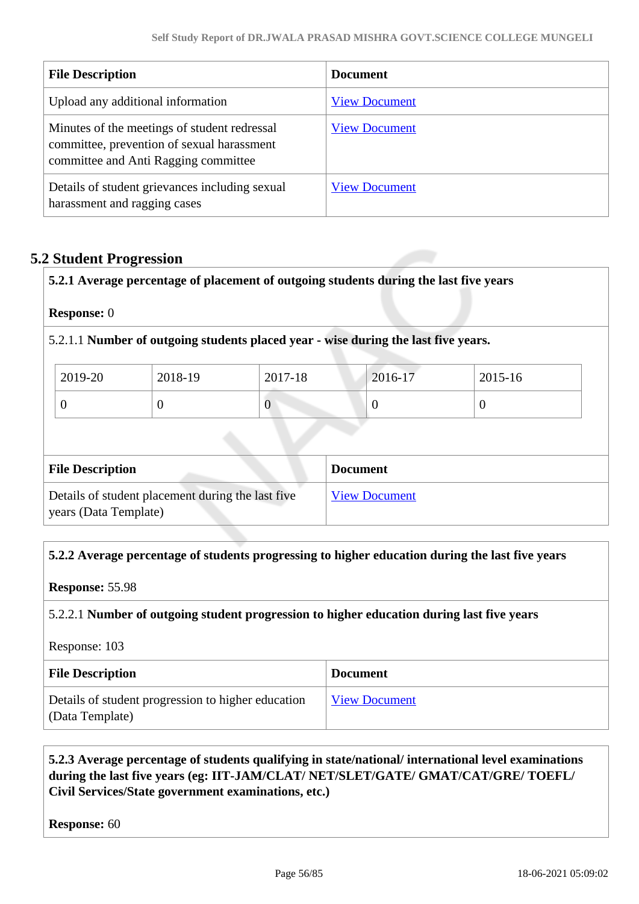| File Description | Document |
|---|---|
| Upload any additional information | View Document |
| Minutes of the meetings of student redressal committee, prevention of sexual harassment committee and Anti Ragging committee | View Document |
| Details of student grievances including sexual harassment and ragging cases | View Document |

## 5.2 Student Progression

**5.2.1 Average percentage of placement of outgoing students during the last five years**

**Response:** 0

5.2.1.1 **Number of outgoing students placed year - wise during the last five years.**

| 2019-20 | 2018-19 | 2017-18 | 2016-17 | 2015-16 |
|---|---|---|---|---|
| 0 | 0 | 0 | 0 | 0 |

| File Description | Document |
|---|---|
| Details of student placement during the last five years (Data Template) | View Document |

**5.2.2 Average percentage of students progressing to higher education during the last five years**

**Response:** 55.98

5.2.2.1 **Number of outgoing student progression to higher education during last five years**

Response: 103

| File Description | Document |
|---|---|
| Details of student progression to higher education (Data Template) | View Document |

**5.2.3 Average percentage of students qualifying in state/national/ international level examinations during the last five years (eg: IIT-JAM/CLAT/ NET/SLET/GATE/ GMAT/CAT/GRE/ TOEFL/ Civil Services/State government examinations, etc.)**

**Response:** 60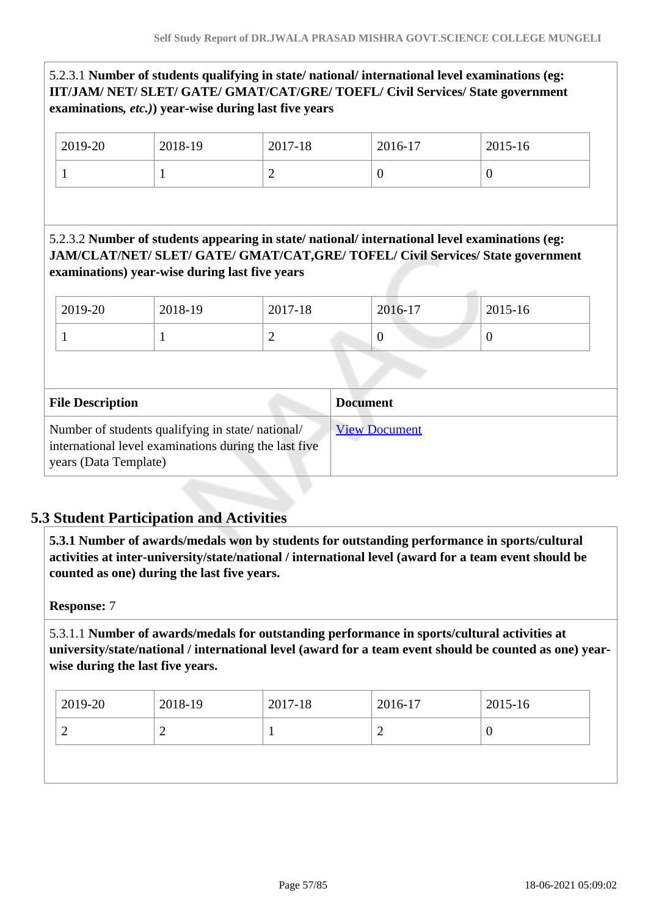5.2.3.1 **Number of students qualifying in state/ national/ international level examinations (eg: IIT/JAM/ NET/ SLET/ GATE/ GMAT/CAT/GRE/ TOEFL/ Civil Services/ State government examinations, *etc.*)) year-wise during last five years**

| 2019-20 | 2018-19 | 2017-18 | 2016-17 | 2015-16 |
|---|---|---|---|---|
| 1 | 1 | 2 | 0 | 0 |

5.2.3.2 **Number of students appearing in state/ national/ international level examinations (eg: JAM/CLAT/NET/ SLET/ GATE/ GMAT/CAT,GRE/ TOFEL/ Civil Services/ State government examinations) year-wise during last five years**

| 2019-20 | 2018-19 | 2017-18 | 2016-17 | 2015-16 |
|---|---|---|---|---|
| 1 | 1 | 2 | 0 | 0 |

| File Description | Document |
|---|---|
| Number of students qualifying in state/ national/ international level examinations during the last five years (Data Template) | View Document |

## 5.3 Student Participation and Activities

**5.3.1 Number of awards/medals won by students for outstanding performance in sports/cultural activities at inter-university/state/national / international level (award for a team event should be counted as one) during the last five years.**

**Response:** 7

5.3.1.1 **Number of awards/medals for outstanding performance in sports/cultural activities at university/state/national / international level (award for a team event should be counted as one) year-wise during the last five years.**

| 2019-20 | 2018-19 | 2017-18 | 2016-17 | 2015-16 |
|---|---|---|---|---|
| 2 | 2 | 1 | 2 | 0 |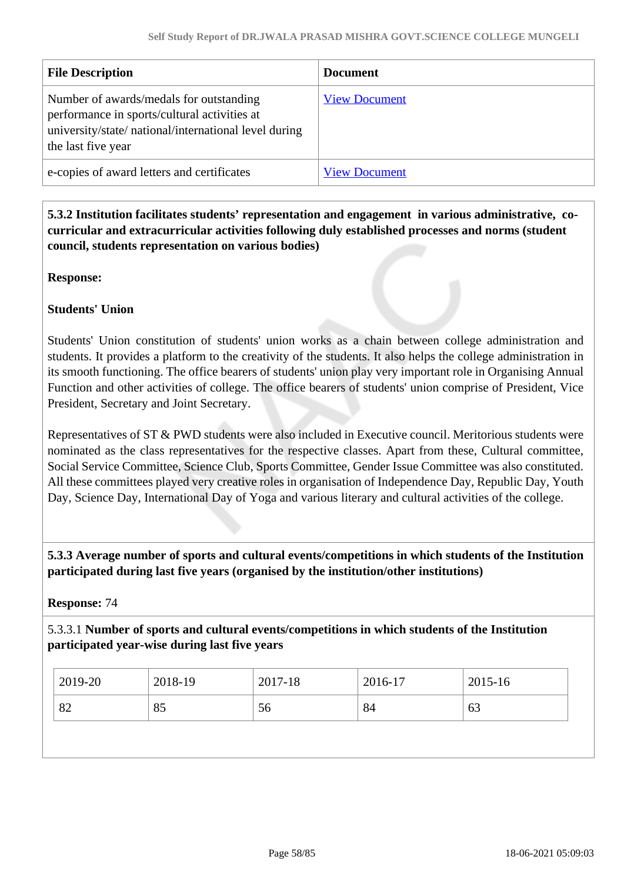| File Description | Document |
| --- | --- |
| Number of awards/medals for outstanding performance in sports/cultural activities at university/state/ national/international level during the last five year | View Document |
| e-copies of award letters and certificates | View Document |

**5.3.2 Institution facilitates students' representation and engagement in various administrative, co-curricular and extracurricular activities following duly established processes and norms (student council, students representation on various bodies)**

**Response:**

**Students' Union**

Students' Union constitution of students' union works as a chain between college administration and students. It provides a platform to the creativity of the students. It also helps the college administration in its smooth functioning. The office bearers of students' union play very important role in Organising Annual Function and other activities of college. The office bearers of students' union comprise of President, Vice President, Secretary and Joint Secretary.

Representatives of ST & PWD students were also included in Executive council. Meritorious students were nominated as the class representatives for the respective classes. Apart from these, Cultural committee, Social Service Committee, Science Club, Sports Committee, Gender Issue Committee was also constituted. All these committees played very creative roles in organisation of Independence Day, Republic Day, Youth Day, Science Day, International Day of Yoga and various literary and cultural activities of the college.

**5.3.3 Average number of sports and cultural events/competitions in which students of the Institution participated during last five years (organised by the institution/other institutions)**

**Response:** 74

5.3.3.1 **Number of sports and cultural events/competitions in which students of the Institution participated year-wise during last five years**

| 2019-20 | 2018-19 | 2017-18 | 2016-17 | 2015-16 |
| --- | --- | --- | --- | --- |
| 82 | 85 | 56 | 84 | 63 |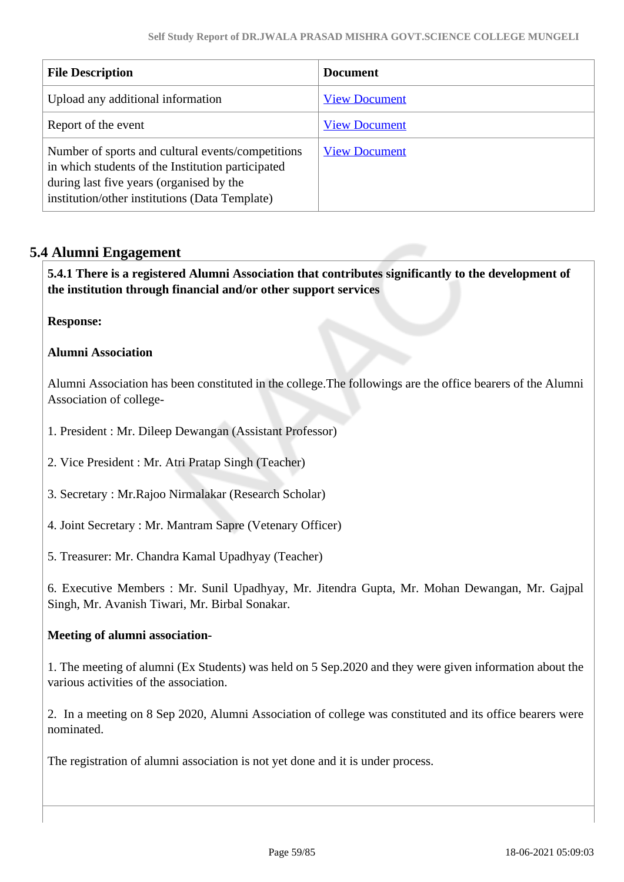| File Description | Document |
|---|---|
| Upload any additional information | View Document |
| Report of the event | View Document |
| Number of sports and cultural events/competitions in which students of the Institution participated during last five years (organised by the institution/other institutions (Data Template) | View Document |

## 5.4 Alumni Engagement

**5.4.1 There is a registered Alumni Association that contributes significantly to the development of the institution through financial and/or other support services**

**Response:**

**Alumni Association**

Alumni Association has been constituted in the college.The followings are the office bearers of the Alumni Association of college-

1. President : Mr. Dileep Dewangan (Assistant Professor)

2. Vice President : Mr. Atri Pratap Singh (Teacher)

3. Secretary : Mr.Rajoo Nirmalakar (Research Scholar)

4. Joint Secretary : Mr. Mantram Sapre (Vetenary Officer)

5. Treasurer: Mr. Chandra Kamal Upadhyay (Teacher)

6. Executive Members : Mr. Sunil Upadhyay, Mr. Jitendra Gupta, Mr. Mohan Dewangan, Mr. Gajpal Singh, Mr. Avanish Tiwari, Mr. Birbal Sonakar.

**Meeting of alumni association-**

1. The meeting of alumni (Ex Students) was held on 5 Sep.2020 and they were given information about the various activities of the association.

2. In a meeting on 8 Sep 2020, Alumni Association of college was constituted and its office bearers were nominated.

The registration of alumni association is not yet done and it is under process.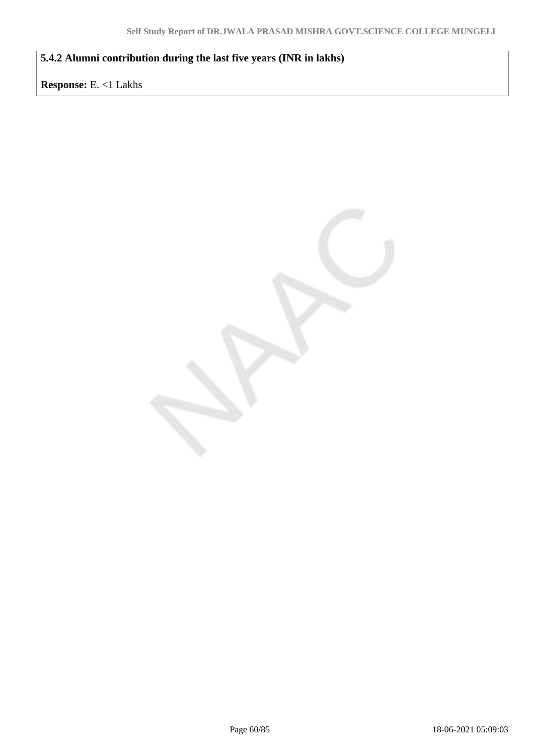**5.4.2 Alumni contribution during the last five years (INR in lakhs)**

**Response:** E. <1 Lakhs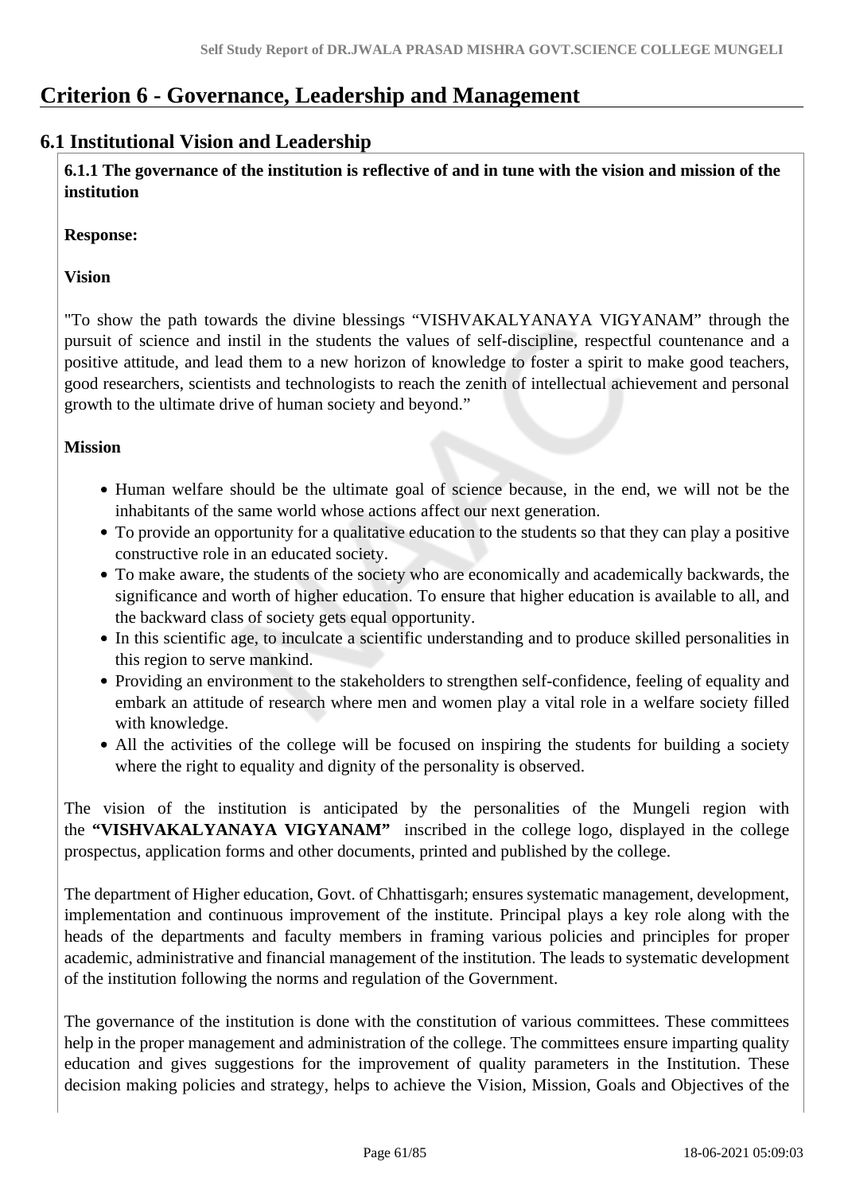# Criterion 6 - Governance, Leadership and Management

## 6.1 Institutional Vision and Leadership

**6.1.1 The governance of the institution is reflective of and in tune with the vision and mission of the institution**

**Response:**

**Vision**

"To show the path towards the divine blessings "VISHVAKALYANAYA VIGYANAM" through the pursuit of science and instil in the students the values of self-discipline, respectful countenance and a positive attitude, and lead them to a new horizon of knowledge to foster a spirit to make good teachers, good researchers, scientists and technologists to reach the zenith of intellectual achievement and personal growth to the ultimate drive of human society and beyond."

**Mission**

- Human welfare should be the ultimate goal of science because, in the end, we will not be the inhabitants of the same world whose actions affect our next generation.
- To provide an opportunity for a qualitative education to the students so that they can play a positive constructive role in an educated society.
- To make aware, the students of the society who are economically and academically backwards, the significance and worth of higher education. To ensure that higher education is available to all, and the backward class of society gets equal opportunity.
- In this scientific age, to inculcate a scientific understanding and to produce skilled personalities in this region to serve mankind.
- Providing an environment to the stakeholders to strengthen self-confidence, feeling of equality and embark an attitude of research where men and women play a vital role in a welfare society filled with knowledge.
- All the activities of the college will be focused on inspiring the students for building a society where the right to equality and dignity of the personality is observed.

The vision of the institution is anticipated by the personalities of the Mungeli region with the **"VISHVAKALYANAYA VIGYANAM"** inscribed in the college logo, displayed in the college prospectus, application forms and other documents, printed and published by the college.

The department of Higher education, Govt. of Chhattisgarh; ensures systematic management, development, implementation and continuous improvement of the institute. Principal plays a key role along with the heads of the departments and faculty members in framing various policies and principles for proper academic, administrative and financial management of the institution. The leads to systematic development of the institution following the norms and regulation of the Government.

The governance of the institution is done with the constitution of various committees. These committees help in the proper management and administration of the college. The committees ensure imparting quality education and gives suggestions for the improvement of quality parameters in the Institution. These decision making policies and strategy, helps to achieve the Vision, Mission, Goals and Objectives of the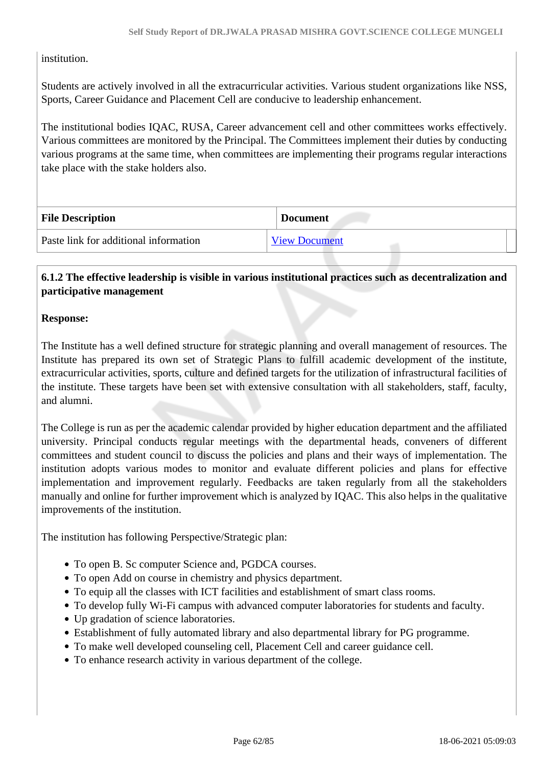institution.

Students are actively involved in all the extracurricular activities. Various student organizations like NSS, Sports, Career Guidance and Placement Cell are conducive to leadership enhancement.

The institutional bodies IQAC, RUSA, Career advancement cell and other committees works effectively. Various committees are monitored by the Principal. The Committees implement their duties by conducting various programs at the same time, when committees are implementing their programs regular interactions take place with the stake holders also.

| File Description | Document |
| --- | --- |
| Paste link for additional information | View Document |

**6.1.2 The effective leadership is visible in various institutional practices such as decentralization and participative management**

**Response:**

The Institute has a well defined structure for strategic planning and overall management of resources. The Institute has prepared its own set of Strategic Plans to fulfill academic development of the institute, extracurricular activities, sports, culture and defined targets for the utilization of infrastructural facilities of the institute. These targets have been set with extensive consultation with all stakeholders, staff, faculty, and alumni.

The College is run as per the academic calendar provided by higher education department and the affiliated university. Principal conducts regular meetings with the departmental heads, conveners of different committees and student council to discuss the policies and plans and their ways of implementation. The institution adopts various modes to monitor and evaluate different policies and plans for effective implementation and improvement regularly. Feedbacks are taken regularly from all the stakeholders manually and online for further improvement which is analyzed by IQAC. This also helps in the qualitative improvements of the institution.

The institution has following Perspective/Strategic plan:

- To open B. Sc computer Science and, PGDCA courses.
- To open Add on course in chemistry and physics department.
- To equip all the classes with ICT facilities and establishment of smart class rooms.
- To develop fully Wi-Fi campus with advanced computer laboratories for students and faculty.
- Up gradation of science laboratories.
- Establishment of fully automated library and also departmental library for PG programme.
- To make well developed counseling cell, Placement Cell and career guidance cell.
- To enhance research activity in various department of the college.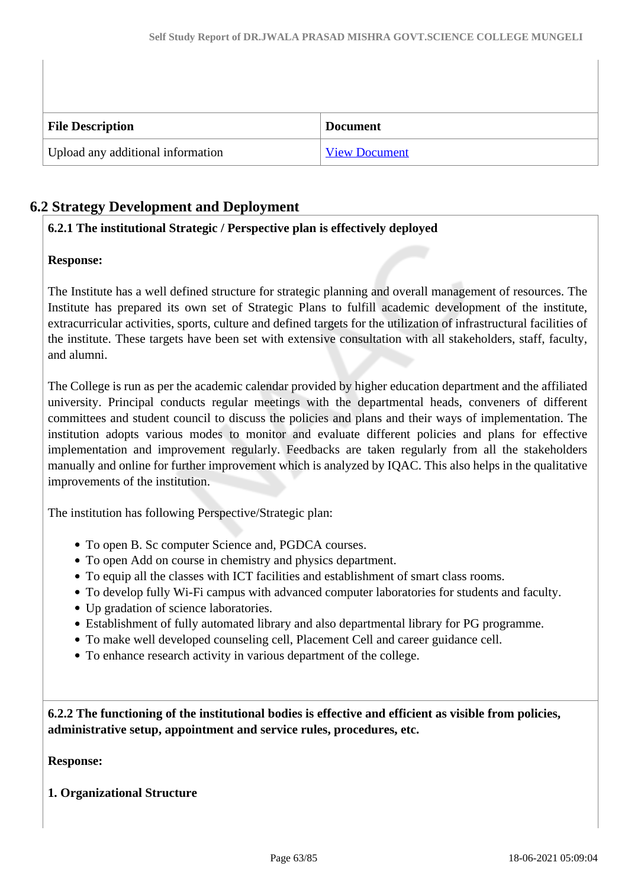| File Description | Document |
|---|---|
| Upload any additional information | View Document |

## 6.2 Strategy Development and Deployment

**6.2.1 The institutional Strategic / Perspective plan is effectively deployed**

**Response:**

The Institute has a well defined structure for strategic planning and overall management of resources. The Institute has prepared its own set of Strategic Plans to fulfill academic development of the institute, extracurricular activities, sports, culture and defined targets for the utilization of infrastructural facilities of the institute. These targets have been set with extensive consultation with all stakeholders, staff, faculty, and alumni.

The College is run as per the academic calendar provided by higher education department and the affiliated university. Principal conducts regular meetings with the departmental heads, conveners of different committees and student council to discuss the policies and plans and their ways of implementation. The institution adopts various modes to monitor and evaluate different policies and plans for effective implementation and improvement regularly. Feedbacks are taken regularly from all the stakeholders manually and online for further improvement which is analyzed by IQAC. This also helps in the qualitative improvements of the institution.

The institution has following Perspective/Strategic plan:

- To open B. Sc computer Science and, PGDCA courses.
- To open Add on course in chemistry and physics department.
- To equip all the classes with ICT facilities and establishment of smart class rooms.
- To develop fully Wi-Fi campus with advanced computer laboratories for students and faculty.
- Up gradation of science laboratories.
- Establishment of fully automated library and also departmental library for PG programme.
- To make well developed counseling cell, Placement Cell and career guidance cell.
- To enhance research activity in various department of the college.

**6.2.2 The functioning of the institutional bodies is effective and efficient as visible from policies, administrative setup, appointment and service rules, procedures, etc.**

**Response:**

**1. Organizational Structure**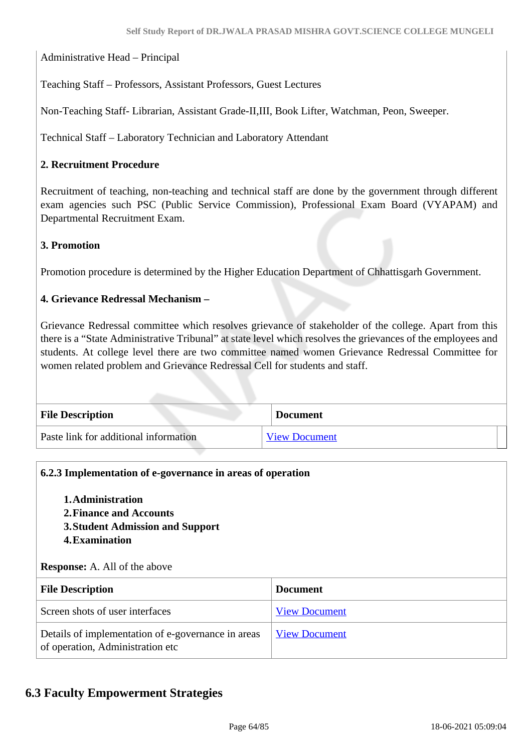Administrative Head – Principal

Teaching Staff – Professors, Assistant Professors, Guest Lectures

Non-Teaching Staff- Librarian, Assistant Grade-II,III, Book Lifter, Watchman, Peon, Sweeper.

Technical Staff – Laboratory Technician and Laboratory Attendant

**2. Recruitment Procedure**

Recruitment of teaching, non-teaching and technical staff are done by the government through different exam agencies such PSC (Public Service Commission), Professional Exam Board (VYAPAM) and Departmental Recruitment Exam.

**3. Promotion**

Promotion procedure is determined by the Higher Education Department of Chhattisgarh Government.

**4. Grievance Redressal Mechanism –**

Grievance Redressal committee which resolves grievance of stakeholder of the college. Apart from this there is a "State Administrative Tribunal" at state level which resolves the grievances of the employees and students. At college level there are two committee named women Grievance Redressal Committee for women related problem and Grievance Redressal Cell for students and staff.

| File Description | Document |
|---|---|
| Paste link for additional information | View Document |

**6.2.3 Implementation of e-governance in areas of operation**

1. **Administration**
2. **Finance and Accounts**
3. **Student Admission and Support**
4. **Examination**

**Response:** A. All of the above

| File Description | Document |
|---|---|
| Screen shots of user interfaces | View Document |
| Details of implementation of e-governance in areas of operation, Administration etc | View Document |

## 6.3 Faculty Empowerment Strategies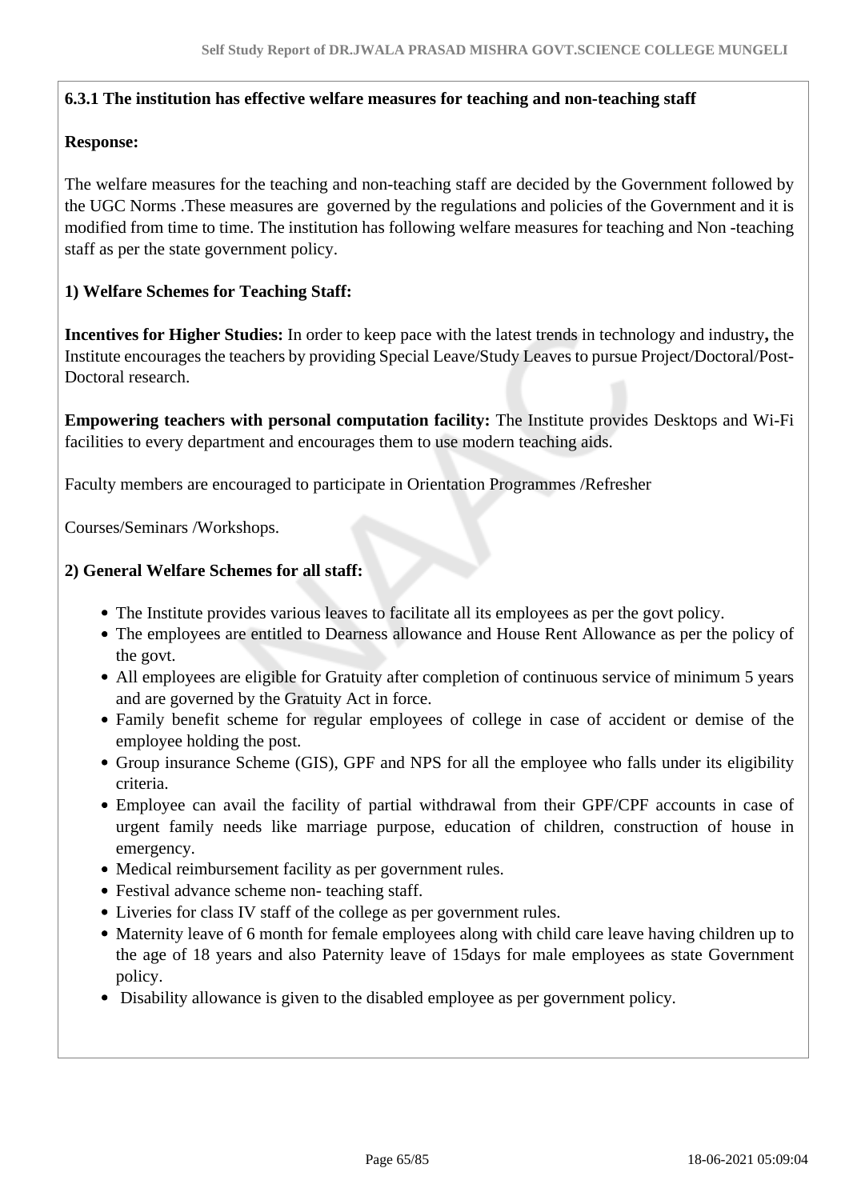**6.3.1 The institution has effective welfare measures for teaching and non-teaching staff**

**Response:**

The welfare measures for the teaching and non-teaching staff are decided by the Government followed by the UGC Norms .These measures are governed by the regulations and policies of the Government and it is modified from time to time. The institution has following welfare measures for teaching and Non -teaching staff as per the state government policy.

**1) Welfare Schemes for Teaching Staff:**

**Incentives for Higher Studies:** In order to keep pace with the latest trends in technology and industry**,** the Institute encourages the teachers by providing Special Leave/Study Leaves to pursue Project/Doctoral/Post-Doctoral research.

**Empowering teachers with personal computation facility:** The Institute provides Desktops and Wi-Fi facilities to every department and encourages them to use modern teaching aids.

Faculty members are encouraged to participate in Orientation Programmes /Refresher

Courses/Seminars /Workshops.

**2) General Welfare Schemes for all staff:**

- The Institute provides various leaves to facilitate all its employees as per the govt policy.
- The employees are entitled to Dearness allowance and House Rent Allowance as per the policy of the govt.
- All employees are eligible for Gratuity after completion of continuous service of minimum 5 years and are governed by the Gratuity Act in force.
- Family benefit scheme for regular employees of college in case of accident or demise of the employee holding the post.
- Group insurance Scheme (GIS), GPF and NPS for all the employee who falls under its eligibility criteria.
- Employee can avail the facility of partial withdrawal from their GPF/CPF accounts in case of urgent family needs like marriage purpose, education of children, construction of house in emergency.
- Medical reimbursement facility as per government rules.
- Festival advance scheme non- teaching staff.
- Liveries for class IV staff of the college as per government rules.
- Maternity leave of 6 month for female employees along with child care leave having children up to the age of 18 years and also Paternity leave of 15days for male employees as state Government policy.
- Disability allowance is given to the disabled employee as per government policy.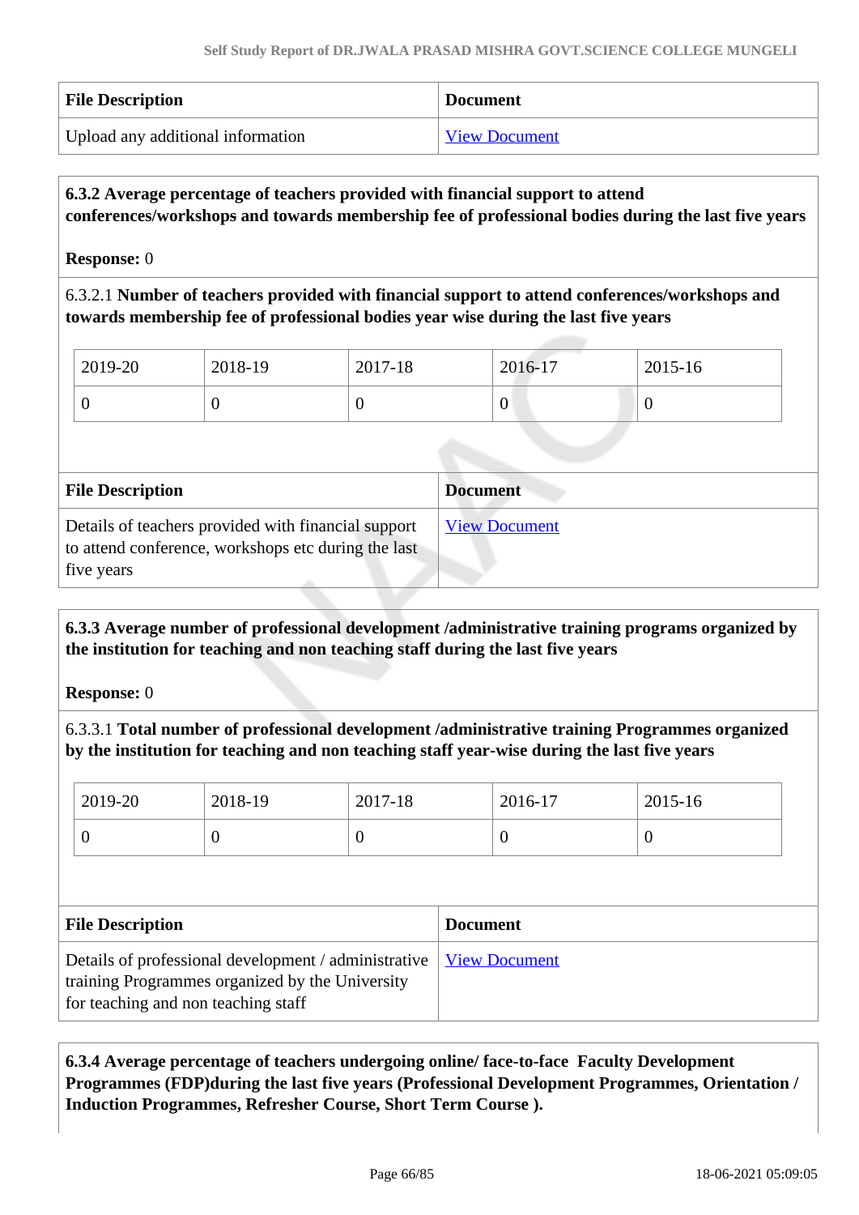| File Description | Document |
| --- | --- |
| Upload any additional information | View Document |

**6.3.2 Average percentage of teachers provided with financial support to attend conferences/workshops and towards membership fee of professional bodies during the last five years**

**Response:** 0

6.3.2.1 **Number of teachers provided with financial support to attend conferences/workshops and towards membership fee of professional bodies year wise during the last five years**

| 2019-20 | 2018-19 | 2017-18 | 2016-17 | 2015-16 |
| --- | --- | --- | --- | --- |
| 0 | 0 | 0 | 0 | 0 |

| File Description | Document |
| --- | --- |
| Details of teachers provided with financial support to attend conference, workshops etc during the last five years | View Document |

**6.3.3 Average number of professional development /administrative training programs organized by the institution for teaching and non teaching staff during the last five years**

**Response:** 0

6.3.3.1 **Total number of professional development /administrative training Programmes organized by the institution for teaching and non teaching staff year-wise during the last five years**

| 2019-20 | 2018-19 | 2017-18 | 2016-17 | 2015-16 |
| --- | --- | --- | --- | --- |
| 0 | 0 | 0 | 0 | 0 |

| File Description | Document |
| --- | --- |
| Details of professional development / administrative training Programmes organized by the University for teaching and non teaching staff | View Document |

**6.3.4 Average percentage of teachers undergoing online/ face-to-face Faculty Development Programmes (FDP)during the last five years (Professional Development Programmes, Orientation / Induction Programmes, Refresher Course, Short Term Course ).**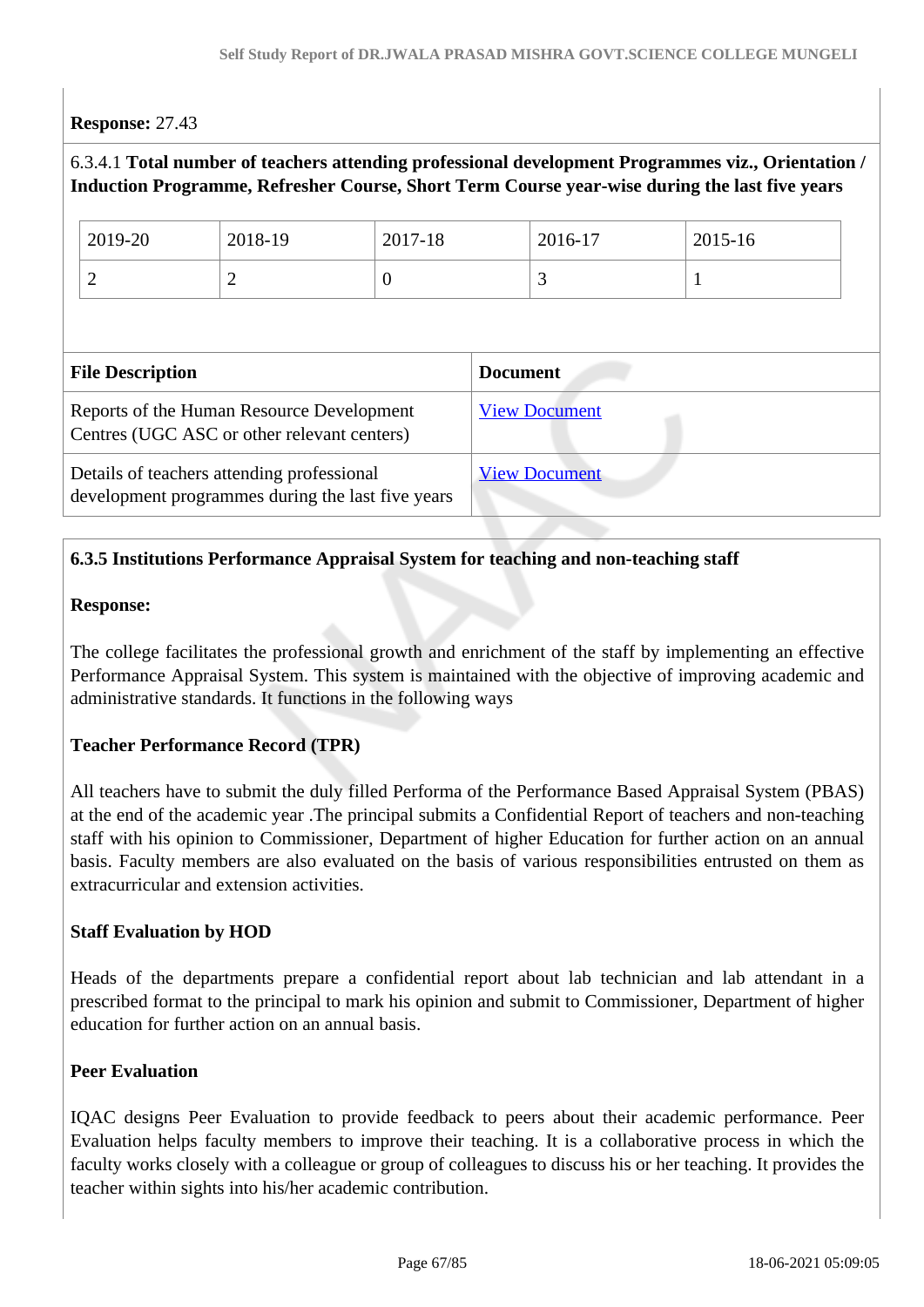**Response:** 27.43

6.3.4.1 **Total number of teachers attending professional development Programmes viz., Orientation / Induction Programme, Refresher Course, Short Term Course year-wise during the last five years**

| 2019-20 | 2018-19 | 2017-18 | 2016-17 | 2015-16 |
|---|---|---|---|---|
| 2 | 2 | 0 | 3 | 1 |

| File Description | Document |
|---|---|
| Reports of the Human Resource Development Centres (UGC ASC or other relevant centers) | View Document |
| Details of teachers attending professional development programmes during the last five years | View Document |

**6.3.5 Institutions Performance Appraisal System for teaching and non-teaching staff**

**Response:**

The college facilitates the professional growth and enrichment of the staff by implementing an effective Performance Appraisal System. This system is maintained with the objective of improving academic and administrative standards. It functions in the following ways

**Teacher Performance Record (TPR)**

All teachers have to submit the duly filled Performa of the Performance Based Appraisal System (PBAS) at the end of the academic year .The principal submits a Confidential Report of teachers and non-teaching staff with his opinion to Commissioner, Department of higher Education for further action on an annual basis. Faculty members are also evaluated on the basis of various responsibilities entrusted on them as extracurricular and extension activities.

**Staff Evaluation by HOD**

Heads of the departments prepare a confidential report about lab technician and lab attendant in a prescribed format to the principal to mark his opinion and submit to Commissioner, Department of higher education for further action on an annual basis.

**Peer Evaluation**

IQAC designs Peer Evaluation to provide feedback to peers about their academic performance. Peer Evaluation helps faculty members to improve their teaching. It is a collaborative process in which the faculty works closely with a colleague or group of colleagues to discuss his or her teaching. It provides the teacher within sights into his/her academic contribution.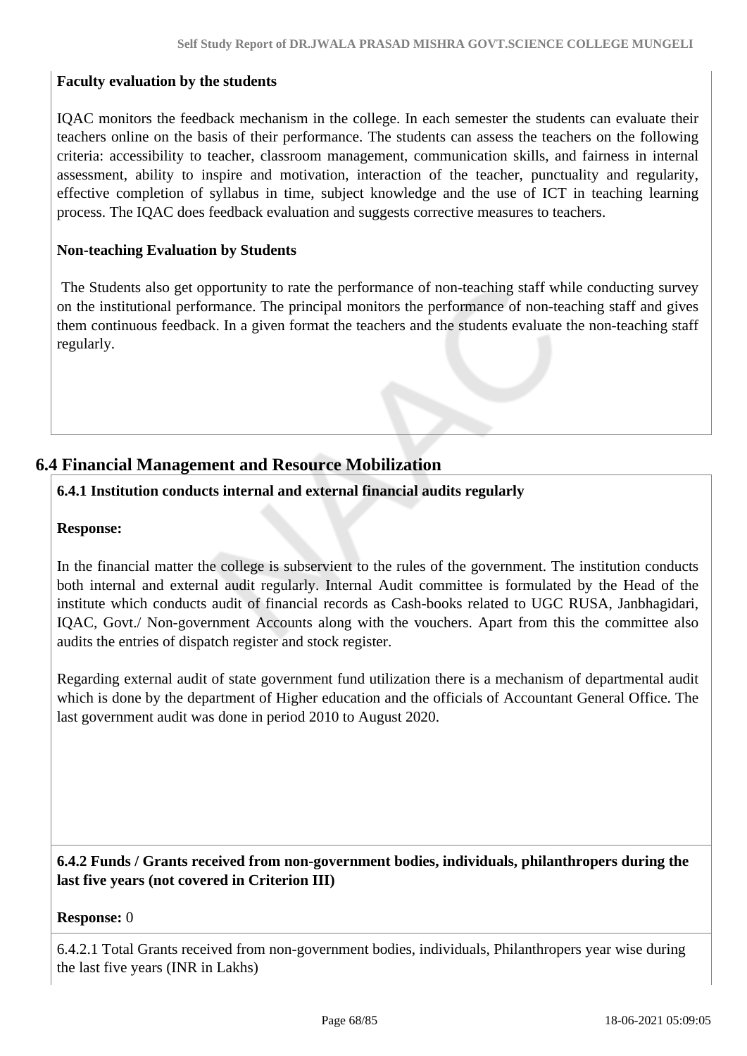**Faculty evaluation by the students**

IQAC monitors the feedback mechanism in the college. In each semester the students can evaluate their teachers online on the basis of their performance. The students can assess the teachers on the following criteria: accessibility to teacher, classroom management, communication skills, and fairness in internal assessment, ability to inspire and motivation, interaction of the teacher, punctuality and regularity, effective completion of syllabus in time, subject knowledge and the use of ICT in teaching learning process. The IQAC does feedback evaluation and suggests corrective measures to teachers.

**Non-teaching Evaluation by Students**

The Students also get opportunity to rate the performance of non-teaching staff while conducting survey on the institutional performance. The principal monitors the performance of non-teaching staff and gives them continuous feedback. In a given format the teachers and the students evaluate the non-teaching staff regularly.

## 6.4 Financial Management and Resource Mobilization

**6.4.1 Institution conducts internal and external financial audits regularly**

**Response:**

In the financial matter the college is subservient to the rules of the government. The institution conducts both internal and external audit regularly. Internal Audit committee is formulated by the Head of the institute which conducts audit of financial records as Cash-books related to UGC RUSA, Janbhagidari, IQAC, Govt./ Non-government Accounts along with the vouchers. Apart from this the committee also audits the entries of dispatch register and stock register.

Regarding external audit of state government fund utilization there is a mechanism of departmental audit which is done by the department of Higher education and the officials of Accountant General Office. The last government audit was done in period 2010 to August 2020.

**6.4.2 Funds / Grants received from non-government bodies, individuals, philanthropers during the last five years (not covered in Criterion III)**

**Response:** 0

6.4.2.1 Total Grants received from non-government bodies, individuals, Philanthropers year wise during the last five years (INR in Lakhs)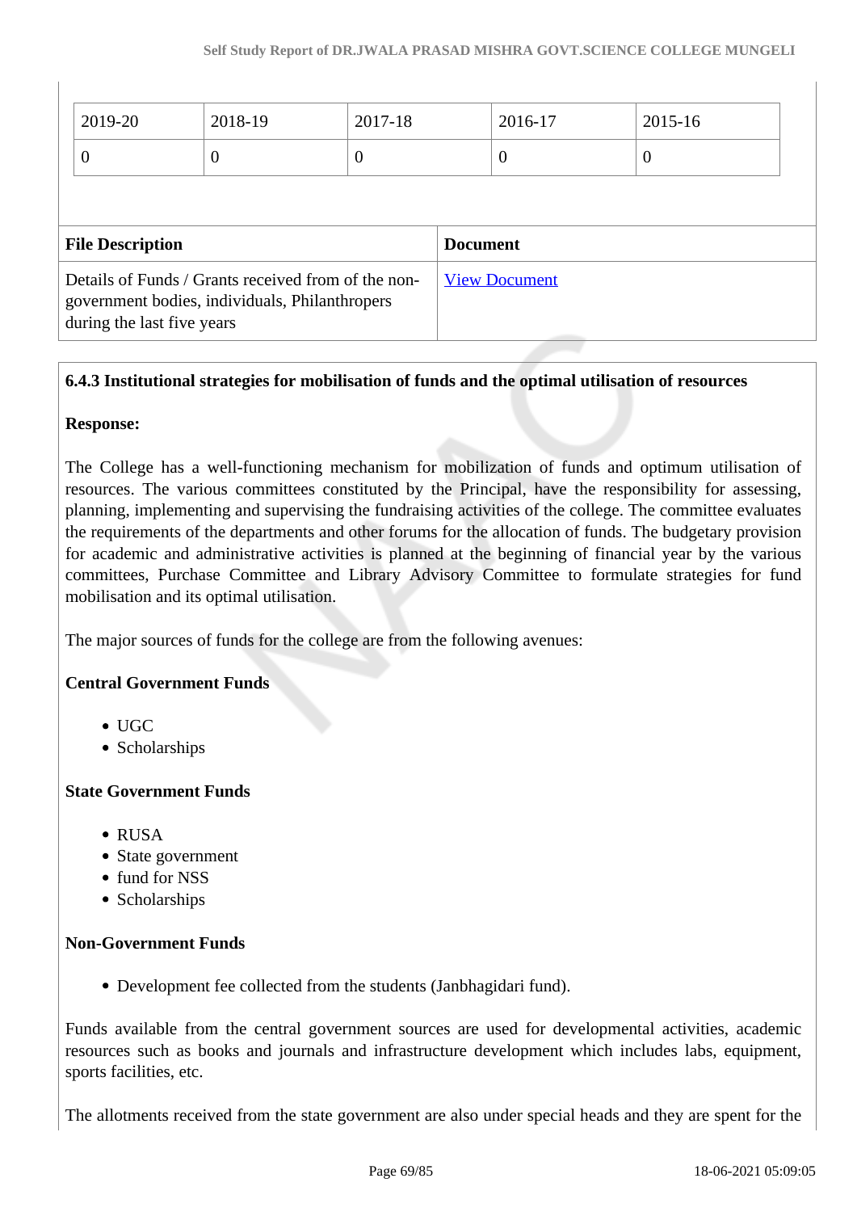| 2019-20 | 2018-19 | 2017-18 | 2016-17 | 2015-16 |
|---|---|---|---|---|
| 0 | 0 | 0 | 0 | 0 |

| File Description | Document |
|---|---|
| Details of Funds / Grants received from of the non-government bodies, individuals, Philanthropers during the last five years | View Document |

**6.4.3 Institutional strategies for mobilisation of funds and the optimal utilisation of resources**

**Response:**

The College has a well-functioning mechanism for mobilization of funds and optimum utilisation of resources. The various committees constituted by the Principal, have the responsibility for assessing, planning, implementing and supervising the fundraising activities of the college. The committee evaluates the requirements of the departments and other forums for the allocation of funds. The budgetary provision for academic and administrative activities is planned at the beginning of financial year by the various committees, Purchase Committee and Library Advisory Committee to formulate strategies for fund mobilisation and its optimal utilisation.

The major sources of funds for the college are from the following avenues:

**Central Government Funds**

- UGC
- Scholarships

**State Government Funds**

- RUSA
- State government
- fund for NSS
- Scholarships

**Non-Government Funds**

- Development fee collected from the students (Janbhagidari fund).

Funds available from the central government sources are used for developmental activities, academic resources such as books and journals and infrastructure development which includes labs, equipment, sports facilities, etc.

The allotments received from the state government are also under special heads and they are spent for the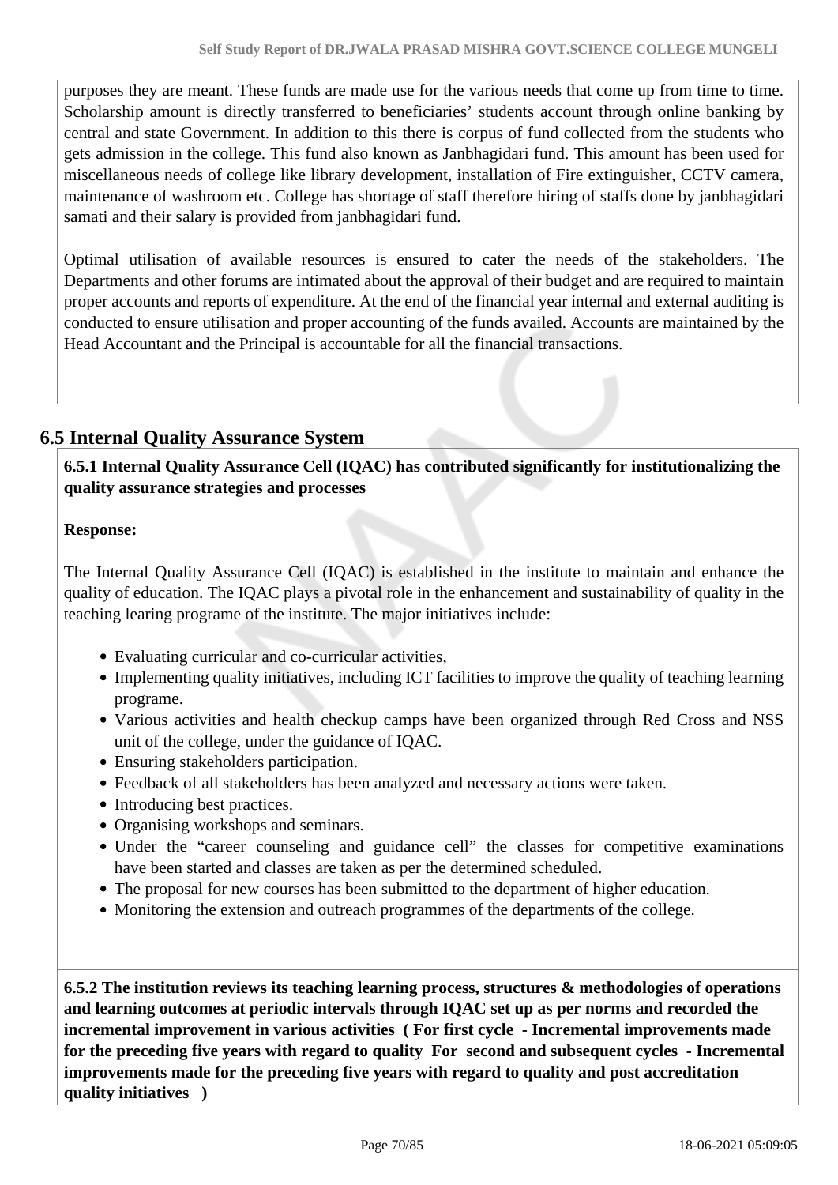purposes they are meant. These funds are made use for the various needs that come up from time to time. Scholarship amount is directly transferred to beneficiaries' students account through online banking by central and state Government. In addition to this there is corpus of fund collected from the students who gets admission in the college. This fund also known as Janbhagidari fund. This amount has been used for miscellaneous needs of college like library development, installation of Fire extinguisher, CCTV camera, maintenance of washroom etc. College has shortage of staff therefore hiring of staffs done by janbhagidari samati and their salary is provided from janbhagidari fund.

Optimal utilisation of available resources is ensured to cater the needs of the stakeholders. The Departments and other forums are intimated about the approval of their budget and are required to maintain proper accounts and reports of expenditure. At the end of the financial year internal and external auditing is conducted to ensure utilisation and proper accounting of the funds availed. Accounts are maintained by the Head Accountant and the Principal is accountable for all the financial transactions.

## 6.5 Internal Quality Assurance System

**6.5.1 Internal Quality Assurance Cell (IQAC) has contributed significantly for institutionalizing the quality assurance strategies and processes**

**Response:**

The Internal Quality Assurance Cell (IQAC) is established in the institute to maintain and enhance the quality of education. The IQAC plays a pivotal role in the enhancement and sustainability of quality in the teaching learing programe of the institute. The major initiatives include:

- Evaluating curricular and co-curricular activities,
- Implementing quality initiatives, including ICT facilities to improve the quality of teaching learning programe.
- Various activities and health checkup camps have been organized through Red Cross and NSS unit of the college, under the guidance of IQAC.
- Ensuring stakeholders participation.
- Feedback of all stakeholders has been analyzed and necessary actions were taken.
- Introducing best practices.
- Organising workshops and seminars.
- Under the "career counseling and guidance cell" the classes for competitive examinations have been started and classes are taken as per the determined scheduled.
- The proposal for new courses has been submitted to the department of higher education.
- Monitoring the extension and outreach programmes of the departments of the college.

**6.5.2 The institution reviews its teaching learning process, structures & methodologies of operations and learning outcomes at periodic intervals through IQAC set up as per norms and recorded the incremental improvement in various activities ( For first cycle - Incremental improvements made for the preceding five years with regard to quality For second and subsequent cycles - Incremental improvements made for the preceding five years with regard to quality and post accreditation quality initiatives )**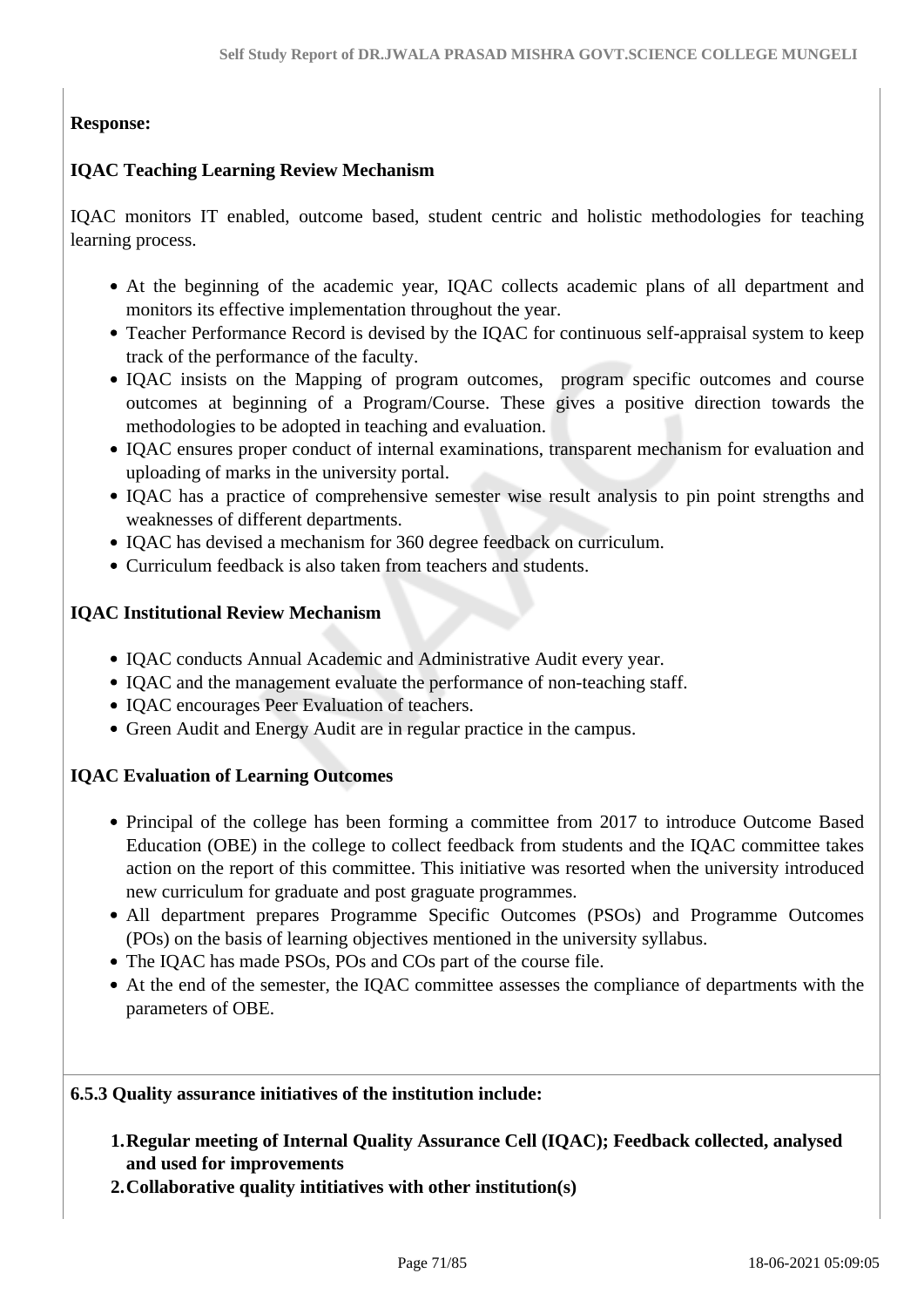**Response:**

**IQAC Teaching Learning Review Mechanism**

IQAC monitors IT enabled, outcome based, student centric and holistic methodologies for teaching learning process.

- At the beginning of the academic year, IQAC collects academic plans of all department and monitors its effective implementation throughout the year.
- Teacher Performance Record is devised by the IQAC for continuous self-appraisal system to keep track of the performance of the faculty.
- IQAC insists on the Mapping of program outcomes, program specific outcomes and course outcomes at beginning of a Program/Course. These gives a positive direction towards the methodologies to be adopted in teaching and evaluation.
- IQAC ensures proper conduct of internal examinations, transparent mechanism for evaluation and uploading of marks in the university portal.
- IQAC has a practice of comprehensive semester wise result analysis to pin point strengths and weaknesses of different departments.
- IQAC has devised a mechanism for 360 degree feedback on curriculum.
- Curriculum feedback is also taken from teachers and students.

**IQAC Institutional Review Mechanism**

- IQAC conducts Annual Academic and Administrative Audit every year.
- IQAC and the management evaluate the performance of non-teaching staff.
- IQAC encourages Peer Evaluation of teachers.
- Green Audit and Energy Audit are in regular practice in the campus.

**IQAC Evaluation of Learning Outcomes**

- Principal of the college has been forming a committee from 2017 to introduce Outcome Based Education (OBE) in the college to collect feedback from students and the IQAC committee takes action on the report of this committee. This initiative was resorted when the university introduced new curriculum for graduate and post graguate programmes.
- All department prepares Programme Specific Outcomes (PSOs) and Programme Outcomes (POs) on the basis of learning objectives mentioned in the university syllabus.
- The IQAC has made PSOs, POs and COs part of the course file.
- At the end of the semester, the IQAC committee assesses the compliance of departments with the parameters of OBE.

**6.5.3 Quality assurance initiatives of the institution include:**

1. **Regular meeting of Internal Quality Assurance Cell (IQAC); Feedback collected, analysed and used for improvements**
2. **Collaborative quality intitiatives with other institution(s)**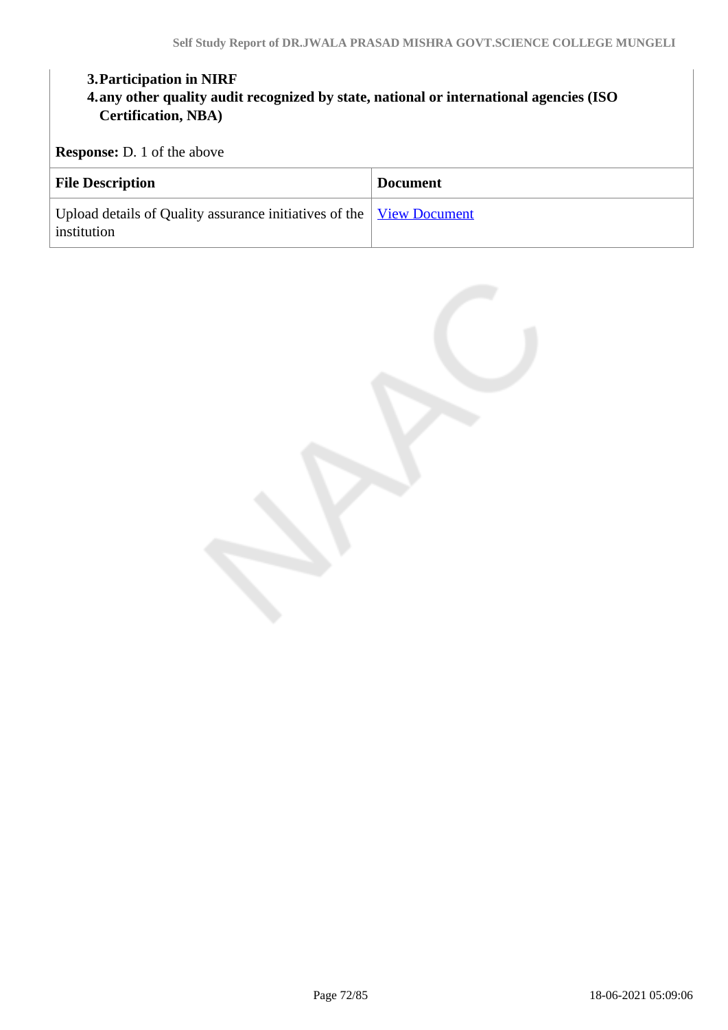3. **Participation in NIRF**
4. **any other quality audit recognized by state, national or international agencies (ISO Certification, NBA)**

**Response:** D. 1 of the above

| File Description | Document |
|---|---|
| Upload details of Quality assurance initiatives of the institution | View Document |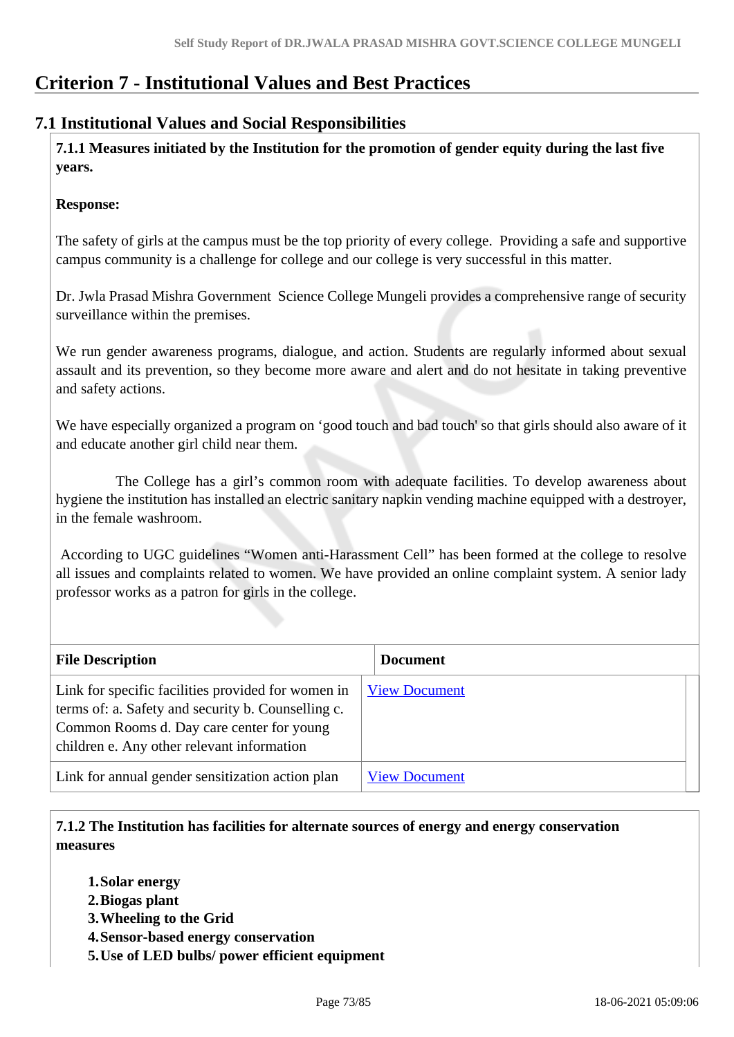# Criterion 7 - Institutional Values and Best Practices

## 7.1 Institutional Values and Social Responsibilities

**7.1.1 Measures initiated by the Institution for the promotion of gender equity during the last five years.**

**Response:**

The safety of girls at the campus must be the top priority of every college. Providing a safe and supportive campus community is a challenge for college and our college is very successful in this matter.

Dr. Jwla Prasad Mishra Government Science College Mungeli provides a comprehensive range of security surveillance within the premises.

We run gender awareness programs, dialogue, and action. Students are regularly informed about sexual assault and its prevention, so they become more aware and alert and do not hesitate in taking preventive and safety actions.

We have especially organized a program on 'good touch and bad touch' so that girls should also aware of it and educate another girl child near them.

The College has a girl's common room with adequate facilities. To develop awareness about hygiene the institution has installed an electric sanitary napkin vending machine equipped with a destroyer, in the female washroom.

According to UGC guidelines "Women anti-Harassment Cell" has been formed at the college to resolve all issues and complaints related to women. We have provided an online complaint system. A senior lady professor works as a patron for girls in the college.

| File Description | Document |
|---|---|
| Link for specific facilities provided for women in terms of: a. Safety and security b. Counselling c. Common Rooms d. Day care center for young children e. Any other relevant information | View Document |
| Link for annual gender sensitization action plan | View Document |

**7.1.2 The Institution has facilities for alternate sources of energy and energy conservation measures**

1. **Solar energy**
2. **Biogas plant**
3. **Wheeling to the Grid**
4. **Sensor-based energy conservation**
5. **Use of LED bulbs/ power efficient equipment**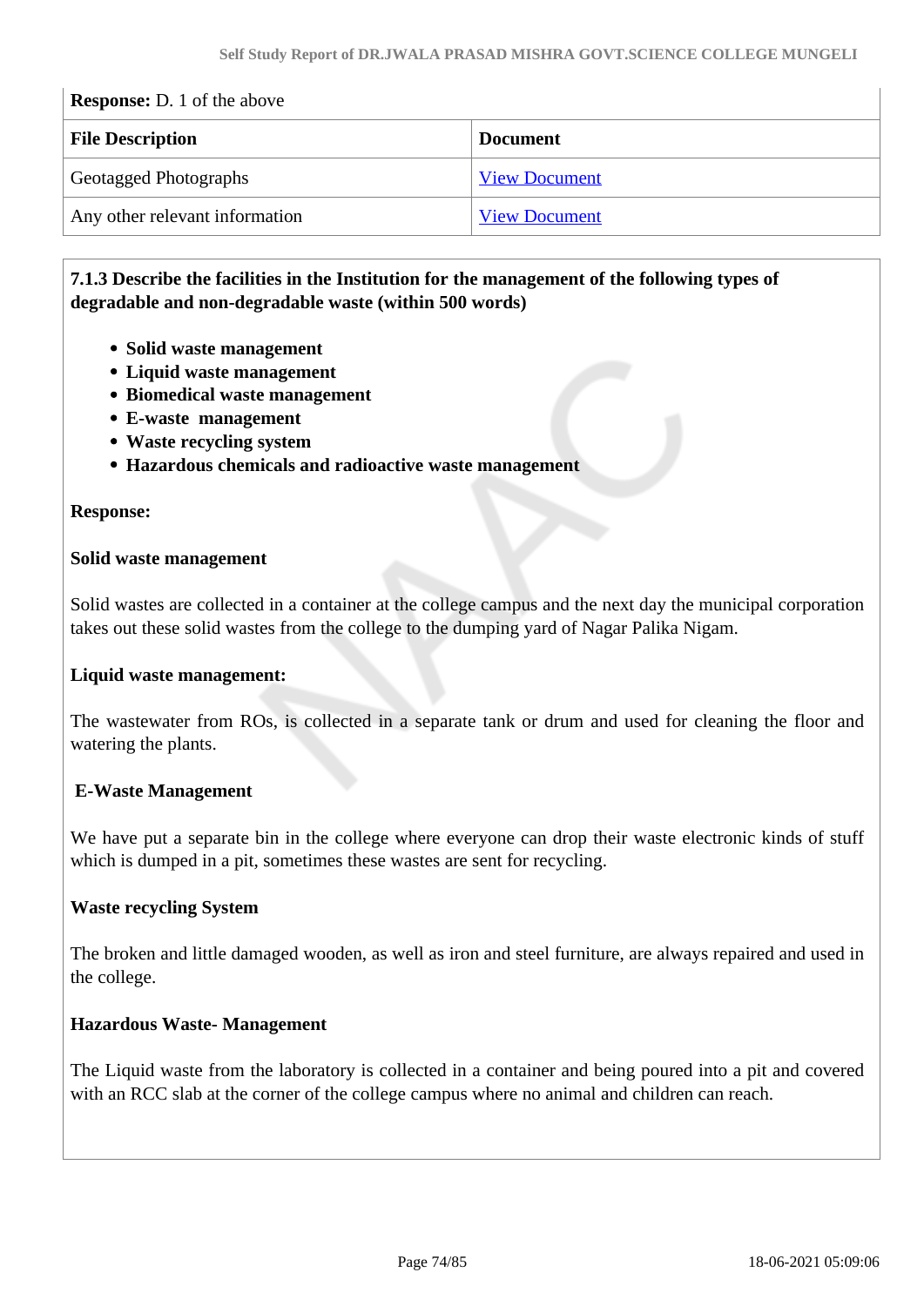**Response:** D. 1 of the above

| File Description | Document |
|---|---|
| Geotagged Photographs | View Document |
| Any other relevant information | View Document |

**7.1.3 Describe the facilities in the Institution for the management of the following types of degradable and non-degradable waste (within 500 words)**

- **Solid waste management**
- **Liquid waste management**
- **Biomedical waste management**
- **E-waste management**
- **Waste recycling system**
- **Hazardous chemicals and radioactive waste management**

**Response:**

**Solid waste management**

Solid wastes are collected in a container at the college campus and the next day the municipal corporation takes out these solid wastes from the college to the dumping yard of Nagar Palika Nigam.

**Liquid waste management:**

The wastewater from ROs, is collected in a separate tank or drum and used for cleaning the floor and watering the plants.

**E-Waste Management**

We have put a separate bin in the college where everyone can drop their waste electronic kinds of stuff which is dumped in a pit, sometimes these wastes are sent for recycling.

**Waste recycling System**

The broken and little damaged wooden, as well as iron and steel furniture, are always repaired and used in the college.

**Hazardous Waste- Management**

The Liquid waste from the laboratory is collected in a container and being poured into a pit and covered with an RCC slab at the corner of the college campus where no animal and children can reach.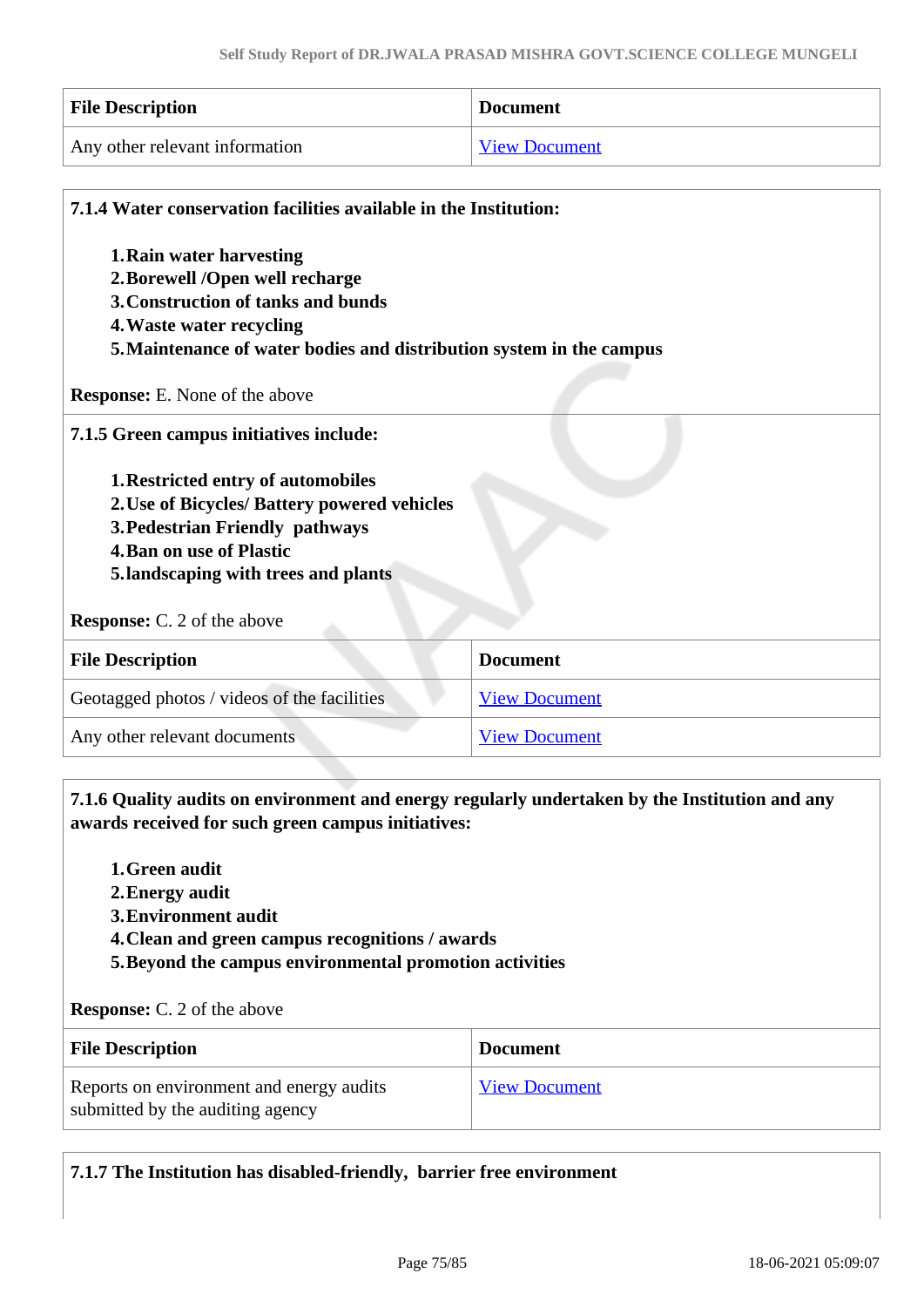| File Description | Document |
|---|---|
| Any other relevant information | View Document |

**7.1.4 Water conservation facilities available in the Institution:**

1. **Rain water harvesting**
2. **Borewell /Open well recharge**
3. **Construction of tanks and bunds**
4. **Waste water recycling**
5. **Maintenance of water bodies and distribution system in the campus**

**Response:** E. None of the above

**7.1.5 Green campus initiatives include:**

1. **Restricted entry of automobiles**
2. **Use of Bicycles/ Battery powered vehicles**
3. **Pedestrian Friendly pathways**
4. **Ban on use of Plastic**
5. **landscaping with trees and plants**

**Response:** C. 2 of the above

| File Description | Document |
|---|---|
| Geotagged photos / videos of the facilities | View Document |
| Any other relevant documents | View Document |

**7.1.6 Quality audits on environment and energy regularly undertaken by the Institution and any awards received for such green campus initiatives:**

1. **Green audit**
2. **Energy audit**
3. **Environment audit**
4. **Clean and green campus recognitions / awards**
5. **Beyond the campus environmental promotion activities**

**Response:** C. 2 of the above

| File Description | Document |
|---|---|
| Reports on environment and energy audits submitted by the auditing agency | View Document |

**7.1.7 The Institution has disabled-friendly, barrier free environment**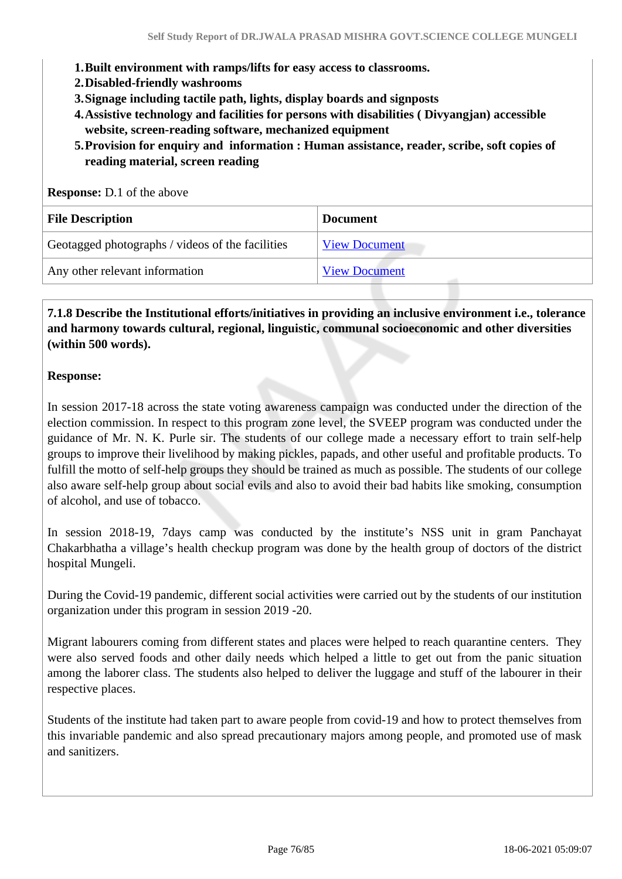1. **Built environment with ramps/lifts for easy access to classrooms.**
2. **Disabled-friendly washrooms**
3. **Signage including tactile path, lights, display boards and signposts**
4. **Assistive technology and facilities for persons with disabilities ( Divyangjan) accessible website, screen-reading software, mechanized equipment**
5. **Provision for enquiry and information : Human assistance, reader, scribe, soft copies of reading material, screen reading**

**Response:** D.1 of the above

| File Description | Document |
|---|---|
| Geotagged photographs / videos of the facilities | View Document |
| Any other relevant information | View Document |

**7.1.8 Describe the Institutional efforts/initiatives in providing an inclusive environment i.e., tolerance and harmony towards cultural, regional, linguistic, communal socioeconomic and other diversities (within 500 words).**

**Response:**

In session 2017-18 across the state voting awareness campaign was conducted under the direction of the election commission. In respect to this program zone level, the SVEEP program was conducted under the guidance of Mr. N. K. Purle sir. The students of our college made a necessary effort to train self-help groups to improve their livelihood by making pickles, papads, and other useful and profitable products. To fulfill the motto of self-help groups they should be trained as much as possible. The students of our college also aware self-help group about social evils and also to avoid their bad habits like smoking, consumption of alcohol, and use of tobacco.

In session 2018-19, 7days camp was conducted by the institute's NSS unit in gram Panchayat Chakarbhatha a village's health checkup program was done by the health group of doctors of the district hospital Mungeli.

During the Covid-19 pandemic, different social activities were carried out by the students of our institution organization under this program in session 2019 -20.

Migrant labourers coming from different states and places were helped to reach quarantine centers. They were also served foods and other daily needs which helped a little to get out from the panic situation among the laborer class. The students also helped to deliver the luggage and stuff of the labourer in their respective places.

Students of the institute had taken part to aware people from covid-19 and how to protect themselves from this invariable pandemic and also spread precautionary majors among people, and promoted use of mask and sanitizers.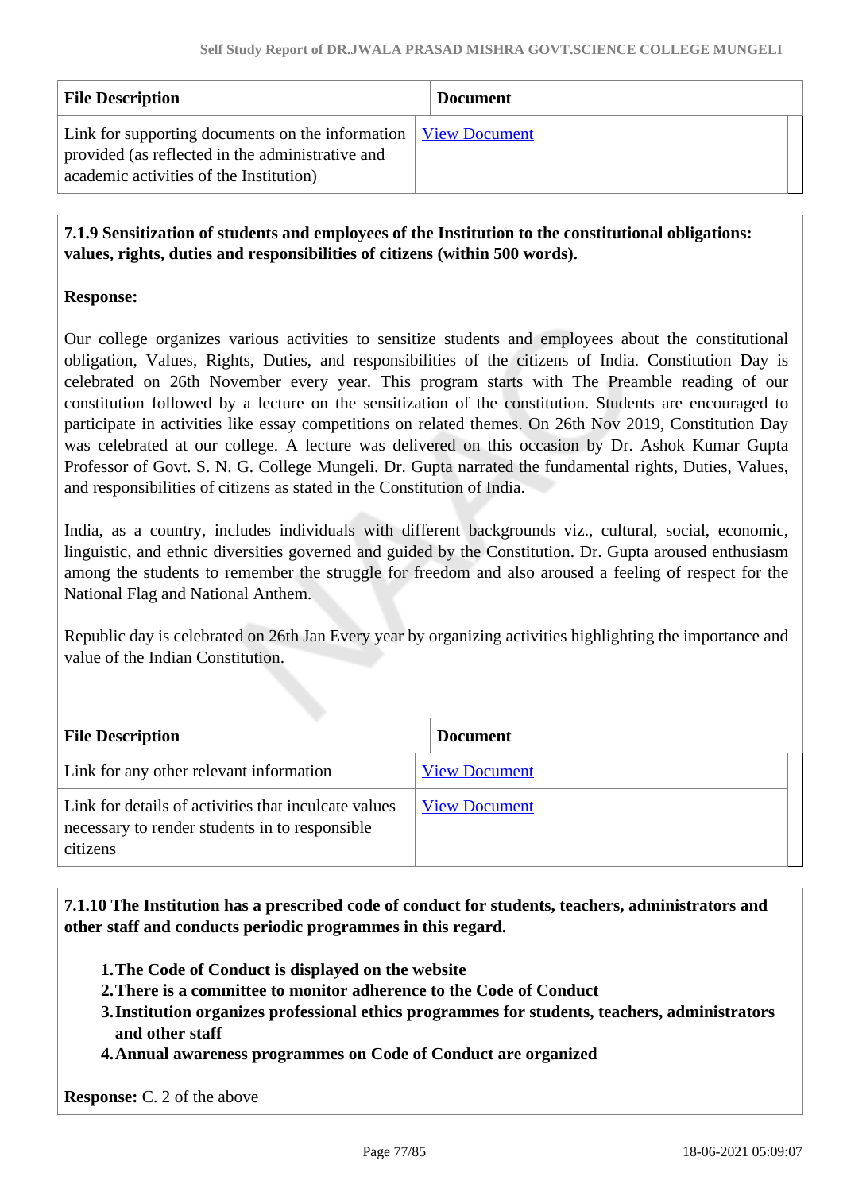| File Description | Document |
|---|---|
| Link for supporting documents on the information provided (as reflected in the administrative and academic activities of the Institution) | View Document |

**7.1.9 Sensitization of students and employees of the Institution to the constitutional obligations: values, rights, duties and responsibilities of citizens (within 500 words).**

**Response:**

Our college organizes various activities to sensitize students and employees about the constitutional obligation, Values, Rights, Duties, and responsibilities of the citizens of India. Constitution Day is celebrated on 26th November every year. This program starts with The Preamble reading of our constitution followed by a lecture on the sensitization of the constitution. Students are encouraged to participate in activities like essay competitions on related themes. On 26th Nov 2019, Constitution Day was celebrated at our college. A lecture was delivered on this occasion by Dr. Ashok Kumar Gupta Professor of Govt. S. N. G. College Mungeli. Dr. Gupta narrated the fundamental rights, Duties, Values, and responsibilities of citizens as stated in the Constitution of India.

India, as a country, includes individuals with different backgrounds viz., cultural, social, economic, linguistic, and ethnic diversities governed and guided by the Constitution. Dr. Gupta aroused enthusiasm among the students to remember the struggle for freedom and also aroused a feeling of respect for the National Flag and National Anthem.

Republic day is celebrated on 26th Jan Every year by organizing activities highlighting the importance and value of the Indian Constitution.

| File Description | Document |
|---|---|
| Link for any other relevant information | View Document |
| Link for details of activities that inculcate values necessary to render students in to responsible citizens | View Document |

**7.1.10 The Institution has a prescribed code of conduct for students, teachers, administrators and other staff and conducts periodic programmes in this regard.**

1. **The Code of Conduct is displayed on the website**
2. **There is a committee to monitor adherence to the Code of Conduct**
3. **Institution organizes professional ethics programmes for students, teachers, administrators and other staff**
4. **Annual awareness programmes on Code of Conduct are organized**

**Response:** C. 2 of the above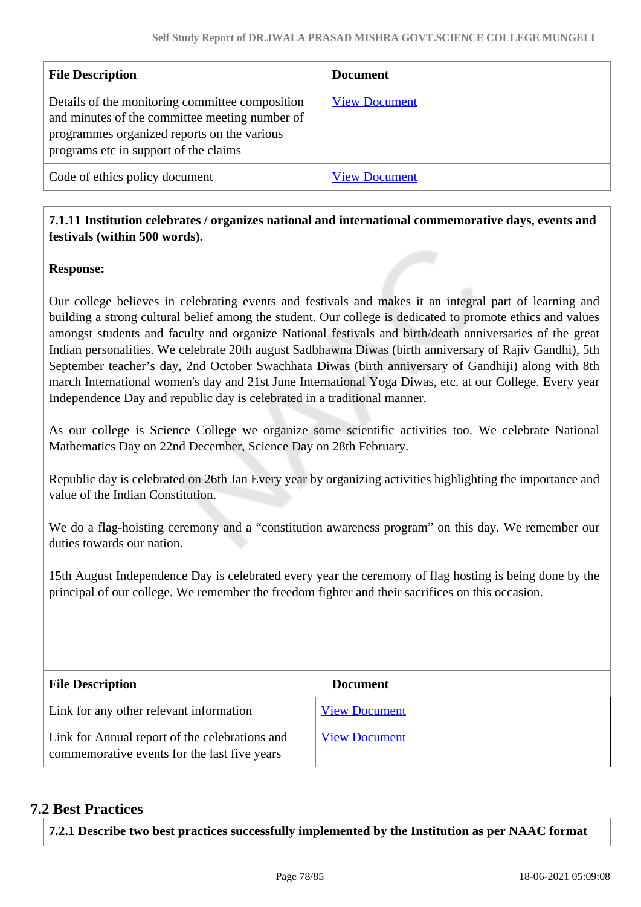| File Description | Document |
|---|---|
| Details of the monitoring committee composition and minutes of the committee meeting number of programmes organized reports on the various programs etc in support of the claims | View Document |
| Code of ethics policy document | View Document |

**7.1.11 Institution celebrates / organizes national and international commemorative days, events and festivals (within 500 words).**

**Response:**

Our college believes in celebrating events and festivals and makes it an integral part of learning and building a strong cultural belief among the student. Our college is dedicated to promote ethics and values amongst students and faculty and organize National festivals and birth/death anniversaries of the great Indian personalities. We celebrate 20th august Sadbhawna Diwas (birth anniversary of Rajiv Gandhi), 5th September teacher's day, 2nd October Swachhata Diwas (birth anniversary of Gandhiji) along with 8th march International women's day and 21st June International Yoga Diwas, etc. at our College. Every year Independence Day and republic day is celebrated in a traditional manner.

As our college is Science College we organize some scientific activities too. We celebrate National Mathematics Day on 22nd December, Science Day on 28th February.

Republic day is celebrated on 26th Jan Every year by organizing activities highlighting the importance and value of the Indian Constitution.

We do a flag-hoisting ceremony and a "constitution awareness program" on this day. We remember our duties towards our nation.

15th August Independence Day is celebrated every year the ceremony of flag hosting is being done by the principal of our college. We remember the freedom fighter and their sacrifices on this occasion.

| File Description | Document |
|---|---|
| Link for any other relevant information | View Document |
| Link for Annual report of the celebrations and commemorative events for the last five years | View Document |

## 7.2 Best Practices

**7.2.1 Describe two best practices successfully implemented by the Institution as per NAAC format**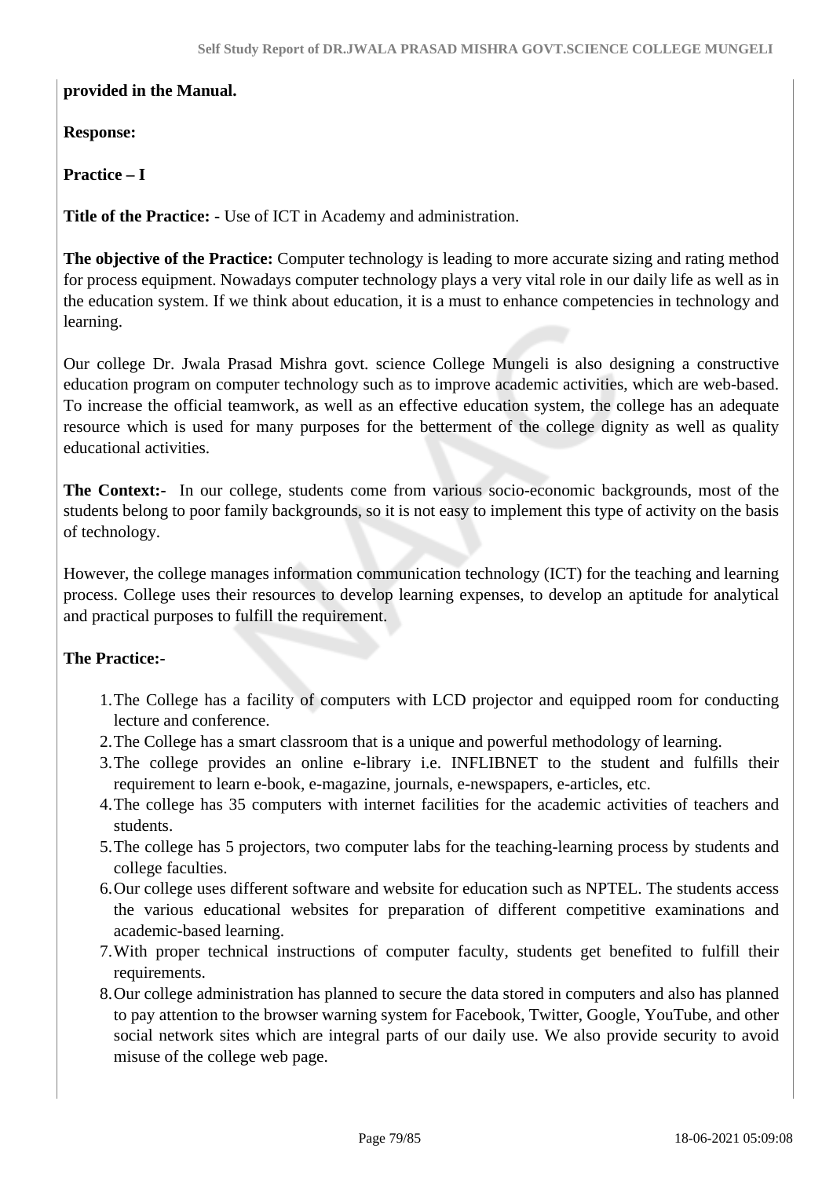**provided in the Manual.**

**Response:**

**Practice – I**

**Title of the Practice: -** Use of ICT in Academy and administration.

**The objective of the Practice:** Computer technology is leading to more accurate sizing and rating method for process equipment. Nowadays computer technology plays a very vital role in our daily life as well as in the education system. If we think about education, it is a must to enhance competencies in technology and learning.

Our college Dr. Jwala Prasad Mishra govt. science College Mungeli is also designing a constructive education program on computer technology such as to improve academic activities, which are web-based. To increase the official teamwork, as well as an effective education system, the college has an adequate resource which is used for many purposes for the betterment of the college dignity as well as quality educational activities.

**The Context:-** In our college, students come from various socio-economic backgrounds, most of the students belong to poor family backgrounds, so it is not easy to implement this type of activity on the basis of technology.

However, the college manages information communication technology (ICT) for the teaching and learning process. College uses their resources to develop learning expenses, to develop an aptitude for analytical and practical purposes to fulfill the requirement.

**The Practice:-**

1. The College has a facility of computers with LCD projector and equipped room for conducting lecture and conference.
2. The College has a smart classroom that is a unique and powerful methodology of learning.
3. The college provides an online e-library i.e. INFLIBNET to the student and fulfills their requirement to learn e-book, e-magazine, journals, e-newspapers, e-articles, etc.
4. The college has 35 computers with internet facilities for the academic activities of teachers and students.
5. The college has 5 projectors, two computer labs for the teaching-learning process by students and college faculties.
6. Our college uses different software and website for education such as NPTEL. The students access the various educational websites for preparation of different competitive examinations and academic-based learning.
7. With proper technical instructions of computer faculty, students get benefited to fulfill their requirements.
8. Our college administration has planned to secure the data stored in computers and also has planned to pay attention to the browser warning system for Facebook, Twitter, Google, YouTube, and other social network sites which are integral parts of our daily use. We also provide security to avoid misuse of the college web page.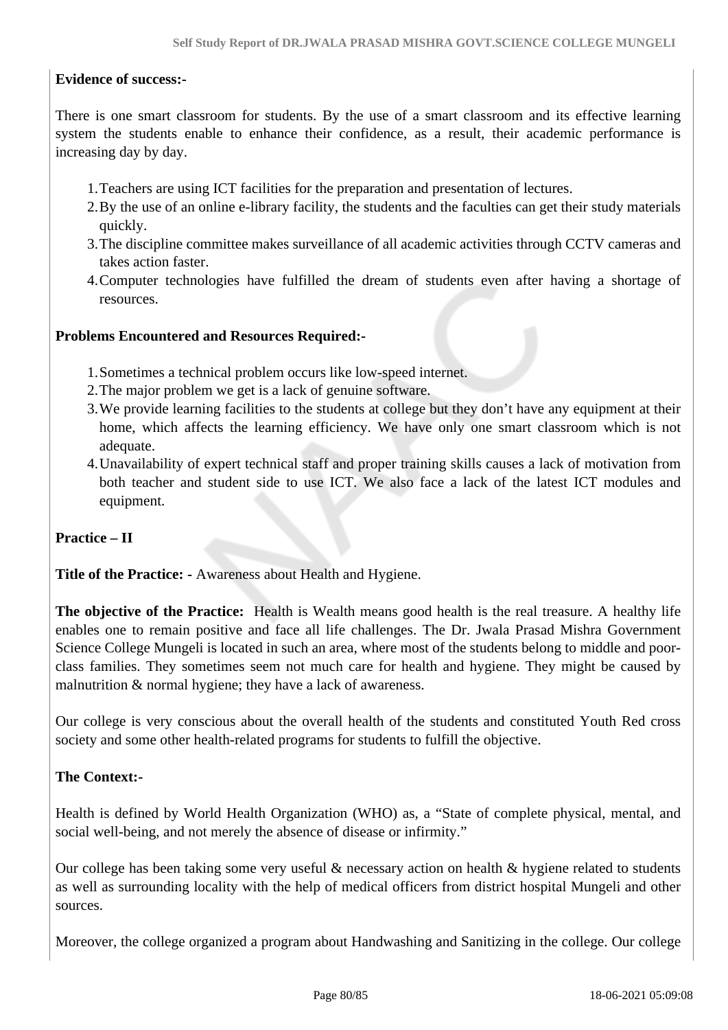**Evidence of success:-**

There is one smart classroom for students. By the use of a smart classroom and its effective learning system the students enable to enhance their confidence, as a result, their academic performance is increasing day by day.

1. Teachers are using ICT facilities for the preparation and presentation of lectures.
2. By the use of an online e-library facility, the students and the faculties can get their study materials quickly.
3. The discipline committee makes surveillance of all academic activities through CCTV cameras and takes action faster.
4. Computer technologies have fulfilled the dream of students even after having a shortage of resources.

**Problems Encountered and Resources Required:-**

1. Sometimes a technical problem occurs like low-speed internet.
2. The major problem we get is a lack of genuine software.
3. We provide learning facilities to the students at college but they don't have any equipment at their home, which affects the learning efficiency. We have only one smart classroom which is not adequate.
4. Unavailability of expert technical staff and proper training skills causes a lack of motivation from both teacher and student side to use ICT. We also face a lack of the latest ICT modules and equipment.

**Practice – II**

**Title of the Practice: -** Awareness about Health and Hygiene.

**The objective of the Practice:** Health is Wealth means good health is the real treasure. A healthy life enables one to remain positive and face all life challenges. The Dr. Jwala Prasad Mishra Government Science College Mungeli is located in such an area, where most of the students belong to middle and poor-class families. They sometimes seem not much care for health and hygiene. They might be caused by malnutrition & normal hygiene; they have a lack of awareness.

Our college is very conscious about the overall health of the students and constituted Youth Red cross society and some other health-related programs for students to fulfill the objective.

**The Context:-**

Health is defined by World Health Organization (WHO) as, a "State of complete physical, mental, and social well-being, and not merely the absence of disease or infirmity."

Our college has been taking some very useful & necessary action on health & hygiene related to students as well as surrounding locality with the help of medical officers from district hospital Mungeli and other sources.

Moreover, the college organized a program about Handwashing and Sanitizing in the college. Our college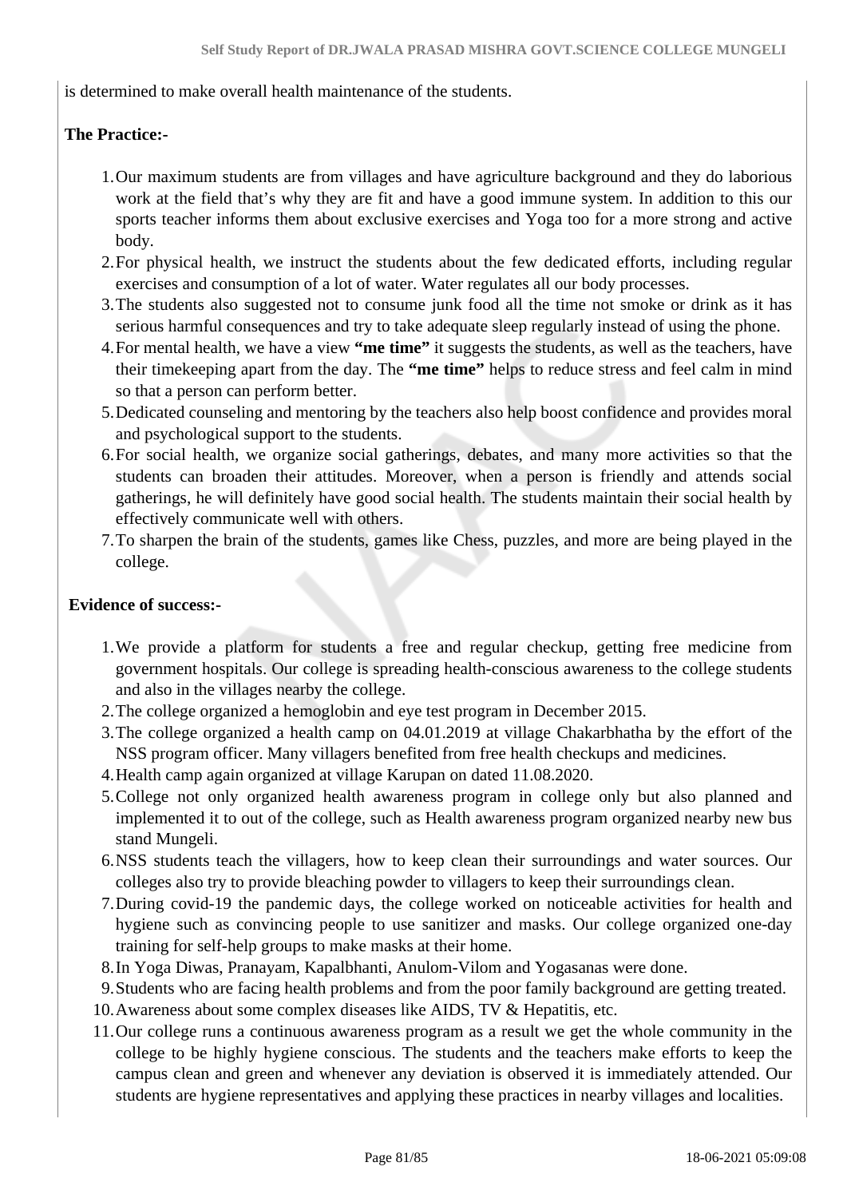is determined to make overall health maintenance of the students.

**The Practice:-**

1. Our maximum students are from villages and have agriculture background and they do laborious work at the field that's why they are fit and have a good immune system. In addition to this our sports teacher informs them about exclusive exercises and Yoga too for a more strong and active body.
2. For physical health, we instruct the students about the few dedicated efforts, including regular exercises and consumption of a lot of water. Water regulates all our body processes.
3. The students also suggested not to consume junk food all the time not smoke or drink as it has serious harmful consequences and try to take adequate sleep regularly instead of using the phone.
4. For mental health, we have a view **"me time"** it suggests the students, as well as the teachers, have their timekeeping apart from the day. The **"me time"** helps to reduce stress and feel calm in mind so that a person can perform better.
5. Dedicated counseling and mentoring by the teachers also help boost confidence and provides moral and psychological support to the students.
6. For social health, we organize social gatherings, debates, and many more activities so that the students can broaden their attitudes. Moreover, when a person is friendly and attends social gatherings, he will definitely have good social health. The students maintain their social health by effectively communicate well with others.
7. To sharpen the brain of the students, games like Chess, puzzles, and more are being played in the college.

**Evidence of success:-**

1. We provide a platform for students a free and regular checkup, getting free medicine from government hospitals. Our college is spreading health-conscious awareness to the college students and also in the villages nearby the college.
2. The college organized a hemoglobin and eye test program in December 2015.
3. The college organized a health camp on 04.01.2019 at village Chakarbhatha by the effort of the NSS program officer. Many villagers benefited from free health checkups and medicines.
4. Health camp again organized at village Karupan on dated 11.08.2020.
5. College not only organized health awareness program in college only but also planned and implemented it to out of the college, such as Health awareness program organized nearby new bus stand Mungeli.
6. NSS students teach the villagers, how to keep clean their surroundings and water sources. Our colleges also try to provide bleaching powder to villagers to keep their surroundings clean.
7. During covid-19 the pandemic days, the college worked on noticeable activities for health and hygiene such as convincing people to use sanitizer and masks. Our college organized one-day training for self-help groups to make masks at their home.
8. In Yoga Diwas, Pranayam, Kapalbhanti, Anulom-Vilom and Yogasanas were done.
9. Students who are facing health problems and from the poor family background are getting treated.
10. Awareness about some complex diseases like AIDS, TV & Hepatitis, etc.
11. Our college runs a continuous awareness program as a result we get the whole community in the college to be highly hygiene conscious. The students and the teachers make efforts to keep the campus clean and green and whenever any deviation is observed it is immediately attended. Our students are hygiene representatives and applying these practices in nearby villages and localities.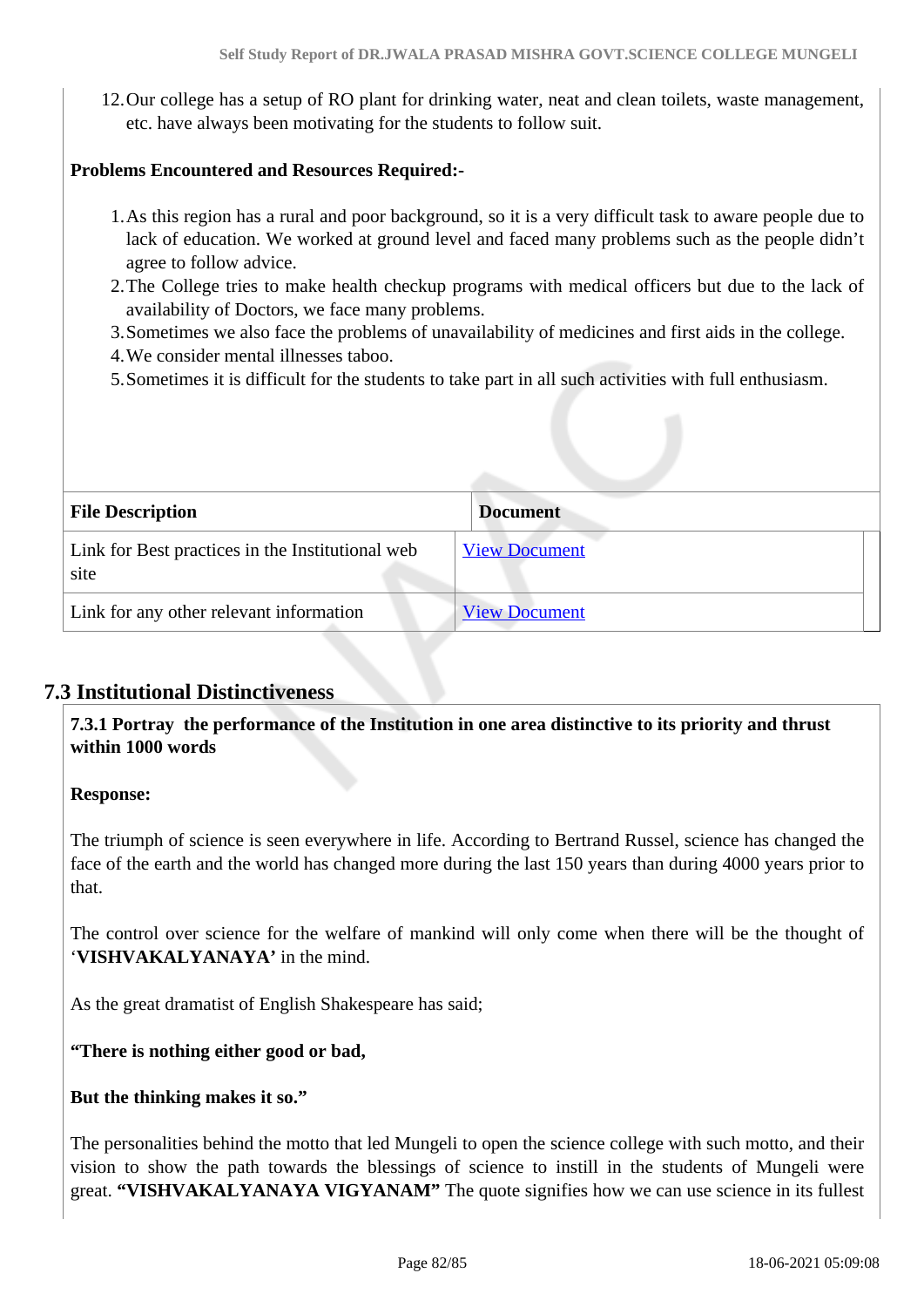12. Our college has a setup of RO plant for drinking water, neat and clean toilets, waste management, etc. have always been motivating for the students to follow suit.

**Problems Encountered and Resources Required:-**

1. As this region has a rural and poor background, so it is a very difficult task to aware people due to lack of education. We worked at ground level and faced many problems such as the people didn't agree to follow advice.
2. The College tries to make health checkup programs with medical officers but due to the lack of availability of Doctors, we face many problems.
3. Sometimes we also face the problems of unavailability of medicines and first aids in the college.
4. We consider mental illnesses taboo.
5. Sometimes it is difficult for the students to take part in all such activities with full enthusiasm.

| File Description | Document |
|---|---|
| Link for Best practices in the Institutional web site | View Document |
| Link for any other relevant information | View Document |

## 7.3 Institutional Distinctiveness

**7.3.1 Portray the performance of the Institution in one area distinctive to its priority and thrust within 1000 words**

**Response:**

The triumph of science is seen everywhere in life. According to Bertrand Russel, science has changed the face of the earth and the world has changed more during the last 150 years than during 4000 years prior to that.

The control over science for the welfare of mankind will only come when there will be the thought of '**VISHVAKALYANAYA'** in the mind.

As the great dramatist of English Shakespeare has said;

**"There is nothing either good or bad,**

**But the thinking makes it so."**

The personalities behind the motto that led Mungeli to open the science college with such motto, and their vision to show the path towards the blessings of science to instill in the students of Mungeli were great. **"VISHVAKALYANAYA VIGYANAM"** The quote signifies how we can use science in its fullest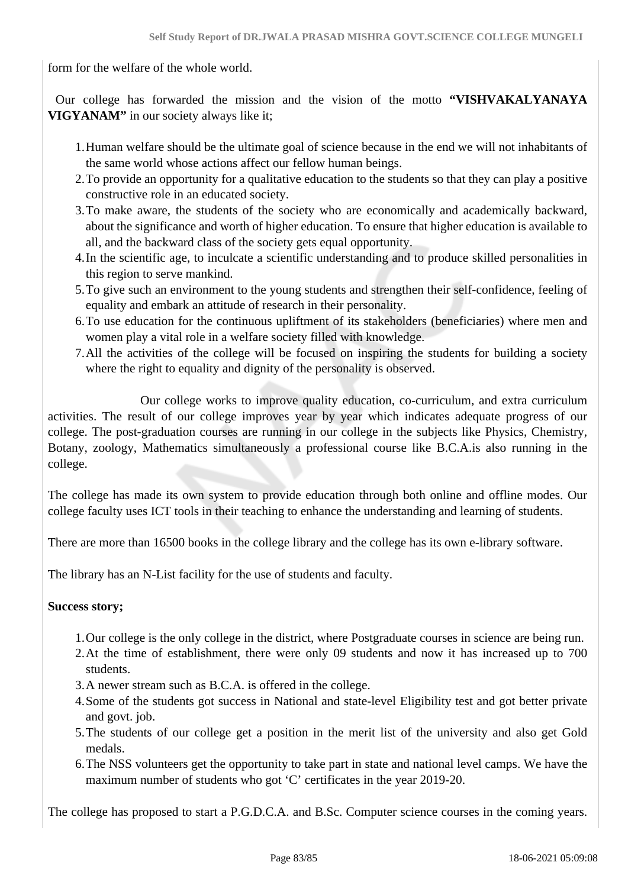form for the welfare of the whole world.

Our college has forwarded the mission and the vision of the motto **"VISHVAKALYANAYA VIGYANAM"** in our society always like it;

1. Human welfare should be the ultimate goal of science because in the end we will not inhabitants of the same world whose actions affect our fellow human beings.
2. To provide an opportunity for a qualitative education to the students so that they can play a positive constructive role in an educated society.
3. To make aware, the students of the society who are economically and academically backward, about the significance and worth of higher education. To ensure that higher education is available to all, and the backward class of the society gets equal opportunity.
4. In the scientific age, to inculcate a scientific understanding and to produce skilled personalities in this region to serve mankind.
5. To give such an environment to the young students and strengthen their self-confidence, feeling of equality and embark an attitude of research in their personality.
6. To use education for the continuous upliftment of its stakeholders (beneficiaries) where men and women play a vital role in a welfare society filled with knowledge.
7. All the activities of the college will be focused on inspiring the students for building a society where the right to equality and dignity of the personality is observed.

Our college works to improve quality education, co-curriculum, and extra curriculum activities. The result of our college improves year by year which indicates adequate progress of our college. The post-graduation courses are running in our college in the subjects like Physics, Chemistry, Botany, zoology, Mathematics simultaneously a professional course like B.C.A.is also running in the college.

The college has made its own system to provide education through both online and offline modes. Our college faculty uses ICT tools in their teaching to enhance the understanding and learning of students.

There are more than 16500 books in the college library and the college has its own e-library software.

The library has an N-List facility for the use of students and faculty.

**Success story;**

1. Our college is the only college in the district, where Postgraduate courses in science are being run.
2. At the time of establishment, there were only 09 students and now it has increased up to 700 students.
3. A newer stream such as B.C.A. is offered in the college.
4. Some of the students got success in National and state-level Eligibility test and got better private and govt. job.
5. The students of our college get a position in the merit list of the university and also get Gold medals.
6. The NSS volunteers get the opportunity to take part in state and national level camps. We have the maximum number of students who got 'C' certificates in the year 2019-20.

The college has proposed to start a P.G.D.C.A. and B.Sc. Computer science courses in the coming years.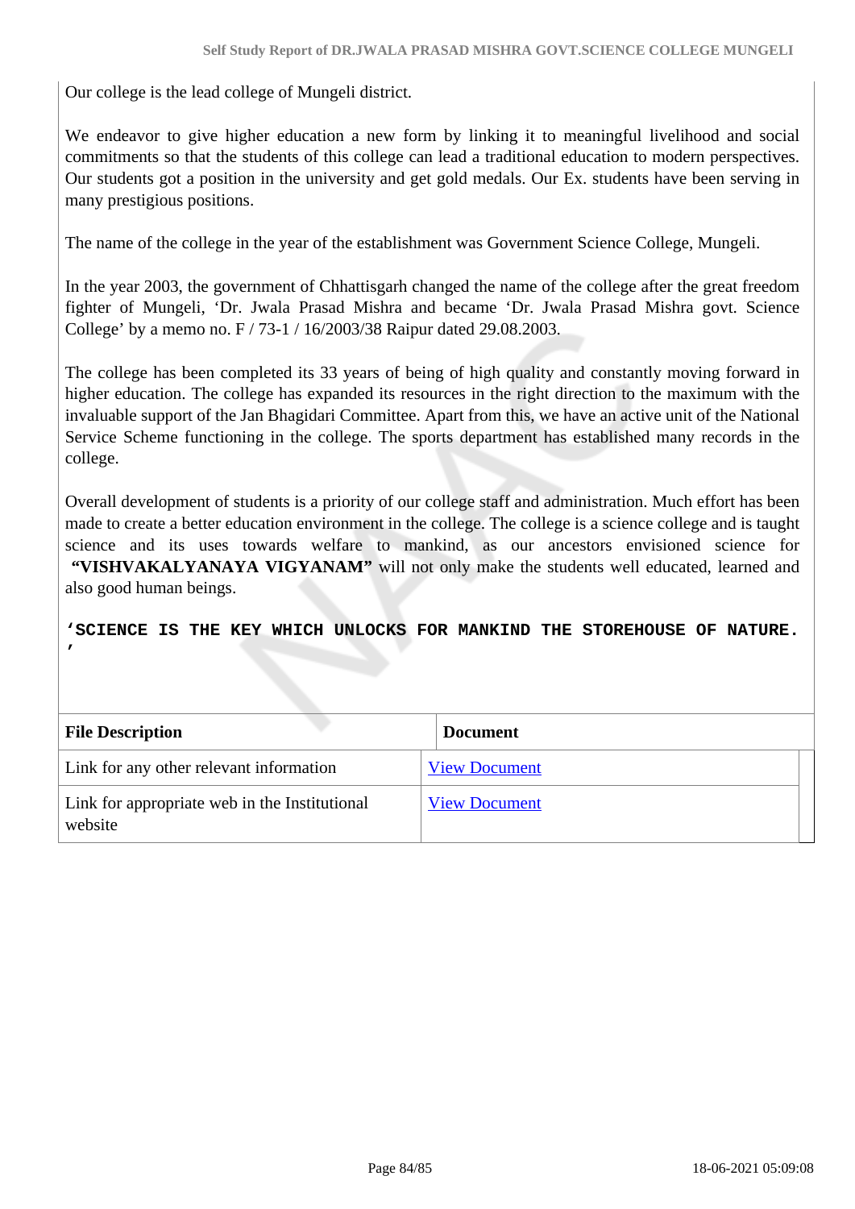Our college is the lead college of Mungeli district.

We endeavor to give higher education a new form by linking it to meaningful livelihood and social commitments so that the students of this college can lead a traditional education to modern perspectives. Our students got a position in the university and get gold medals. Our Ex. students have been serving in many prestigious positions.

The name of the college in the year of the establishment was Government Science College, Mungeli.

In the year 2003, the government of Chhattisgarh changed the name of the college after the great freedom fighter of Mungeli, 'Dr. Jwala Prasad Mishra and became 'Dr. Jwala Prasad Mishra govt. Science College' by a memo no. F / 73-1 / 16/2003/38 Raipur dated 29.08.2003.

The college has been completed its 33 years of being of high quality and constantly moving forward in higher education. The college has expanded its resources in the right direction to the maximum with the invaluable support of the Jan Bhagidari Committee. Apart from this, we have an active unit of the National Service Scheme functioning in the college. The sports department has established many records in the college.

Overall development of students is a priority of our college staff and administration. Much effort has been made to create a better education environment in the college. The college is a science college and is taught science and its uses towards welfare to mankind, as our ancestors envisioned science for **"VISHVAKALYANAYA VIGYANAM"** will not only make the students well educated, learned and also good human beings.

**'SCIENCE IS THE KEY WHICH UNLOCKS FOR MANKIND THE STOREHOUSE OF NATURE.'**

| File Description | Document |
|---|---|
| Link for any other relevant information | View Document |
| Link for appropriate web in the Institutional website | View Document |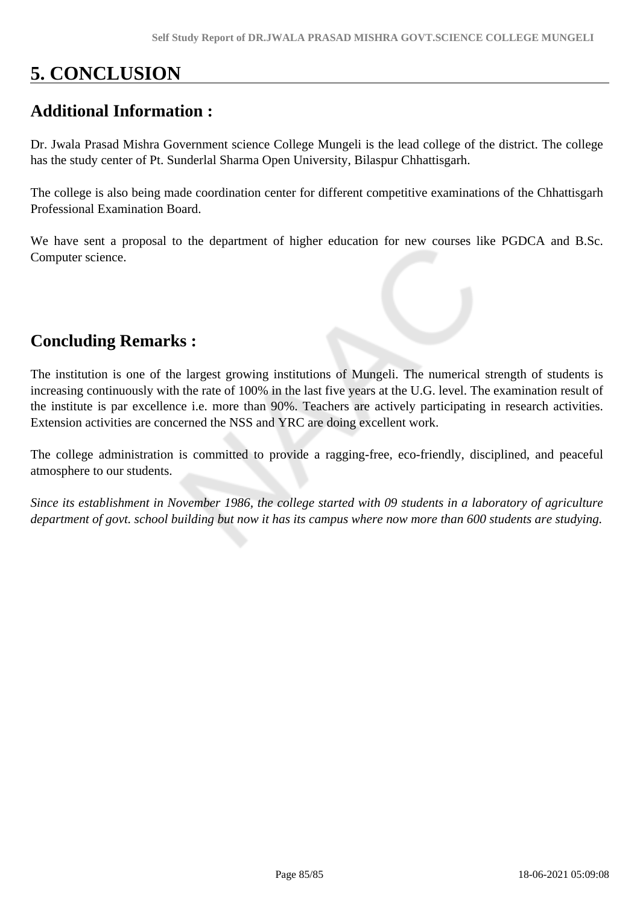# 5. CONCLUSION

## Additional Information :

Dr. Jwala Prasad Mishra Government science College Mungeli is the lead college of the district. The college has the study center of Pt. Sunderlal Sharma Open University, Bilaspur Chhattisgarh.

The college is also being made coordination center for different competitive examinations of the Chhattisgarh Professional Examination Board.

We have sent a proposal to the department of higher education for new courses like PGDCA and B.Sc. Computer science.

## Concluding Remarks :

The institution is one of the largest growing institutions of Mungeli. The numerical strength of students is increasing continuously with the rate of 100% in the last five years at the U.G. level. The examination result of the institute is par excellence i.e. more than 90%. Teachers are actively participating in research activities. Extension activities are concerned the NSS and YRC are doing excellent work.

The college administration is committed to provide a ragging-free, eco-friendly, disciplined, and peaceful atmosphere to our students.

*Since its establishment in November 1986, the college started with 09 students in a laboratory of agriculture department of govt. school building but now it has its campus where now more than 600 students are studying.*